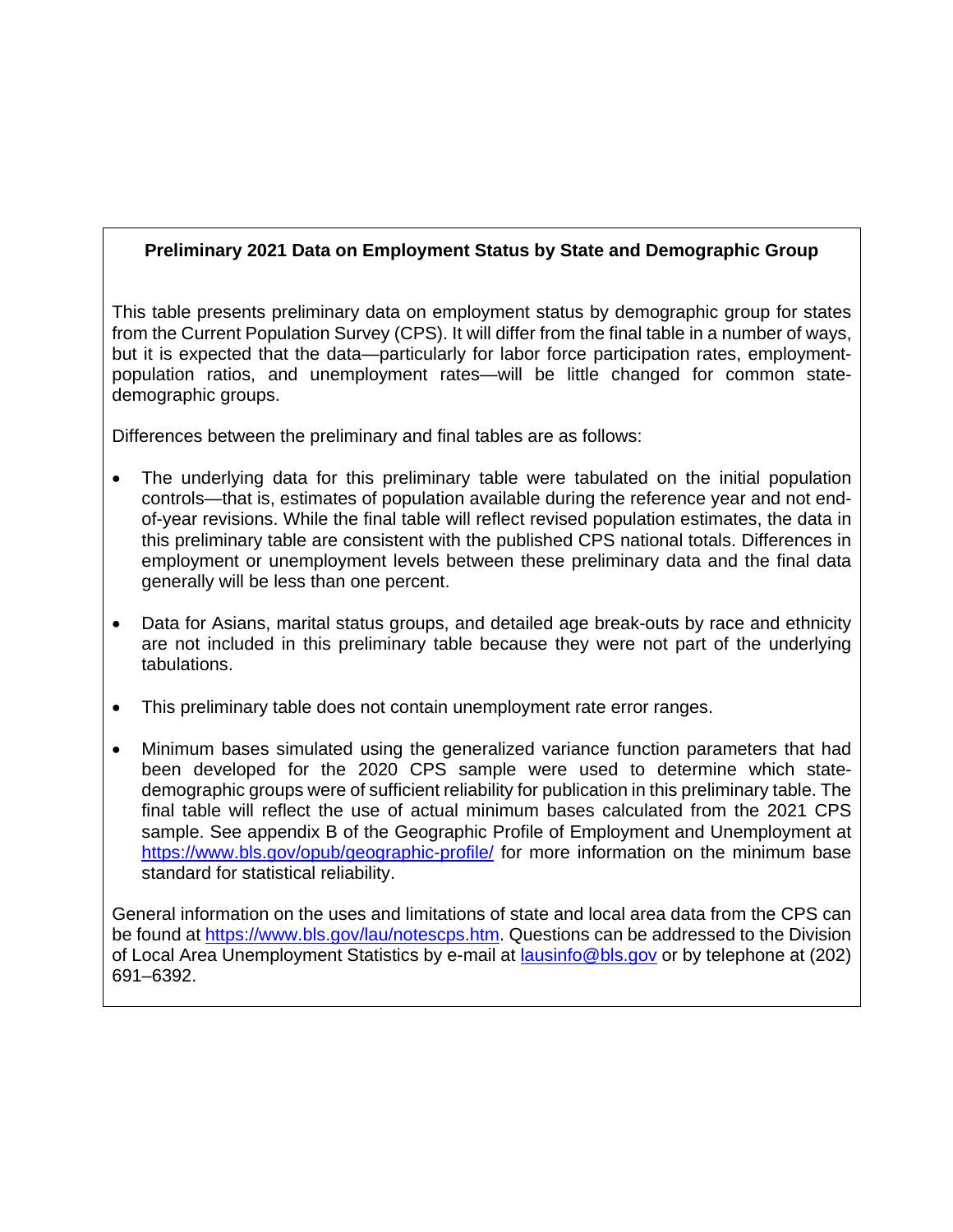## Preliminary 2021 Data on Employment Status by State and Demographic Group

This table presents preliminary data on employment status by demographic group for states from the Current Population Survey (CPS). It will differ from the final table in a number of ways, but it is expected that the data—particularly for labor force participation rates, employment-population ratios, and unemployment rates—will be little changed for common state-demographic groups.

Differences between the preliminary and final tables are as follows:

- The underlying data for this preliminary table were tabulated on the initial population controls—that is, estimates of population available during the reference year and not end-of-year revisions. While the final table will reflect revised population estimates, the data in this preliminary table are consistent with the published CPS national totals. Differences in employment or unemployment levels between these preliminary data and the final data generally will be less than one percent.

- Data for Asians, marital status groups, and detailed age break-outs by race and ethnicity are not included in this preliminary table because they were not part of the underlying tabulations.

- This preliminary table does not contain unemployment rate error ranges.

- Minimum bases simulated using the generalized variance function parameters that had been developed for the 2020 CPS sample were used to determine which state-demographic groups were of sufficient reliability for publication in this preliminary table. The final table will reflect the use of actual minimum bases calculated from the 2021 CPS sample. See appendix B of the Geographic Profile of Employment and Unemployment at https://www.bls.gov/opub/geographic-profile/ for more information on the minimum base standard for statistical reliability.

General information on the uses and limitations of state and local area data from the CPS can be found at https://www.bls.gov/lau/notescps.htm. Questions can be addressed to the Division of Local Area Unemployment Statistics by e-mail at lausinfo@bls.gov or by telephone at (202) 691–6392.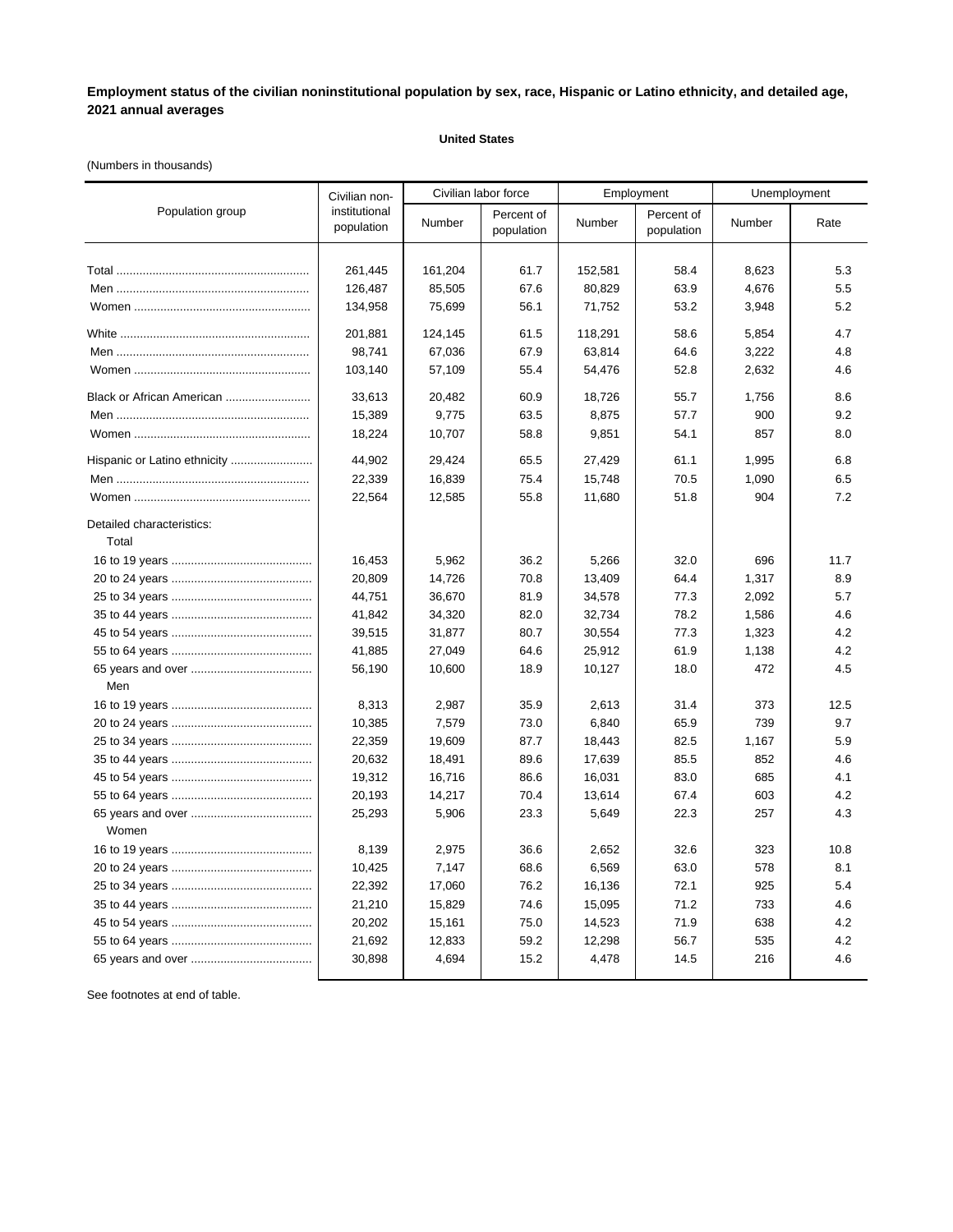**Employment status of the civilian noninstitutional population by sex, race, Hispanic or Latino ethnicity, and detailed age, 2021 annual averages**

**United States**

(Numbers in thousands)

| Population group | Civilian non-institutional population | Civilian labor force | | Employment | | Unemployment | |
|---|---|---|---|---|---|---|---|
| | | Number | Percent of population | Number | Percent of population | Number | Rate |
| Total | 261,445 | 161,204 | 61.7 | 152,581 | 58.4 | 8,623 | 5.3 |
| Men | 126,487 | 85,505 | 67.6 | 80,829 | 63.9 | 4,676 | 5.5 |
| Women | 134,958 | 75,699 | 56.1 | 71,752 | 53.2 | 3,948 | 5.2 |
| White | 201,881 | 124,145 | 61.5 | 118,291 | 58.6 | 5,854 | 4.7 |
| Men | 98,741 | 67,036 | 67.9 | 63,814 | 64.6 | 3,222 | 4.8 |
| Women | 103,140 | 57,109 | 55.4 | 54,476 | 52.8 | 2,632 | 4.6 |
| Black or African American | 33,613 | 20,482 | 60.9 | 18,726 | 55.7 | 1,756 | 8.6 |
| Men | 15,389 | 9,775 | 63.5 | 8,875 | 57.7 | 900 | 9.2 |
| Women | 18,224 | 10,707 | 58.8 | 9,851 | 54.1 | 857 | 8.0 |
| Hispanic or Latino ethnicity | 44,902 | 29,424 | 65.5 | 27,429 | 61.1 | 1,995 | 6.8 |
| Men | 22,339 | 16,839 | 75.4 | 15,748 | 70.5 | 1,090 | 6.5 |
| Women | 22,564 | 12,585 | 55.8 | 11,680 | 51.8 | 904 | 7.2 |
| Detailed characteristics: | | | | | | | |
| Total | | | | | | | |
| 16 to 19 years | 16,453 | 5,962 | 36.2 | 5,266 | 32.0 | 696 | 11.7 |
| 20 to 24 years | 20,809 | 14,726 | 70.8 | 13,409 | 64.4 | 1,317 | 8.9 |
| 25 to 34 years | 44,751 | 36,670 | 81.9 | 34,578 | 77.3 | 2,092 | 5.7 |
| 35 to 44 years | 41,842 | 34,320 | 82.0 | 32,734 | 78.2 | 1,586 | 4.6 |
| 45 to 54 years | 39,515 | 31,877 | 80.7 | 30,554 | 77.3 | 1,323 | 4.2 |
| 55 to 64 years | 41,885 | 27,049 | 64.6 | 25,912 | 61.9 | 1,138 | 4.2 |
| 65 years and over | 56,190 | 10,600 | 18.9 | 10,127 | 18.0 | 472 | 4.5 |
| Men | | | | | | | |
| 16 to 19 years | 8,313 | 2,987 | 35.9 | 2,613 | 31.4 | 373 | 12.5 |
| 20 to 24 years | 10,385 | 7,579 | 73.0 | 6,840 | 65.9 | 739 | 9.7 |
| 25 to 34 years | 22,359 | 19,609 | 87.7 | 18,443 | 82.5 | 1,167 | 5.9 |
| 35 to 44 years | 20,632 | 18,491 | 89.6 | 17,639 | 85.5 | 852 | 4.6 |
| 45 to 54 years | 19,312 | 16,716 | 86.6 | 16,031 | 83.0 | 685 | 4.1 |
| 55 to 64 years | 20,193 | 14,217 | 70.4 | 13,614 | 67.4 | 603 | 4.2 |
| 65 years and over | 25,293 | 5,906 | 23.3 | 5,649 | 22.3 | 257 | 4.3 |
| Women | | | | | | | |
| 16 to 19 years | 8,139 | 2,975 | 36.6 | 2,652 | 32.6 | 323 | 10.8 |
| 20 to 24 years | 10,425 | 7,147 | 68.6 | 6,569 | 63.0 | 578 | 8.1 |
| 25 to 34 years | 22,392 | 17,060 | 76.2 | 16,136 | 72.1 | 925 | 5.4 |
| 35 to 44 years | 21,210 | 15,829 | 74.6 | 15,095 | 71.2 | 733 | 4.6 |
| 45 to 54 years | 20,202 | 15,161 | 75.0 | 14,523 | 71.9 | 638 | 4.2 |
| 55 to 64 years | 21,692 | 12,833 | 59.2 | 12,298 | 56.7 | 535 | 4.2 |
| 65 years and over | 30,898 | 4,694 | 15.2 | 4,478 | 14.5 | 216 | 4.6 |

See footnotes at end of table.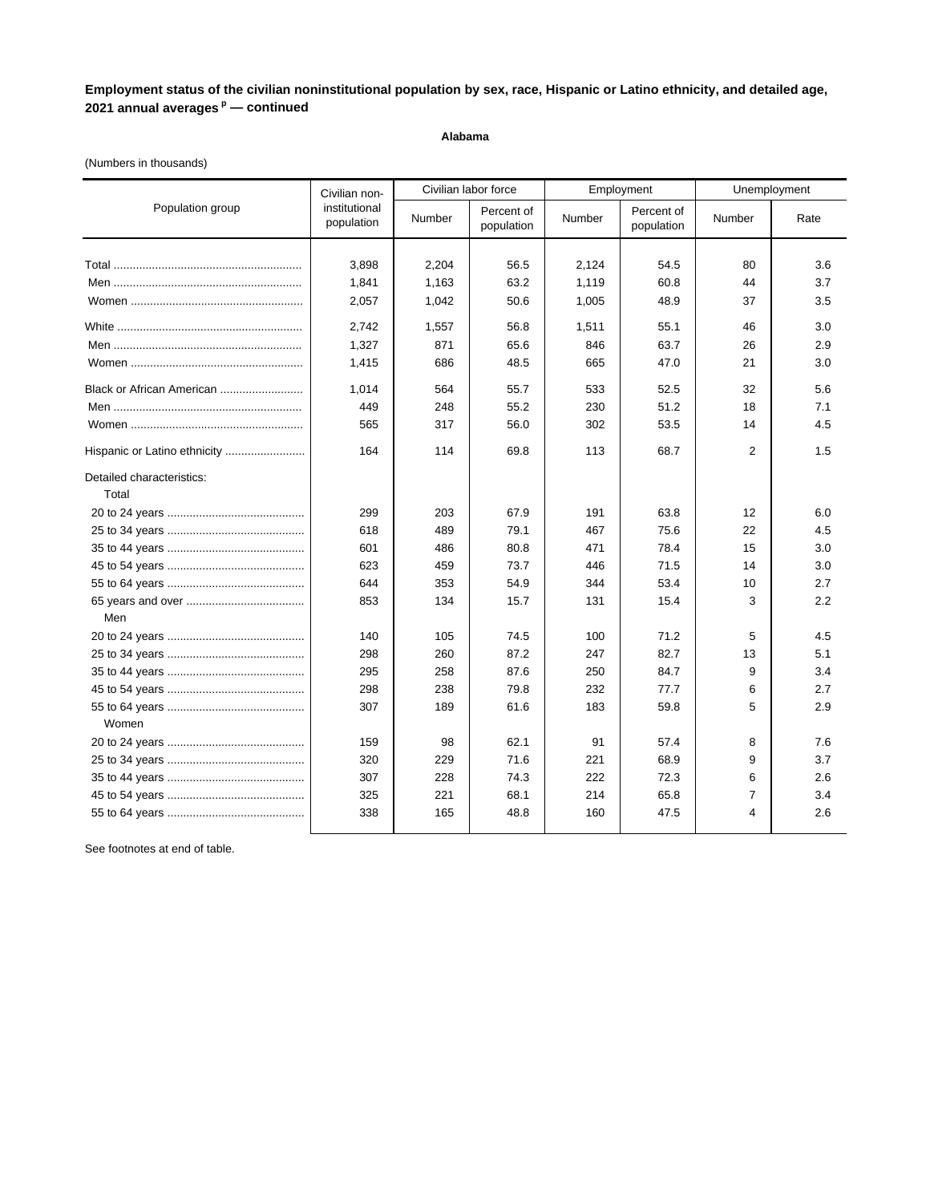**Employment status of the civilian noninstitutional population by sex, race, Hispanic or Latino ethnicity, and detailed age, 2021 annual averages [p] — continued**

**Alabama**

(Numbers in thousands)

| Population group | Civilian non-institutional population | Civilian labor force | | Employment | | Unemployment | |
|---|---|---|---|---|---|---|---|
| | | Number | Percent of population | Number | Percent of population | Number | Rate |
| Total | 3,898 | 2,204 | 56.5 | 2,124 | 54.5 | 80 | 3.6 |
| Men | 1,841 | 1,163 | 63.2 | 1,119 | 60.8 | 44 | 3.7 |
| Women | 2,057 | 1,042 | 50.6 | 1,005 | 48.9 | 37 | 3.5 |
| White | 2,742 | 1,557 | 56.8 | 1,511 | 55.1 | 46 | 3.0 |
| Men | 1,327 | 871 | 65.6 | 846 | 63.7 | 26 | 2.9 |
| Women | 1,415 | 686 | 48.5 | 665 | 47.0 | 21 | 3.0 |
| Black or African American | 1,014 | 564 | 55.7 | 533 | 52.5 | 32 | 5.6 |
| Men | 449 | 248 | 55.2 | 230 | 51.2 | 18 | 7.1 |
| Women | 565 | 317 | 56.0 | 302 | 53.5 | 14 | 4.5 |
| Hispanic or Latino ethnicity | 164 | 114 | 69.8 | 113 | 68.7 | 2 | 1.5 |
| Detailed characteristics: | | | | | | | |
| Total | | | | | | | |
| 20 to 24 years | 299 | 203 | 67.9 | 191 | 63.8 | 12 | 6.0 |
| 25 to 34 years | 618 | 489 | 79.1 | 467 | 75.6 | 22 | 4.5 |
| 35 to 44 years | 601 | 486 | 80.8 | 471 | 78.4 | 15 | 3.0 |
| 45 to 54 years | 623 | 459 | 73.7 | 446 | 71.5 | 14 | 3.0 |
| 55 to 64 years | 644 | 353 | 54.9 | 344 | 53.4 | 10 | 2.7 |
| 65 years and over | 853 | 134 | 15.7 | 131 | 15.4 | 3 | 2.2 |
| Men | | | | | | | |
| 20 to 24 years | 140 | 105 | 74.5 | 100 | 71.2 | 5 | 4.5 |
| 25 to 34 years | 298 | 260 | 87.2 | 247 | 82.7 | 13 | 5.1 |
| 35 to 44 years | 295 | 258 | 87.6 | 250 | 84.7 | 9 | 3.4 |
| 45 to 54 years | 298 | 238 | 79.8 | 232 | 77.7 | 6 | 2.7 |
| 55 to 64 years | 307 | 189 | 61.6 | 183 | 59.8 | 5 | 2.9 |
| Women | | | | | | | |
| 20 to 24 years | 159 | 98 | 62.1 | 91 | 57.4 | 8 | 7.6 |
| 25 to 34 years | 320 | 229 | 71.6 | 221 | 68.9 | 9 | 3.7 |
| 35 to 44 years | 307 | 228 | 74.3 | 222 | 72.3 | 6 | 2.6 |
| 45 to 54 years | 325 | 221 | 68.1 | 214 | 65.8 | 7 | 3.4 |
| 55 to 64 years | 338 | 165 | 48.8 | 160 | 47.5 | 4 | 2.6 |

See footnotes at end of table.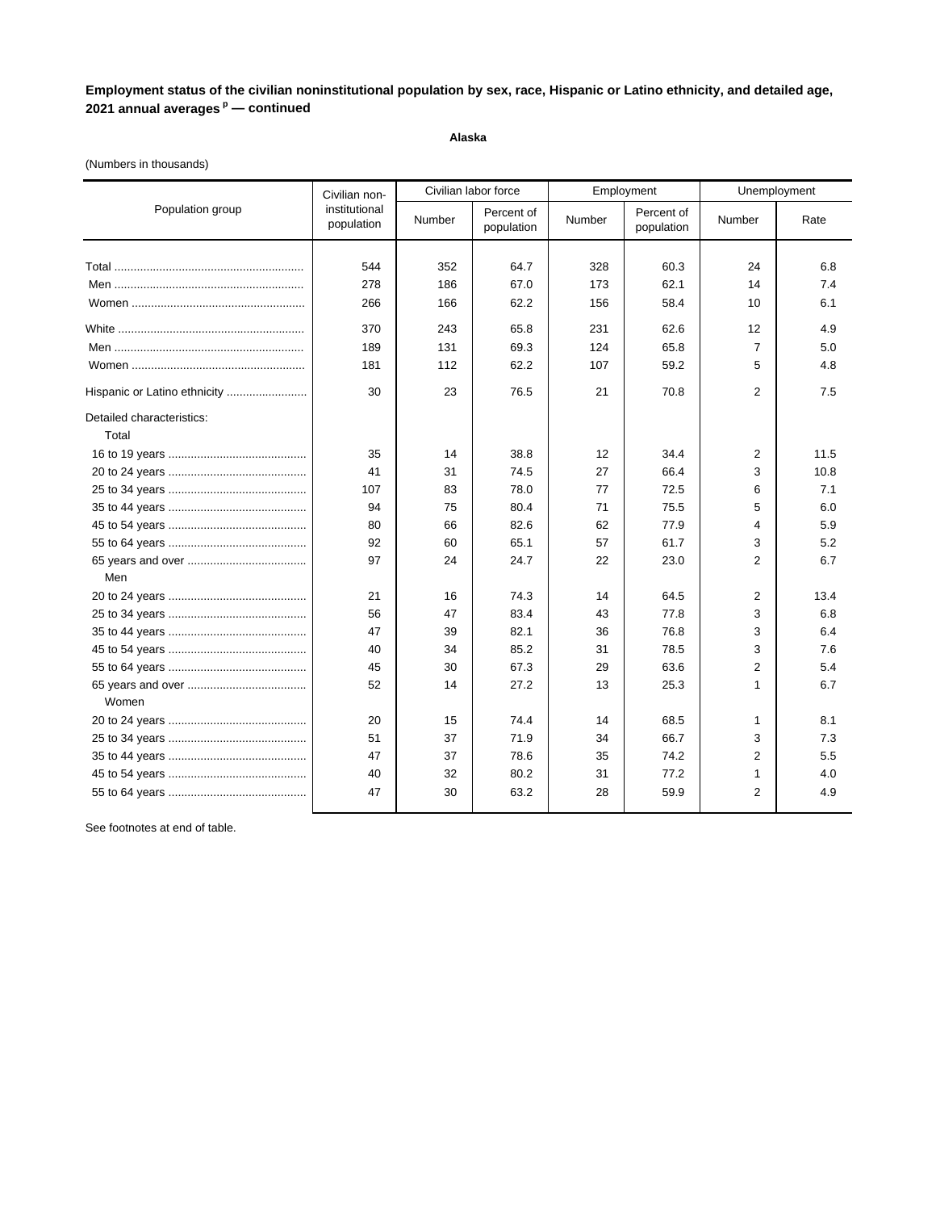**Employment status of the civilian noninstitutional population by sex, race, Hispanic or Latino ethnicity, and detailed age, 2021 annual averages [p] — continued**

**Alaska**

(Numbers in thousands)

| Population group | Civilian non-institutional population | Civilian labor force | | Employment | | Unemployment | |
|---|---|---|---|---|---|---|---|
| | | Number | Percent of population | Number | Percent of population | Number | Rate |
| Total | 544 | 352 | 64.7 | 328 | 60.3 | 24 | 6.8 |
| Men | 278 | 186 | 67.0 | 173 | 62.1 | 14 | 7.4 |
| Women | 266 | 166 | 62.2 | 156 | 58.4 | 10 | 6.1 |
| White | 370 | 243 | 65.8 | 231 | 62.6 | 12 | 4.9 |
| Men | 189 | 131 | 69.3 | 124 | 65.8 | 7 | 5.0 |
| Women | 181 | 112 | 62.2 | 107 | 59.2 | 5 | 4.8 |
| Hispanic or Latino ethnicity | 30 | 23 | 76.5 | 21 | 70.8 | 2 | 7.5 |
| Detailed characteristics: | | | | | | | |
| Total | | | | | | | |
| 16 to 19 years | 35 | 14 | 38.8 | 12 | 34.4 | 2 | 11.5 |
| 20 to 24 years | 41 | 31 | 74.5 | 27 | 66.4 | 3 | 10.8 |
| 25 to 34 years | 107 | 83 | 78.0 | 77 | 72.5 | 6 | 7.1 |
| 35 to 44 years | 94 | 75 | 80.4 | 71 | 75.5 | 5 | 6.0 |
| 45 to 54 years | 80 | 66 | 82.6 | 62 | 77.9 | 4 | 5.9 |
| 55 to 64 years | 92 | 60 | 65.1 | 57 | 61.7 | 3 | 5.2 |
| 65 years and over | 97 | 24 | 24.7 | 22 | 23.0 | 2 | 6.7 |
| Men | | | | | | | |
| 20 to 24 years | 21 | 16 | 74.3 | 14 | 64.5 | 2 | 13.4 |
| 25 to 34 years | 56 | 47 | 83.4 | 43 | 77.8 | 3 | 6.8 |
| 35 to 44 years | 47 | 39 | 82.1 | 36 | 76.8 | 3 | 6.4 |
| 45 to 54 years | 40 | 34 | 85.2 | 31 | 78.5 | 3 | 7.6 |
| 55 to 64 years | 45 | 30 | 67.3 | 29 | 63.6 | 2 | 5.4 |
| 65 years and over | 52 | 14 | 27.2 | 13 | 25.3 | 1 | 6.7 |
| Women | | | | | | | |
| 20 to 24 years | 20 | 15 | 74.4 | 14 | 68.5 | 1 | 8.1 |
| 25 to 34 years | 51 | 37 | 71.9 | 34 | 66.7 | 3 | 7.3 |
| 35 to 44 years | 47 | 37 | 78.6 | 35 | 74.2 | 2 | 5.5 |
| 45 to 54 years | 40 | 32 | 80.2 | 31 | 77.2 | 1 | 4.0 |
| 55 to 64 years | 47 | 30 | 63.2 | 28 | 59.9 | 2 | 4.9 |

See footnotes at end of table.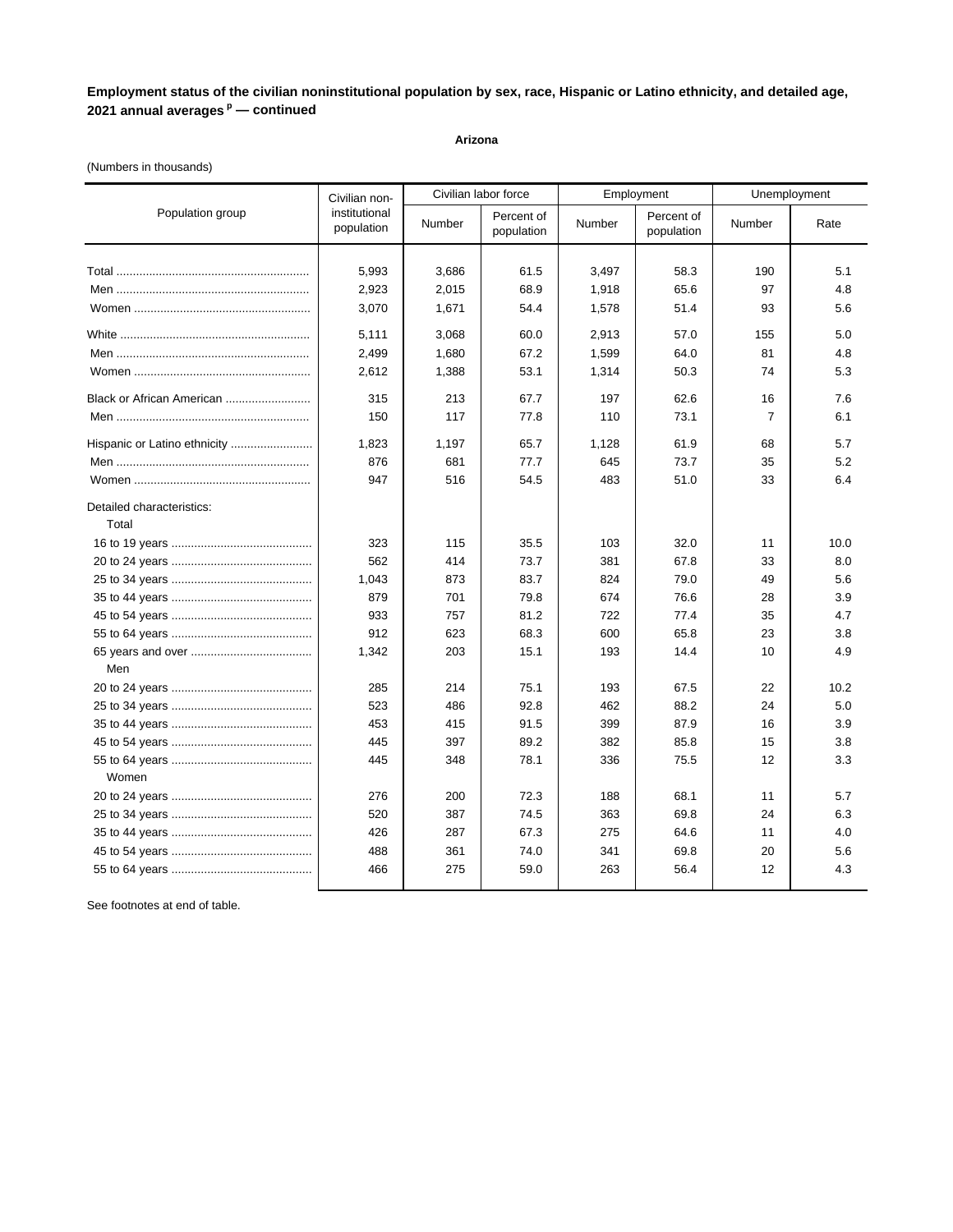**Employment status of the civilian noninstitutional population by sex, race, Hispanic or Latino ethnicity, and detailed age, 2021 annual averages [p] — continued**

**Arizona**

(Numbers in thousands)

| Population group | Civilian non-institutional population | Civilian labor force | | Employment | | Unemployment | |
|---|---|---|---|---|---|---|---|
| | | Number | Percent of population | Number | Percent of population | Number | Rate |
| Total | 5,993 | 3,686 | 61.5 | 3,497 | 58.3 | 190 | 5.1 |
| Men | 2,923 | 2,015 | 68.9 | 1,918 | 65.6 | 97 | 4.8 |
| Women | 3,070 | 1,671 | 54.4 | 1,578 | 51.4 | 93 | 5.6 |
| White | 5,111 | 3,068 | 60.0 | 2,913 | 57.0 | 155 | 5.0 |
| Men | 2,499 | 1,680 | 67.2 | 1,599 | 64.0 | 81 | 4.8 |
| Women | 2,612 | 1,388 | 53.1 | 1,314 | 50.3 | 74 | 5.3 |
| Black or African American | 315 | 213 | 67.7 | 197 | 62.6 | 16 | 7.6 |
| Men | 150 | 117 | 77.8 | 110 | 73.1 | 7 | 6.1 |
| Hispanic or Latino ethnicity | 1,823 | 1,197 | 65.7 | 1,128 | 61.9 | 68 | 5.7 |
| Men | 876 | 681 | 77.7 | 645 | 73.7 | 35 | 5.2 |
| Women | 947 | 516 | 54.5 | 483 | 51.0 | 33 | 6.4 |
| Detailed characteristics: | | | | | | | |
| Total | | | | | | | |
| 16 to 19 years | 323 | 115 | 35.5 | 103 | 32.0 | 11 | 10.0 |
| 20 to 24 years | 562 | 414 | 73.7 | 381 | 67.8 | 33 | 8.0 |
| 25 to 34 years | 1,043 | 873 | 83.7 | 824 | 79.0 | 49 | 5.6 |
| 35 to 44 years | 879 | 701 | 79.8 | 674 | 76.6 | 28 | 3.9 |
| 45 to 54 years | 933 | 757 | 81.2 | 722 | 77.4 | 35 | 4.7 |
| 55 to 64 years | 912 | 623 | 68.3 | 600 | 65.8 | 23 | 3.8 |
| 65 years and over | 1,342 | 203 | 15.1 | 193 | 14.4 | 10 | 4.9 |
| Men | | | | | | | |
| 20 to 24 years | 285 | 214 | 75.1 | 193 | 67.5 | 22 | 10.2 |
| 25 to 34 years | 523 | 486 | 92.8 | 462 | 88.2 | 24 | 5.0 |
| 35 to 44 years | 453 | 415 | 91.5 | 399 | 87.9 | 16 | 3.9 |
| 45 to 54 years | 445 | 397 | 89.2 | 382 | 85.8 | 15 | 3.8 |
| 55 to 64 years | 445 | 348 | 78.1 | 336 | 75.5 | 12 | 3.3 |
| Women | | | | | | | |
| 20 to 24 years | 276 | 200 | 72.3 | 188 | 68.1 | 11 | 5.7 |
| 25 to 34 years | 520 | 387 | 74.5 | 363 | 69.8 | 24 | 6.3 |
| 35 to 44 years | 426 | 287 | 67.3 | 275 | 64.6 | 11 | 4.0 |
| 45 to 54 years | 488 | 361 | 74.0 | 341 | 69.8 | 20 | 5.6 |
| 55 to 64 years | 466 | 275 | 59.0 | 263 | 56.4 | 12 | 4.3 |

See footnotes at end of table.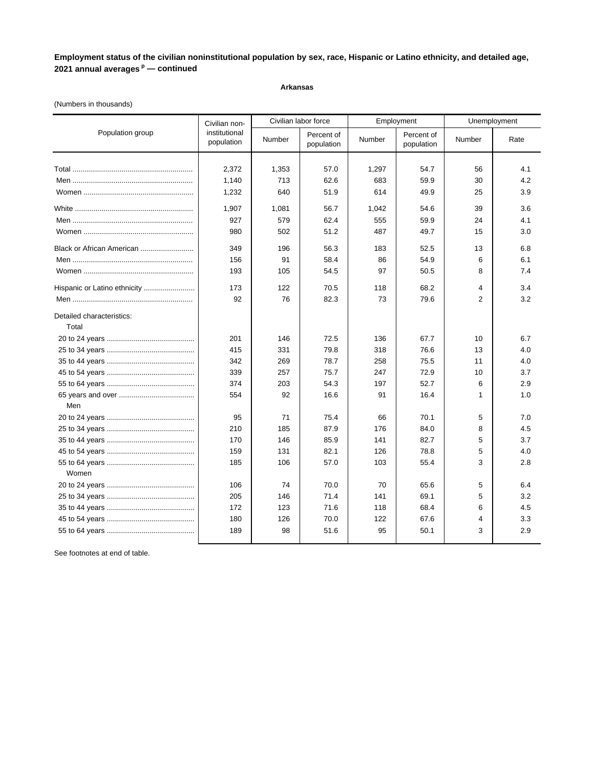**Employment status of the civilian noninstitutional population by sex, race, Hispanic or Latino ethnicity, and detailed age, 2021 annual averages [p] — continued**

**Arkansas**

(Numbers in thousands)

| Population group | Civilian non-institutional population | Civilian labor force | | Employment | | Unemployment | |
|---|---|---|---|---|---|---|---|
| | | Number | Percent of population | Number | Percent of population | Number | Rate |
| Total | 2,372 | 1,353 | 57.0 | 1,297 | 54.7 | 56 | 4.1 |
| Men | 1,140 | 713 | 62.6 | 683 | 59.9 | 30 | 4.2 |
| Women | 1,232 | 640 | 51.9 | 614 | 49.9 | 25 | 3.9 |
| White | 1,907 | 1,081 | 56.7 | 1,042 | 54.6 | 39 | 3.6 |
| Men | 927 | 579 | 62.4 | 555 | 59.9 | 24 | 4.1 |
| Women | 980 | 502 | 51.2 | 487 | 49.7 | 15 | 3.0 |
| Black or African American | 349 | 196 | 56.3 | 183 | 52.5 | 13 | 6.8 |
| Men | 156 | 91 | 58.4 | 86 | 54.9 | 6 | 6.1 |
| Women | 193 | 105 | 54.5 | 97 | 50.5 | 8 | 7.4 |
| Hispanic or Latino ethnicity | 173 | 122 | 70.5 | 118 | 68.2 | 4 | 3.4 |
| Men | 92 | 76 | 82.3 | 73 | 79.6 | 2 | 3.2 |
| Detailed characteristics: | | | | | | | |
| Total | | | | | | | |
| 20 to 24 years | 201 | 146 | 72.5 | 136 | 67.7 | 10 | 6.7 |
| 25 to 34 years | 415 | 331 | 79.8 | 318 | 76.6 | 13 | 4.0 |
| 35 to 44 years | 342 | 269 | 78.7 | 258 | 75.5 | 11 | 4.0 |
| 45 to 54 years | 339 | 257 | 75.7 | 247 | 72.9 | 10 | 3.7 |
| 55 to 64 years | 374 | 203 | 54.3 | 197 | 52.7 | 6 | 2.9 |
| 65 years and over | 554 | 92 | 16.6 | 91 | 16.4 | 1 | 1.0 |
| Men | | | | | | | |
| 20 to 24 years | 95 | 71 | 75.4 | 66 | 70.1 | 5 | 7.0 |
| 25 to 34 years | 210 | 185 | 87.9 | 176 | 84.0 | 8 | 4.5 |
| 35 to 44 years | 170 | 146 | 85.9 | 141 | 82.7 | 5 | 3.7 |
| 45 to 54 years | 159 | 131 | 82.1 | 126 | 78.8 | 5 | 4.0 |
| 55 to 64 years | 185 | 106 | 57.0 | 103 | 55.4 | 3 | 2.8 |
| Women | | | | | | | |
| 20 to 24 years | 106 | 74 | 70.0 | 70 | 65.6 | 5 | 6.4 |
| 25 to 34 years | 205 | 146 | 71.4 | 141 | 69.1 | 5 | 3.2 |
| 35 to 44 years | 172 | 123 | 71.6 | 118 | 68.4 | 6 | 4.5 |
| 45 to 54 years | 180 | 126 | 70.0 | 122 | 67.6 | 4 | 3.3 |
| 55 to 64 years | 189 | 98 | 51.6 | 95 | 50.1 | 3 | 2.9 |

See footnotes at end of table.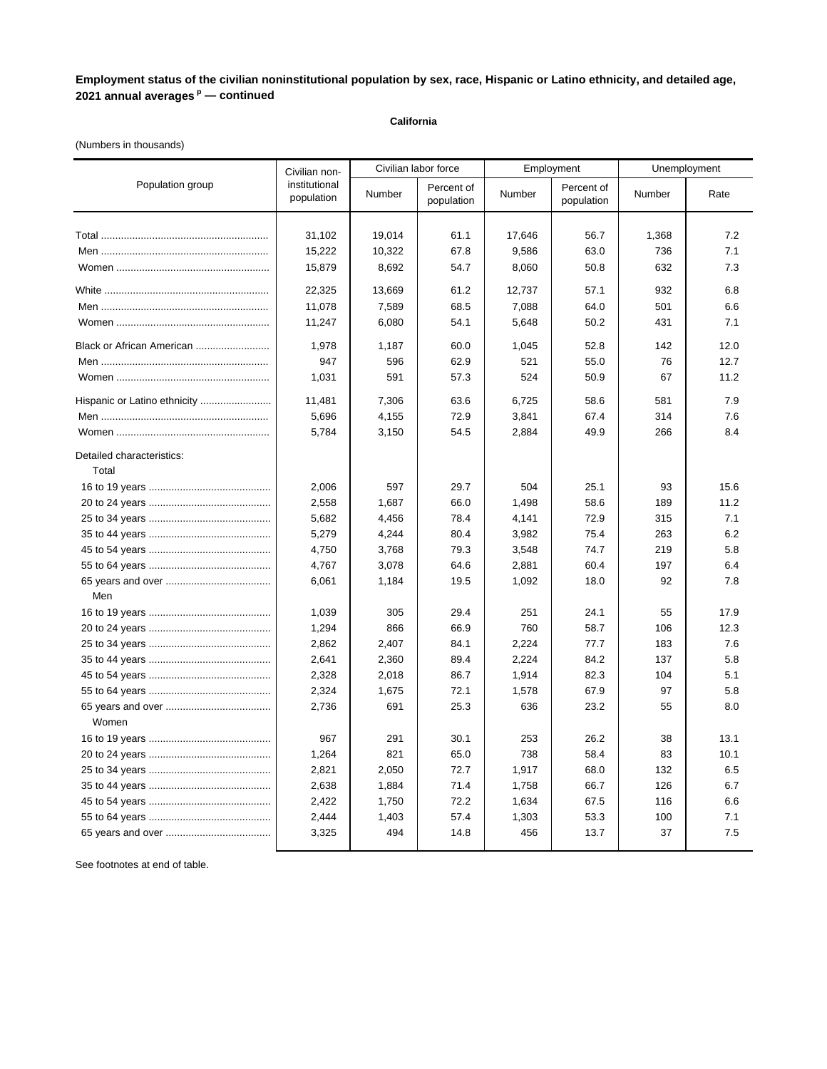**Employment status of the civilian noninstitutional population by sex, race, Hispanic or Latino ethnicity, and detailed age, 2021 annual averages [p] — continued**

**California**

(Numbers in thousands)

| Population group | Civilian non-institutional population | Civilian labor force | | Employment | | Unemployment | |
|---|---|---|---|---|---|---|---|
| | | Number | Percent of population | Number | Percent of population | Number | Rate |
| Total | 31,102 | 19,014 | 61.1 | 17,646 | 56.7 | 1,368 | 7.2 |
| Men | 15,222 | 10,322 | 67.8 | 9,586 | 63.0 | 736 | 7.1 |
| Women | 15,879 | 8,692 | 54.7 | 8,060 | 50.8 | 632 | 7.3 |
| White | 22,325 | 13,669 | 61.2 | 12,737 | 57.1 | 932 | 6.8 |
| Men | 11,078 | 7,589 | 68.5 | 7,088 | 64.0 | 501 | 6.6 |
| Women | 11,247 | 6,080 | 54.1 | 5,648 | 50.2 | 431 | 7.1 |
| Black or African American | 1,978 | 1,187 | 60.0 | 1,045 | 52.8 | 142 | 12.0 |
| Men | 947 | 596 | 62.9 | 521 | 55.0 | 76 | 12.7 |
| Women | 1,031 | 591 | 57.3 | 524 | 50.9 | 67 | 11.2 |
| Hispanic or Latino ethnicity | 11,481 | 7,306 | 63.6 | 6,725 | 58.6 | 581 | 7.9 |
| Men | 5,696 | 4,155 | 72.9 | 3,841 | 67.4 | 314 | 7.6 |
| Women | 5,784 | 3,150 | 54.5 | 2,884 | 49.9 | 266 | 8.4 |
| Detailed characteristics: | | | | | | | |
| Total | | | | | | | |
| 16 to 19 years | 2,006 | 597 | 29.7 | 504 | 25.1 | 93 | 15.6 |
| 20 to 24 years | 2,558 | 1,687 | 66.0 | 1,498 | 58.6 | 189 | 11.2 |
| 25 to 34 years | 5,682 | 4,456 | 78.4 | 4,141 | 72.9 | 315 | 7.1 |
| 35 to 44 years | 5,279 | 4,244 | 80.4 | 3,982 | 75.4 | 263 | 6.2 |
| 45 to 54 years | 4,750 | 3,768 | 79.3 | 3,548 | 74.7 | 219 | 5.8 |
| 55 to 64 years | 4,767 | 3,078 | 64.6 | 2,881 | 60.4 | 197 | 6.4 |
| 65 years and over | 6,061 | 1,184 | 19.5 | 1,092 | 18.0 | 92 | 7.8 |
| Men | | | | | | | |
| 16 to 19 years | 1,039 | 305 | 29.4 | 251 | 24.1 | 55 | 17.9 |
| 20 to 24 years | 1,294 | 866 | 66.9 | 760 | 58.7 | 106 | 12.3 |
| 25 to 34 years | 2,862 | 2,407 | 84.1 | 2,224 | 77.7 | 183 | 7.6 |
| 35 to 44 years | 2,641 | 2,360 | 89.4 | 2,224 | 84.2 | 137 | 5.8 |
| 45 to 54 years | 2,328 | 2,018 | 86.7 | 1,914 | 82.3 | 104 | 5.1 |
| 55 to 64 years | 2,324 | 1,675 | 72.1 | 1,578 | 67.9 | 97 | 5.8 |
| 65 years and over | 2,736 | 691 | 25.3 | 636 | 23.2 | 55 | 8.0 |
| Women | | | | | | | |
| 16 to 19 years | 967 | 291 | 30.1 | 253 | 26.2 | 38 | 13.1 |
| 20 to 24 years | 1,264 | 821 | 65.0 | 738 | 58.4 | 83 | 10.1 |
| 25 to 34 years | 2,821 | 2,050 | 72.7 | 1,917 | 68.0 | 132 | 6.5 |
| 35 to 44 years | 2,638 | 1,884 | 71.4 | 1,758 | 66.7 | 126 | 6.7 |
| 45 to 54 years | 2,422 | 1,750 | 72.2 | 1,634 | 67.5 | 116 | 6.6 |
| 55 to 64 years | 2,444 | 1,403 | 57.4 | 1,303 | 53.3 | 100 | 7.1 |
| 65 years and over | 3,325 | 494 | 14.8 | 456 | 13.7 | 37 | 7.5 |

See footnotes at end of table.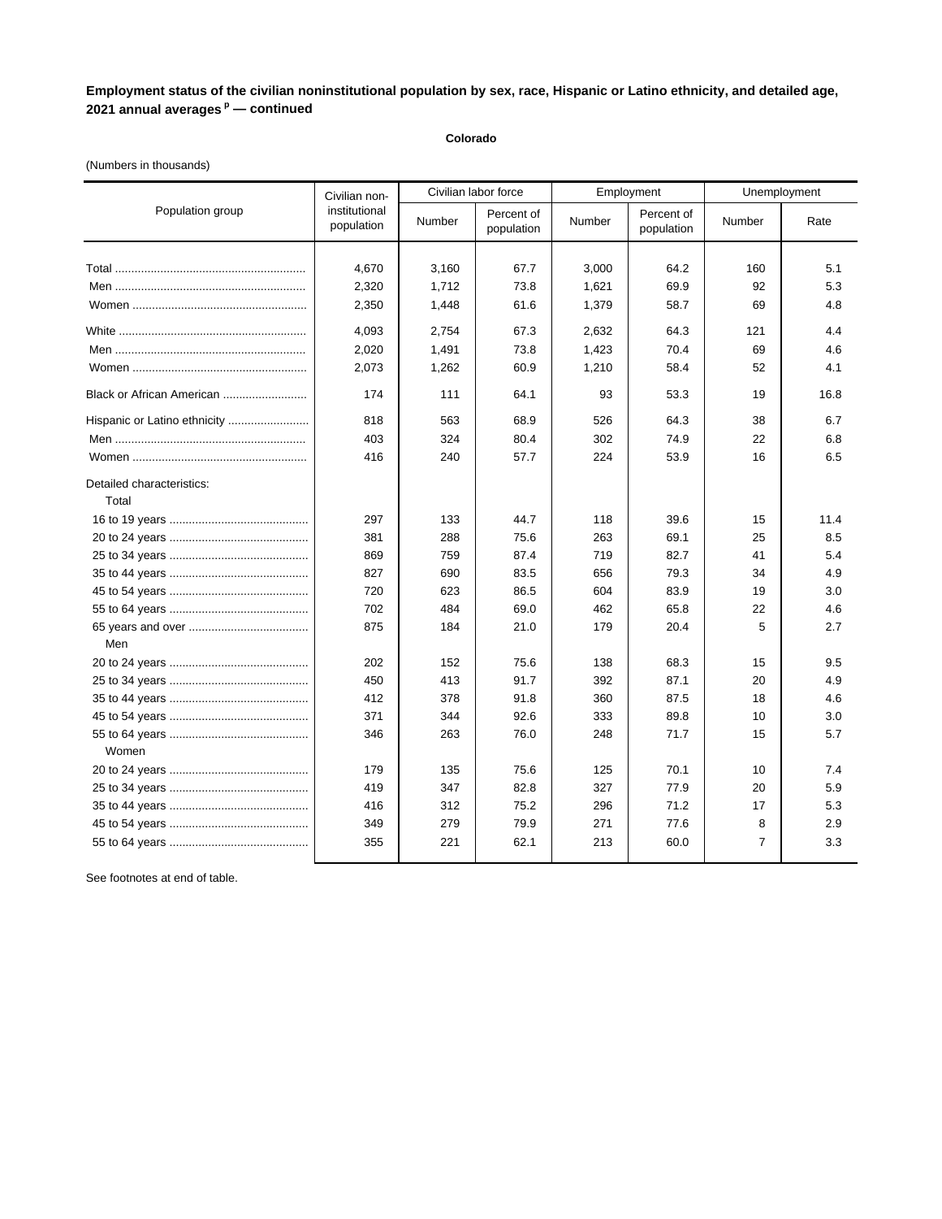**Employment status of the civilian noninstitutional population by sex, race, Hispanic or Latino ethnicity, and detailed age, 2021 annual averages [p] — continued**

**Colorado**

(Numbers in thousands)

| Population group | Civilian non-institutional population | Civilian labor force | | Employment | | Unemployment | |
|---|---|---|---|---|---|---|---|
| | | Number | Percent of population | Number | Percent of population | Number | Rate |
| Total | 4,670 | 3,160 | 67.7 | 3,000 | 64.2 | 160 | 5.1 |
| Men | 2,320 | 1,712 | 73.8 | 1,621 | 69.9 | 92 | 5.3 |
| Women | 2,350 | 1,448 | 61.6 | 1,379 | 58.7 | 69 | 4.8 |
| White | 4,093 | 2,754 | 67.3 | 2,632 | 64.3 | 121 | 4.4 |
| Men | 2,020 | 1,491 | 73.8 | 1,423 | 70.4 | 69 | 4.6 |
| Women | 2,073 | 1,262 | 60.9 | 1,210 | 58.4 | 52 | 4.1 |
| Black or African American | 174 | 111 | 64.1 | 93 | 53.3 | 19 | 16.8 |
| Hispanic or Latino ethnicity | 818 | 563 | 68.9 | 526 | 64.3 | 38 | 6.7 |
| Men | 403 | 324 | 80.4 | 302 | 74.9 | 22 | 6.8 |
| Women | 416 | 240 | 57.7 | 224 | 53.9 | 16 | 6.5 |
| Detailed characteristics: | | | | | | | |
| Total | | | | | | | |
| 16 to 19 years | 297 | 133 | 44.7 | 118 | 39.6 | 15 | 11.4 |
| 20 to 24 years | 381 | 288 | 75.6 | 263 | 69.1 | 25 | 8.5 |
| 25 to 34 years | 869 | 759 | 87.4 | 719 | 82.7 | 41 | 5.4 |
| 35 to 44 years | 827 | 690 | 83.5 | 656 | 79.3 | 34 | 4.9 |
| 45 to 54 years | 720 | 623 | 86.5 | 604 | 83.9 | 19 | 3.0 |
| 55 to 64 years | 702 | 484 | 69.0 | 462 | 65.8 | 22 | 4.6 |
| 65 years and over | 875 | 184 | 21.0 | 179 | 20.4 | 5 | 2.7 |
| Men | | | | | | | |
| 20 to 24 years | 202 | 152 | 75.6 | 138 | 68.3 | 15 | 9.5 |
| 25 to 34 years | 450 | 413 | 91.7 | 392 | 87.1 | 20 | 4.9 |
| 35 to 44 years | 412 | 378 | 91.8 | 360 | 87.5 | 18 | 4.6 |
| 45 to 54 years | 371 | 344 | 92.6 | 333 | 89.8 | 10 | 3.0 |
| 55 to 64 years | 346 | 263 | 76.0 | 248 | 71.7 | 15 | 5.7 |
| Women | | | | | | | |
| 20 to 24 years | 179 | 135 | 75.6 | 125 | 70.1 | 10 | 7.4 |
| 25 to 34 years | 419 | 347 | 82.8 | 327 | 77.9 | 20 | 5.9 |
| 35 to 44 years | 416 | 312 | 75.2 | 296 | 71.2 | 17 | 5.3 |
| 45 to 54 years | 349 | 279 | 79.9 | 271 | 77.6 | 8 | 2.9 |
| 55 to 64 years | 355 | 221 | 62.1 | 213 | 60.0 | 7 | 3.3 |

See footnotes at end of table.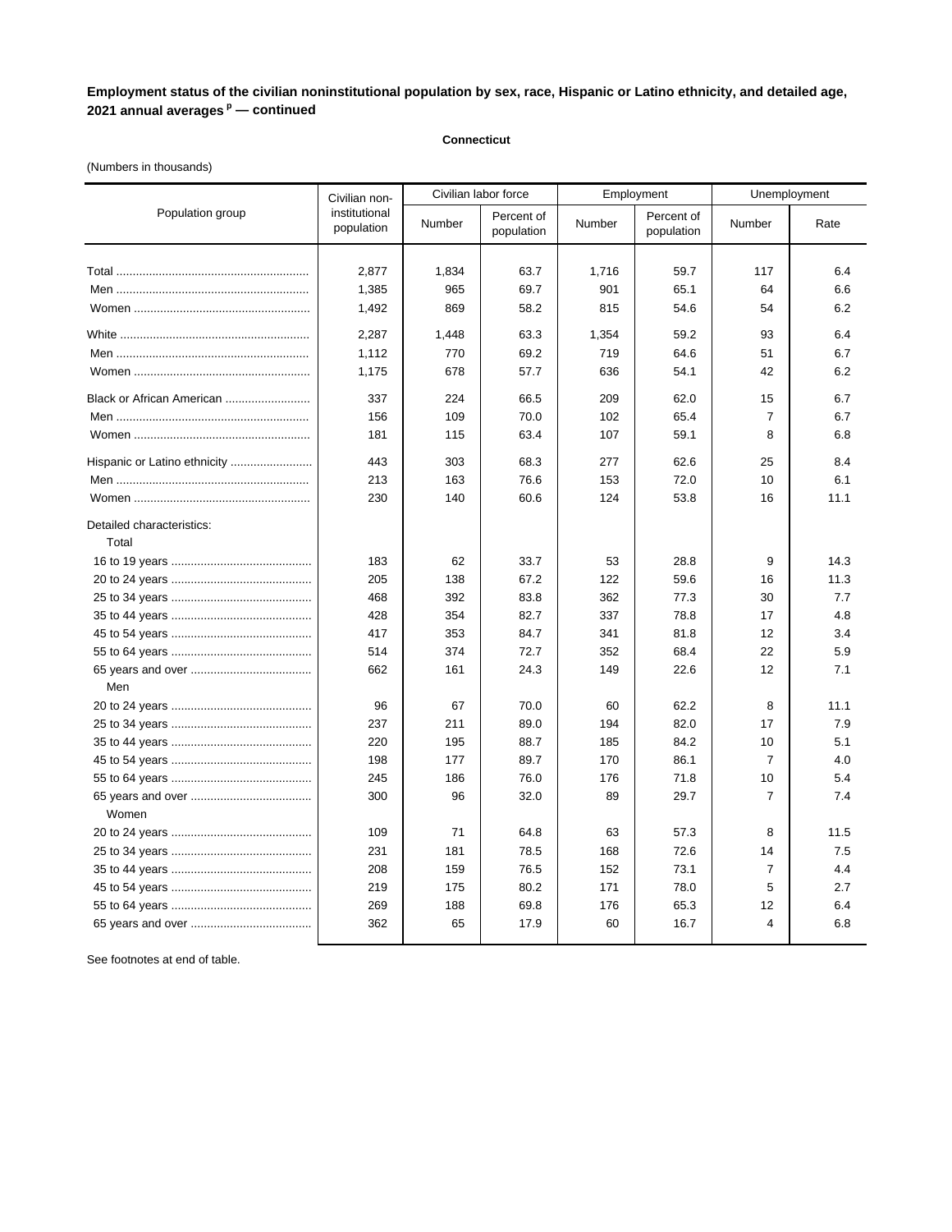**Employment status of the civilian noninstitutional population by sex, race, Hispanic or Latino ethnicity, and detailed age, 2021 annual averages [p] — continued**

**Connecticut**

(Numbers in thousands)

| Population group | Civilian non-institutional population | Civilian labor force | | Employment | | Unemployment | |
|---|---|---|---|---|---|---|---|
| | | Number | Percent of population | Number | Percent of population | Number | Rate |
| Total | 2,877 | 1,834 | 63.7 | 1,716 | 59.7 | 117 | 6.4 |
| Men | 1,385 | 965 | 69.7 | 901 | 65.1 | 64 | 6.6 |
| Women | 1,492 | 869 | 58.2 | 815 | 54.6 | 54 | 6.2 |
| White | 2,287 | 1,448 | 63.3 | 1,354 | 59.2 | 93 | 6.4 |
| Men | 1,112 | 770 | 69.2 | 719 | 64.6 | 51 | 6.7 |
| Women | 1,175 | 678 | 57.7 | 636 | 54.1 | 42 | 6.2 |
| Black or African American | 337 | 224 | 66.5 | 209 | 62.0 | 15 | 6.7 |
| Men | 156 | 109 | 70.0 | 102 | 65.4 | 7 | 6.7 |
| Women | 181 | 115 | 63.4 | 107 | 59.1 | 8 | 6.8 |
| Hispanic or Latino ethnicity | 443 | 303 | 68.3 | 277 | 62.6 | 25 | 8.4 |
| Men | 213 | 163 | 76.6 | 153 | 72.0 | 10 | 6.1 |
| Women | 230 | 140 | 60.6 | 124 | 53.8 | 16 | 11.1 |
| Detailed characteristics: | | | | | | | |
| Total | | | | | | | |
| 16 to 19 years | 183 | 62 | 33.7 | 53 | 28.8 | 9 | 14.3 |
| 20 to 24 years | 205 | 138 | 67.2 | 122 | 59.6 | 16 | 11.3 |
| 25 to 34 years | 468 | 392 | 83.8 | 362 | 77.3 | 30 | 7.7 |
| 35 to 44 years | 428 | 354 | 82.7 | 337 | 78.8 | 17 | 4.8 |
| 45 to 54 years | 417 | 353 | 84.7 | 341 | 81.8 | 12 | 3.4 |
| 55 to 64 years | 514 | 374 | 72.7 | 352 | 68.4 | 22 | 5.9 |
| 65 years and over | 662 | 161 | 24.3 | 149 | 22.6 | 12 | 7.1 |
| Men | | | | | | | |
| 20 to 24 years | 96 | 67 | 70.0 | 60 | 62.2 | 8 | 11.1 |
| 25 to 34 years | 237 | 211 | 89.0 | 194 | 82.0 | 17 | 7.9 |
| 35 to 44 years | 220 | 195 | 88.7 | 185 | 84.2 | 10 | 5.1 |
| 45 to 54 years | 198 | 177 | 89.7 | 170 | 86.1 | 7 | 4.0 |
| 55 to 64 years | 245 | 186 | 76.0 | 176 | 71.8 | 10 | 5.4 |
| 65 years and over | 300 | 96 | 32.0 | 89 | 29.7 | 7 | 7.4 |
| Women | | | | | | | |
| 20 to 24 years | 109 | 71 | 64.8 | 63 | 57.3 | 8 | 11.5 |
| 25 to 34 years | 231 | 181 | 78.5 | 168 | 72.6 | 14 | 7.5 |
| 35 to 44 years | 208 | 159 | 76.5 | 152 | 73.1 | 7 | 4.4 |
| 45 to 54 years | 219 | 175 | 80.2 | 171 | 78.0 | 5 | 2.7 |
| 55 to 64 years | 269 | 188 | 69.8 | 176 | 65.3 | 12 | 6.4 |
| 65 years and over | 362 | 65 | 17.9 | 60 | 16.7 | 4 | 6.8 |

See footnotes at end of table.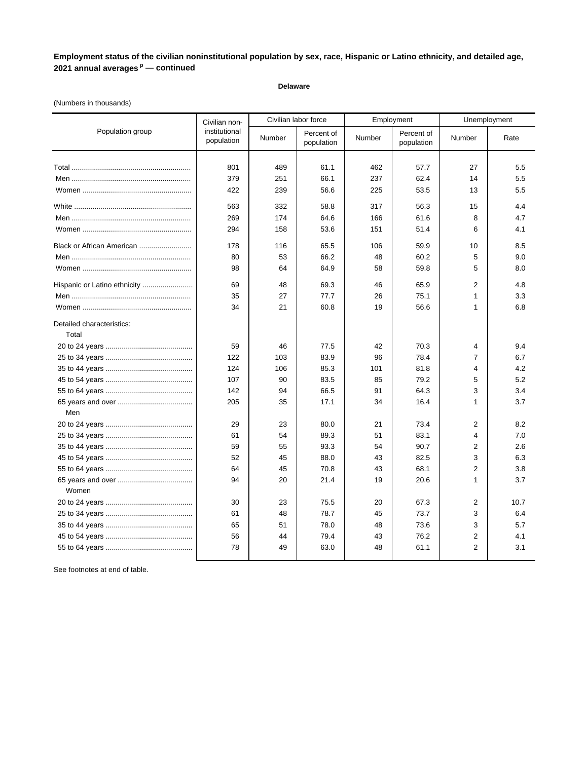**Employment status of the civilian noninstitutional population by sex, race, Hispanic or Latino ethnicity, and detailed age, 2021 annual averages [p] — continued**

**Delaware**

(Numbers in thousands)

| Population group | Civilian non-institutional population | Civilian labor force | | Employment | | Unemployment | |
|---|---|---|---|---|---|---|---|
| | | Number | Percent of population | Number | Percent of population | Number | Rate |
| Total | 801 | 489 | 61.1 | 462 | 57.7 | 27 | 5.5 |
| Men | 379 | 251 | 66.1 | 237 | 62.4 | 14 | 5.5 |
| Women | 422 | 239 | 56.6 | 225 | 53.5 | 13 | 5.5 |
| White | 563 | 332 | 58.8 | 317 | 56.3 | 15 | 4.4 |
| Men | 269 | 174 | 64.6 | 166 | 61.6 | 8 | 4.7 |
| Women | 294 | 158 | 53.6 | 151 | 51.4 | 6 | 4.1 |
| Black or African American | 178 | 116 | 65.5 | 106 | 59.9 | 10 | 8.5 |
| Men | 80 | 53 | 66.2 | 48 | 60.2 | 5 | 9.0 |
| Women | 98 | 64 | 64.9 | 58 | 59.8 | 5 | 8.0 |
| Hispanic or Latino ethnicity | 69 | 48 | 69.3 | 46 | 65.9 | 2 | 4.8 |
| Men | 35 | 27 | 77.7 | 26 | 75.1 | 1 | 3.3 |
| Women | 34 | 21 | 60.8 | 19 | 56.6 | 1 | 6.8 |
| Detailed characteristics: | | | | | | | |
| Total | | | | | | | |
| 20 to 24 years | 59 | 46 | 77.5 | 42 | 70.3 | 4 | 9.4 |
| 25 to 34 years | 122 | 103 | 83.9 | 96 | 78.4 | 7 | 6.7 |
| 35 to 44 years | 124 | 106 | 85.3 | 101 | 81.8 | 4 | 4.2 |
| 45 to 54 years | 107 | 90 | 83.5 | 85 | 79.2 | 5 | 5.2 |
| 55 to 64 years | 142 | 94 | 66.5 | 91 | 64.3 | 3 | 3.4 |
| 65 years and over | 205 | 35 | 17.1 | 34 | 16.4 | 1 | 3.7 |
| Men | | | | | | | |
| 20 to 24 years | 29 | 23 | 80.0 | 21 | 73.4 | 2 | 8.2 |
| 25 to 34 years | 61 | 54 | 89.3 | 51 | 83.1 | 4 | 7.0 |
| 35 to 44 years | 59 | 55 | 93.3 | 54 | 90.7 | 2 | 2.6 |
| 45 to 54 years | 52 | 45 | 88.0 | 43 | 82.5 | 3 | 6.3 |
| 55 to 64 years | 64 | 45 | 70.8 | 43 | 68.1 | 2 | 3.8 |
| 65 years and over | 94 | 20 | 21.4 | 19 | 20.6 | 1 | 3.7 |
| Women | | | | | | | |
| 20 to 24 years | 30 | 23 | 75.5 | 20 | 67.3 | 2 | 10.7 |
| 25 to 34 years | 61 | 48 | 78.7 | 45 | 73.7 | 3 | 6.4 |
| 35 to 44 years | 65 | 51 | 78.0 | 48 | 73.6 | 3 | 5.7 |
| 45 to 54 years | 56 | 44 | 79.4 | 43 | 76.2 | 2 | 4.1 |
| 55 to 64 years | 78 | 49 | 63.0 | 48 | 61.1 | 2 | 3.1 |

See footnotes at end of table.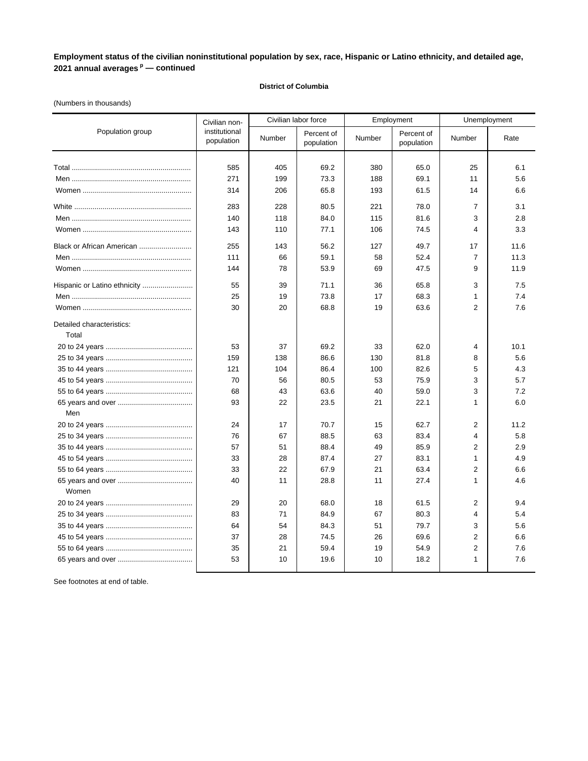**Employment status of the civilian noninstitutional population by sex, race, Hispanic or Latino ethnicity, and detailed age, 2021 annual averages p — continued**

**District of Columbia**

(Numbers in thousands)

| Population group | Civilian non-institutional population | Civilian labor force | | Employment | | Unemployment | |
|---|---|---|---|---|---|---|---|
| | | Number | Percent of population | Number | Percent of population | Number | Rate |
| Total | 585 | 405 | 69.2 | 380 | 65.0 | 25 | 6.1 |
| Men | 271 | 199 | 73.3 | 188 | 69.1 | 11 | 5.6 |
| Women | 314 | 206 | 65.8 | 193 | 61.5 | 14 | 6.6 |
| White | 283 | 228 | 80.5 | 221 | 78.0 | 7 | 3.1 |
| Men | 140 | 118 | 84.0 | 115 | 81.6 | 3 | 2.8 |
| Women | 143 | 110 | 77.1 | 106 | 74.5 | 4 | 3.3 |
| Black or African American | 255 | 143 | 56.2 | 127 | 49.7 | 17 | 11.6 |
| Men | 111 | 66 | 59.1 | 58 | 52.4 | 7 | 11.3 |
| Women | 144 | 78 | 53.9 | 69 | 47.5 | 9 | 11.9 |
| Hispanic or Latino ethnicity | 55 | 39 | 71.1 | 36 | 65.8 | 3 | 7.5 |
| Men | 25 | 19 | 73.8 | 17 | 68.3 | 1 | 7.4 |
| Women | 30 | 20 | 68.8 | 19 | 63.6 | 2 | 7.6 |
| Detailed characteristics: | | | | | | | |
| Total | | | | | | | |
| 20 to 24 years | 53 | 37 | 69.2 | 33 | 62.0 | 4 | 10.1 |
| 25 to 34 years | 159 | 138 | 86.6 | 130 | 81.8 | 8 | 5.6 |
| 35 to 44 years | 121 | 104 | 86.4 | 100 | 82.6 | 5 | 4.3 |
| 45 to 54 years | 70 | 56 | 80.5 | 53 | 75.9 | 3 | 5.7 |
| 55 to 64 years | 68 | 43 | 63.6 | 40 | 59.0 | 3 | 7.2 |
| 65 years and over | 93 | 22 | 23.5 | 21 | 22.1 | 1 | 6.0 |
| Men | | | | | | | |
| 20 to 24 years | 24 | 17 | 70.7 | 15 | 62.7 | 2 | 11.2 |
| 25 to 34 years | 76 | 67 | 88.5 | 63 | 83.4 | 4 | 5.8 |
| 35 to 44 years | 57 | 51 | 88.4 | 49 | 85.9 | 2 | 2.9 |
| 45 to 54 years | 33 | 28 | 87.4 | 27 | 83.1 | 1 | 4.9 |
| 55 to 64 years | 33 | 22 | 67.9 | 21 | 63.4 | 2 | 6.6 |
| 65 years and over | 40 | 11 | 28.8 | 11 | 27.4 | 1 | 4.6 |
| Women | | | | | | | |
| 20 to 24 years | 29 | 20 | 68.0 | 18 | 61.5 | 2 | 9.4 |
| 25 to 34 years | 83 | 71 | 84.9 | 67 | 80.3 | 4 | 5.4 |
| 35 to 44 years | 64 | 54 | 84.3 | 51 | 79.7 | 3 | 5.6 |
| 45 to 54 years | 37 | 28 | 74.5 | 26 | 69.6 | 2 | 6.6 |
| 55 to 64 years | 35 | 21 | 59.4 | 19 | 54.9 | 2 | 7.6 |
| 65 years and over | 53 | 10 | 19.6 | 10 | 18.2 | 1 | 7.6 |

See footnotes at end of table.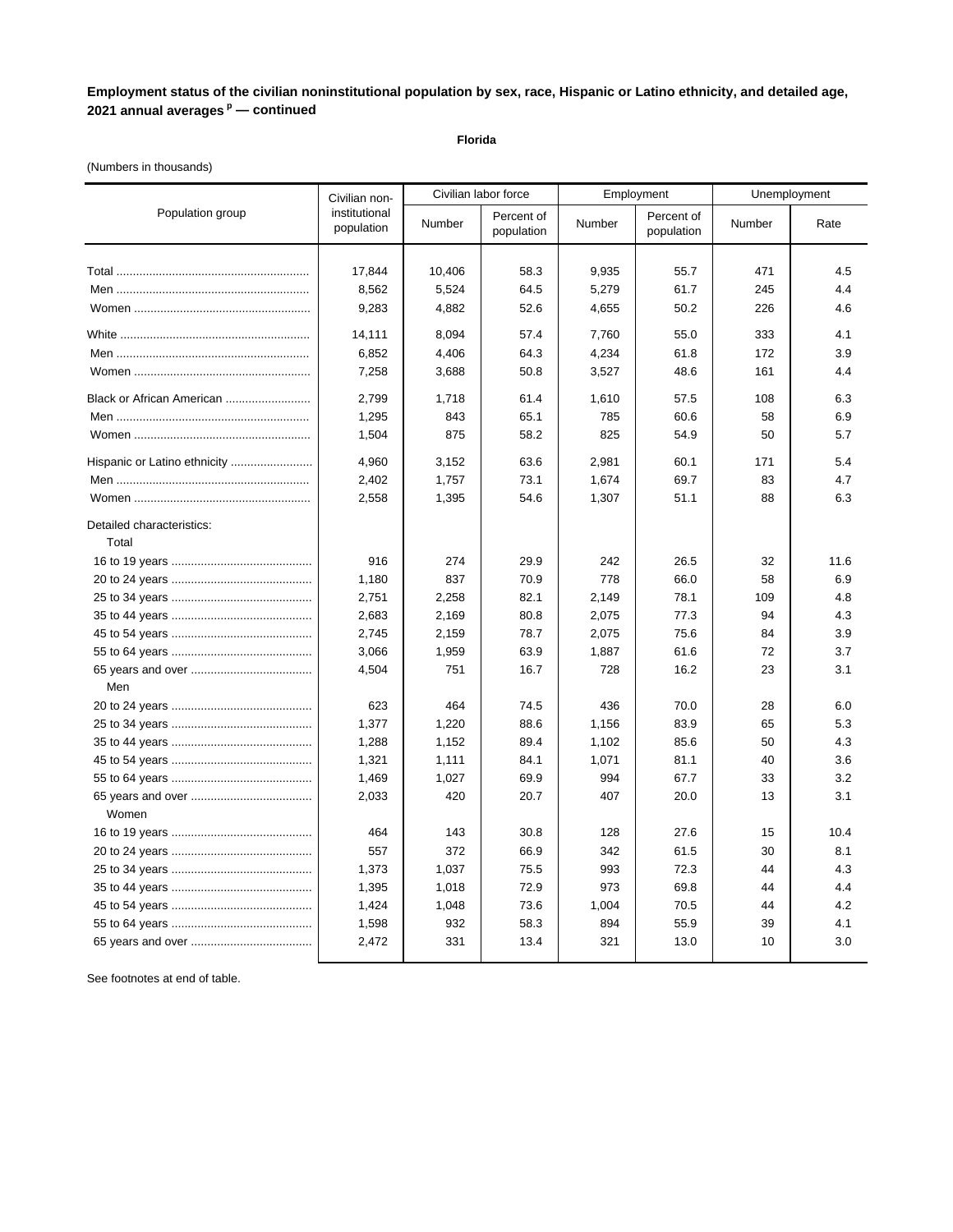**Employment status of the civilian noninstitutional population by sex, race, Hispanic or Latino ethnicity, and detailed age, 2021 annual averages [p] — continued**

**Florida**

(Numbers in thousands)

| Population group | Civilian non-institutional population | Civilian labor force | | Employment | | Unemployment | |
|---|---|---|---|---|---|---|---|
| | | Number | Percent of population | Number | Percent of population | Number | Rate |
| Total | 17,844 | 10,406 | 58.3 | 9,935 | 55.7 | 471 | 4.5 |
| Men | 8,562 | 5,524 | 64.5 | 5,279 | 61.7 | 245 | 4.4 |
| Women | 9,283 | 4,882 | 52.6 | 4,655 | 50.2 | 226 | 4.6 |
| White | 14,111 | 8,094 | 57.4 | 7,760 | 55.0 | 333 | 4.1 |
| Men | 6,852 | 4,406 | 64.3 | 4,234 | 61.8 | 172 | 3.9 |
| Women | 7,258 | 3,688 | 50.8 | 3,527 | 48.6 | 161 | 4.4 |
| Black or African American | 2,799 | 1,718 | 61.4 | 1,610 | 57.5 | 108 | 6.3 |
| Men | 1,295 | 843 | 65.1 | 785 | 60.6 | 58 | 6.9 |
| Women | 1,504 | 875 | 58.2 | 825 | 54.9 | 50 | 5.7 |
| Hispanic or Latino ethnicity | 4,960 | 3,152 | 63.6 | 2,981 | 60.1 | 171 | 5.4 |
| Men | 2,402 | 1,757 | 73.1 | 1,674 | 69.7 | 83 | 4.7 |
| Women | 2,558 | 1,395 | 54.6 | 1,307 | 51.1 | 88 | 6.3 |
| Detailed characteristics: | | | | | | | |
| Total | | | | | | | |
| 16 to 19 years | 916 | 274 | 29.9 | 242 | 26.5 | 32 | 11.6 |
| 20 to 24 years | 1,180 | 837 | 70.9 | 778 | 66.0 | 58 | 6.9 |
| 25 to 34 years | 2,751 | 2,258 | 82.1 | 2,149 | 78.1 | 109 | 4.8 |
| 35 to 44 years | 2,683 | 2,169 | 80.8 | 2,075 | 77.3 | 94 | 4.3 |
| 45 to 54 years | 2,745 | 2,159 | 78.7 | 2,075 | 75.6 | 84 | 3.9 |
| 55 to 64 years | 3,066 | 1,959 | 63.9 | 1,887 | 61.6 | 72 | 3.7 |
| 65 years and over | 4,504 | 751 | 16.7 | 728 | 16.2 | 23 | 3.1 |
| Men | | | | | | | |
| 20 to 24 years | 623 | 464 | 74.5 | 436 | 70.0 | 28 | 6.0 |
| 25 to 34 years | 1,377 | 1,220 | 88.6 | 1,156 | 83.9 | 65 | 5.3 |
| 35 to 44 years | 1,288 | 1,152 | 89.4 | 1,102 | 85.6 | 50 | 4.3 |
| 45 to 54 years | 1,321 | 1,111 | 84.1 | 1,071 | 81.1 | 40 | 3.6 |
| 55 to 64 years | 1,469 | 1,027 | 69.9 | 994 | 67.7 | 33 | 3.2 |
| 65 years and over | 2,033 | 420 | 20.7 | 407 | 20.0 | 13 | 3.1 |
| Women | | | | | | | |
| 16 to 19 years | 464 | 143 | 30.8 | 128 | 27.6 | 15 | 10.4 |
| 20 to 24 years | 557 | 372 | 66.9 | 342 | 61.5 | 30 | 8.1 |
| 25 to 34 years | 1,373 | 1,037 | 75.5 | 993 | 72.3 | 44 | 4.3 |
| 35 to 44 years | 1,395 | 1,018 | 72.9 | 973 | 69.8 | 44 | 4.4 |
| 45 to 54 years | 1,424 | 1,048 | 73.6 | 1,004 | 70.5 | 44 | 4.2 |
| 55 to 64 years | 1,598 | 932 | 58.3 | 894 | 55.9 | 39 | 4.1 |
| 65 years and over | 2,472 | 331 | 13.4 | 321 | 13.0 | 10 | 3.0 |

See footnotes at end of table.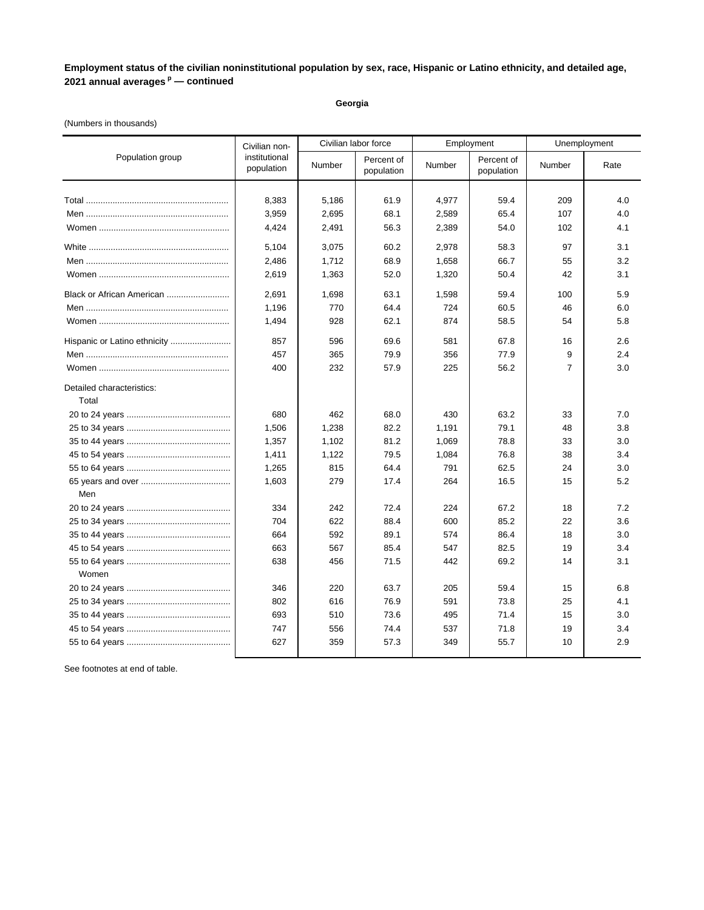**Employment status of the civilian noninstitutional population by sex, race, Hispanic or Latino ethnicity, and detailed age, 2021 annual averages [p] — continued**

**Georgia**

(Numbers in thousands)

| Population group | Civilian non-institutional population | Civilian labor force | | Employment | | Unemployment | |
|---|---|---|---|---|---|---|---|
| | | Number | Percent of population | Number | Percent of population | Number | Rate |
| Total | 8,383 | 5,186 | 61.9 | 4,977 | 59.4 | 209 | 4.0 |
| Men | 3,959 | 2,695 | 68.1 | 2,589 | 65.4 | 107 | 4.0 |
| Women | 4,424 | 2,491 | 56.3 | 2,389 | 54.0 | 102 | 4.1 |
| White | 5,104 | 3,075 | 60.2 | 2,978 | 58.3 | 97 | 3.1 |
| Men | 2,486 | 1,712 | 68.9 | 1,658 | 66.7 | 55 | 3.2 |
| Women | 2,619 | 1,363 | 52.0 | 1,320 | 50.4 | 42 | 3.1 |
| Black or African American | 2,691 | 1,698 | 63.1 | 1,598 | 59.4 | 100 | 5.9 |
| Men | 1,196 | 770 | 64.4 | 724 | 60.5 | 46 | 6.0 |
| Women | 1,494 | 928 | 62.1 | 874 | 58.5 | 54 | 5.8 |
| Hispanic or Latino ethnicity | 857 | 596 | 69.6 | 581 | 67.8 | 16 | 2.6 |
| Men | 457 | 365 | 79.9 | 356 | 77.9 | 9 | 2.4 |
| Women | 400 | 232 | 57.9 | 225 | 56.2 | 7 | 3.0 |
| Detailed characteristics: | | | | | | | |
| Total | | | | | | | |
| 20 to 24 years | 680 | 462 | 68.0 | 430 | 63.2 | 33 | 7.0 |
| 25 to 34 years | 1,506 | 1,238 | 82.2 | 1,191 | 79.1 | 48 | 3.8 |
| 35 to 44 years | 1,357 | 1,102 | 81.2 | 1,069 | 78.8 | 33 | 3.0 |
| 45 to 54 years | 1,411 | 1,122 | 79.5 | 1,084 | 76.8 | 38 | 3.4 |
| 55 to 64 years | 1,265 | 815 | 64.4 | 791 | 62.5 | 24 | 3.0 |
| 65 years and over | 1,603 | 279 | 17.4 | 264 | 16.5 | 15 | 5.2 |
| Men | | | | | | | |
| 20 to 24 years | 334 | 242 | 72.4 | 224 | 67.2 | 18 | 7.2 |
| 25 to 34 years | 704 | 622 | 88.4 | 600 | 85.2 | 22 | 3.6 |
| 35 to 44 years | 664 | 592 | 89.1 | 574 | 86.4 | 18 | 3.0 |
| 45 to 54 years | 663 | 567 | 85.4 | 547 | 82.5 | 19 | 3.4 |
| 55 to 64 years | 638 | 456 | 71.5 | 442 | 69.2 | 14 | 3.1 |
| Women | | | | | | | |
| 20 to 24 years | 346 | 220 | 63.7 | 205 | 59.4 | 15 | 6.8 |
| 25 to 34 years | 802 | 616 | 76.9 | 591 | 73.8 | 25 | 4.1 |
| 35 to 44 years | 693 | 510 | 73.6 | 495 | 71.4 | 15 | 3.0 |
| 45 to 54 years | 747 | 556 | 74.4 | 537 | 71.8 | 19 | 3.4 |
| 55 to 64 years | 627 | 359 | 57.3 | 349 | 55.7 | 10 | 2.9 |

See footnotes at end of table.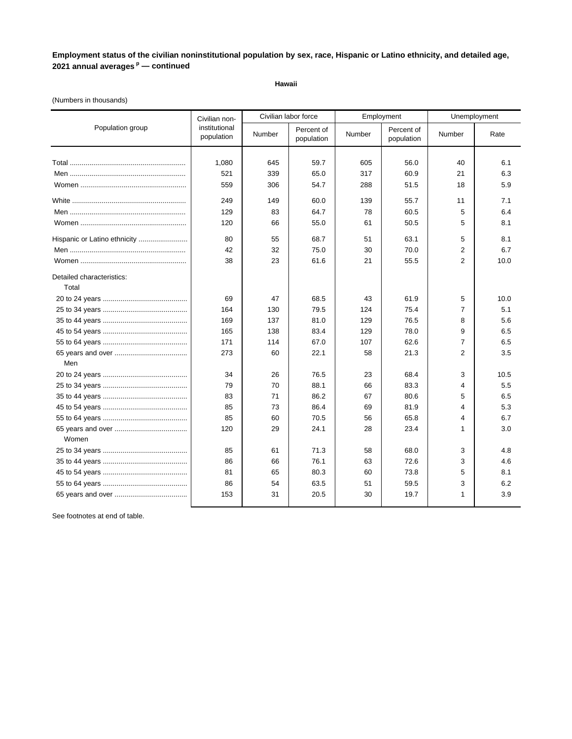**Employment status of the civilian noninstitutional population by sex, race, Hispanic or Latino ethnicity, and detailed age, 2021 annual averages [p] — continued**

**Hawaii**

(Numbers in thousands)

| Population group | Civilian non-institutional population | Civilian labor force | | Employment | | Unemployment | |
|---|---|---|---|---|---|---|---|
| | | Number | Percent of population | Number | Percent of population | Number | Rate |
| Total | 1,080 | 645 | 59.7 | 605 | 56.0 | 40 | 6.1 |
| Men | 521 | 339 | 65.0 | 317 | 60.9 | 21 | 6.3 |
| Women | 559 | 306 | 54.7 | 288 | 51.5 | 18 | 5.9 |
| White | 249 | 149 | 60.0 | 139 | 55.7 | 11 | 7.1 |
| Men | 129 | 83 | 64.7 | 78 | 60.5 | 5 | 6.4 |
| Women | 120 | 66 | 55.0 | 61 | 50.5 | 5 | 8.1 |
| Hispanic or Latino ethnicity | 80 | 55 | 68.7 | 51 | 63.1 | 5 | 8.1 |
| Men | 42 | 32 | 75.0 | 30 | 70.0 | 2 | 6.7 |
| Women | 38 | 23 | 61.6 | 21 | 55.5 | 2 | 10.0 |
| Detailed characteristics: | | | | | | | |
| Total | | | | | | | |
| 20 to 24 years | 69 | 47 | 68.5 | 43 | 61.9 | 5 | 10.0 |
| 25 to 34 years | 164 | 130 | 79.5 | 124 | 75.4 | 7 | 5.1 |
| 35 to 44 years | 169 | 137 | 81.0 | 129 | 76.5 | 8 | 5.6 |
| 45 to 54 years | 165 | 138 | 83.4 | 129 | 78.0 | 9 | 6.5 |
| 55 to 64 years | 171 | 114 | 67.0 | 107 | 62.6 | 7 | 6.5 |
| 65 years and over | 273 | 60 | 22.1 | 58 | 21.3 | 2 | 3.5 |
| Men | | | | | | | |
| 20 to 24 years | 34 | 26 | 76.5 | 23 | 68.4 | 3 | 10.5 |
| 25 to 34 years | 79 | 70 | 88.1 | 66 | 83.3 | 4 | 5.5 |
| 35 to 44 years | 83 | 71 | 86.2 | 67 | 80.6 | 5 | 6.5 |
| 45 to 54 years | 85 | 73 | 86.4 | 69 | 81.9 | 4 | 5.3 |
| 55 to 64 years | 85 | 60 | 70.5 | 56 | 65.8 | 4 | 6.7 |
| 65 years and over | 120 | 29 | 24.1 | 28 | 23.4 | 1 | 3.0 |
| Women | | | | | | | |
| 25 to 34 years | 85 | 61 | 71.3 | 58 | 68.0 | 3 | 4.8 |
| 35 to 44 years | 86 | 66 | 76.1 | 63 | 72.6 | 3 | 4.6 |
| 45 to 54 years | 81 | 65 | 80.3 | 60 | 73.8 | 5 | 8.1 |
| 55 to 64 years | 86 | 54 | 63.5 | 51 | 59.5 | 3 | 6.2 |
| 65 years and over | 153 | 31 | 20.5 | 30 | 19.7 | 1 | 3.9 |

See footnotes at end of table.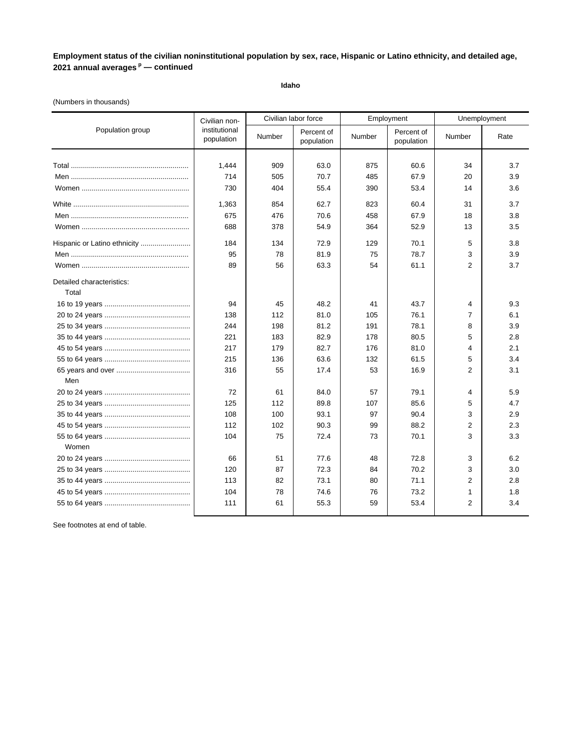**Employment status of the civilian noninstitutional population by sex, race, Hispanic or Latino ethnicity, and detailed age, 2021 annual averages [p] — continued**

**Idaho**

(Numbers in thousands)

| Population group | Civilian non-institutional population | Civilian labor force | | Employment | | Unemployment | |
|---|---|---|---|---|---|---|---|
| | | Number | Percent of population | Number | Percent of population | Number | Rate |
| Total | 1,444 | 909 | 63.0 | 875 | 60.6 | 34 | 3.7 |
| Men | 714 | 505 | 70.7 | 485 | 67.9 | 20 | 3.9 |
| Women | 730 | 404 | 55.4 | 390 | 53.4 | 14 | 3.6 |
| White | 1,363 | 854 | 62.7 | 823 | 60.4 | 31 | 3.7 |
| Men | 675 | 476 | 70.6 | 458 | 67.9 | 18 | 3.8 |
| Women | 688 | 378 | 54.9 | 364 | 52.9 | 13 | 3.5 |
| Hispanic or Latino ethnicity | 184 | 134 | 72.9 | 129 | 70.1 | 5 | 3.8 |
| Men | 95 | 78 | 81.9 | 75 | 78.7 | 3 | 3.9 |
| Women | 89 | 56 | 63.3 | 54 | 61.1 | 2 | 3.7 |
| Detailed characteristics: | | | | | | | |
| Total | | | | | | | |
| 16 to 19 years | 94 | 45 | 48.2 | 41 | 43.7 | 4 | 9.3 |
| 20 to 24 years | 138 | 112 | 81.0 | 105 | 76.1 | 7 | 6.1 |
| 25 to 34 years | 244 | 198 | 81.2 | 191 | 78.1 | 8 | 3.9 |
| 35 to 44 years | 221 | 183 | 82.9 | 178 | 80.5 | 5 | 2.8 |
| 45 to 54 years | 217 | 179 | 82.7 | 176 | 81.0 | 4 | 2.1 |
| 55 to 64 years | 215 | 136 | 63.6 | 132 | 61.5 | 5 | 3.4 |
| 65 years and over | 316 | 55 | 17.4 | 53 | 16.9 | 2 | 3.1 |
| Men | | | | | | | |
| 20 to 24 years | 72 | 61 | 84.0 | 57 | 79.1 | 4 | 5.9 |
| 25 to 34 years | 125 | 112 | 89.8 | 107 | 85.6 | 5 | 4.7 |
| 35 to 44 years | 108 | 100 | 93.1 | 97 | 90.4 | 3 | 2.9 |
| 45 to 54 years | 112 | 102 | 90.3 | 99 | 88.2 | 2 | 2.3 |
| 55 to 64 years | 104 | 75 | 72.4 | 73 | 70.1 | 3 | 3.3 |
| Women | | | | | | | |
| 20 to 24 years | 66 | 51 | 77.6 | 48 | 72.8 | 3 | 6.2 |
| 25 to 34 years | 120 | 87 | 72.3 | 84 | 70.2 | 3 | 3.0 |
| 35 to 44 years | 113 | 82 | 73.1 | 80 | 71.1 | 2 | 2.8 |
| 45 to 54 years | 104 | 78 | 74.6 | 76 | 73.2 | 1 | 1.8 |
| 55 to 64 years | 111 | 61 | 55.3 | 59 | 53.4 | 2 | 3.4 |

See footnotes at end of table.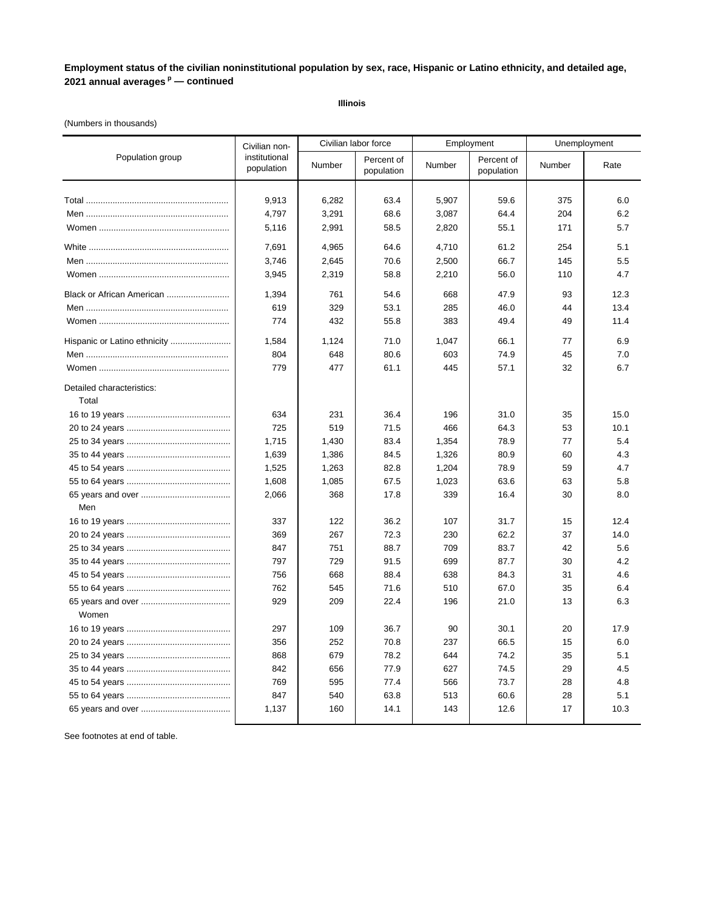**Employment status of the civilian noninstitutional population by sex, race, Hispanic or Latino ethnicity, and detailed age, 2021 annual averages [p] — continued**

**Illinois**

(Numbers in thousands)

| Population group | Civilian non-institutional population | Civilian labor force | | Employment | | Unemployment | |
|---|---|---|---|---|---|---|---|
| | | Number | Percent of population | Number | Percent of population | Number | Rate |
| Total | 9,913 | 6,282 | 63.4 | 5,907 | 59.6 | 375 | 6.0 |
| Men | 4,797 | 3,291 | 68.6 | 3,087 | 64.4 | 204 | 6.2 |
| Women | 5,116 | 2,991 | 58.5 | 2,820 | 55.1 | 171 | 5.7 |
| White | 7,691 | 4,965 | 64.6 | 4,710 | 61.2 | 254 | 5.1 |
| Men | 3,746 | 2,645 | 70.6 | 2,500 | 66.7 | 145 | 5.5 |
| Women | 3,945 | 2,319 | 58.8 | 2,210 | 56.0 | 110 | 4.7 |
| Black or African American | 1,394 | 761 | 54.6 | 668 | 47.9 | 93 | 12.3 |
| Men | 619 | 329 | 53.1 | 285 | 46.0 | 44 | 13.4 |
| Women | 774 | 432 | 55.8 | 383 | 49.4 | 49 | 11.4 |
| Hispanic or Latino ethnicity | 1,584 | 1,124 | 71.0 | 1,047 | 66.1 | 77 | 6.9 |
| Men | 804 | 648 | 80.6 | 603 | 74.9 | 45 | 7.0 |
| Women | 779 | 477 | 61.1 | 445 | 57.1 | 32 | 6.7 |
| Detailed characteristics: | | | | | | | |
| Total | | | | | | | |
| 16 to 19 years | 634 | 231 | 36.4 | 196 | 31.0 | 35 | 15.0 |
| 20 to 24 years | 725 | 519 | 71.5 | 466 | 64.3 | 53 | 10.1 |
| 25 to 34 years | 1,715 | 1,430 | 83.4 | 1,354 | 78.9 | 77 | 5.4 |
| 35 to 44 years | 1,639 | 1,386 | 84.5 | 1,326 | 80.9 | 60 | 4.3 |
| 45 to 54 years | 1,525 | 1,263 | 82.8 | 1,204 | 78.9 | 59 | 4.7 |
| 55 to 64 years | 1,608 | 1,085 | 67.5 | 1,023 | 63.6 | 63 | 5.8 |
| 65 years and over | 2,066 | 368 | 17.8 | 339 | 16.4 | 30 | 8.0 |
| Men | | | | | | | |
| 16 to 19 years | 337 | 122 | 36.2 | 107 | 31.7 | 15 | 12.4 |
| 20 to 24 years | 369 | 267 | 72.3 | 230 | 62.2 | 37 | 14.0 |
| 25 to 34 years | 847 | 751 | 88.7 | 709 | 83.7 | 42 | 5.6 |
| 35 to 44 years | 797 | 729 | 91.5 | 699 | 87.7 | 30 | 4.2 |
| 45 to 54 years | 756 | 668 | 88.4 | 638 | 84.3 | 31 | 4.6 |
| 55 to 64 years | 762 | 545 | 71.6 | 510 | 67.0 | 35 | 6.4 |
| 65 years and over | 929 | 209 | 22.4 | 196 | 21.0 | 13 | 6.3 |
| Women | | | | | | | |
| 16 to 19 years | 297 | 109 | 36.7 | 90 | 30.1 | 20 | 17.9 |
| 20 to 24 years | 356 | 252 | 70.8 | 237 | 66.5 | 15 | 6.0 |
| 25 to 34 years | 868 | 679 | 78.2 | 644 | 74.2 | 35 | 5.1 |
| 35 to 44 years | 842 | 656 | 77.9 | 627 | 74.5 | 29 | 4.5 |
| 45 to 54 years | 769 | 595 | 77.4 | 566 | 73.7 | 28 | 4.8 |
| 55 to 64 years | 847 | 540 | 63.8 | 513 | 60.6 | 28 | 5.1 |
| 65 years and over | 1,137 | 160 | 14.1 | 143 | 12.6 | 17 | 10.3 |

See footnotes at end of table.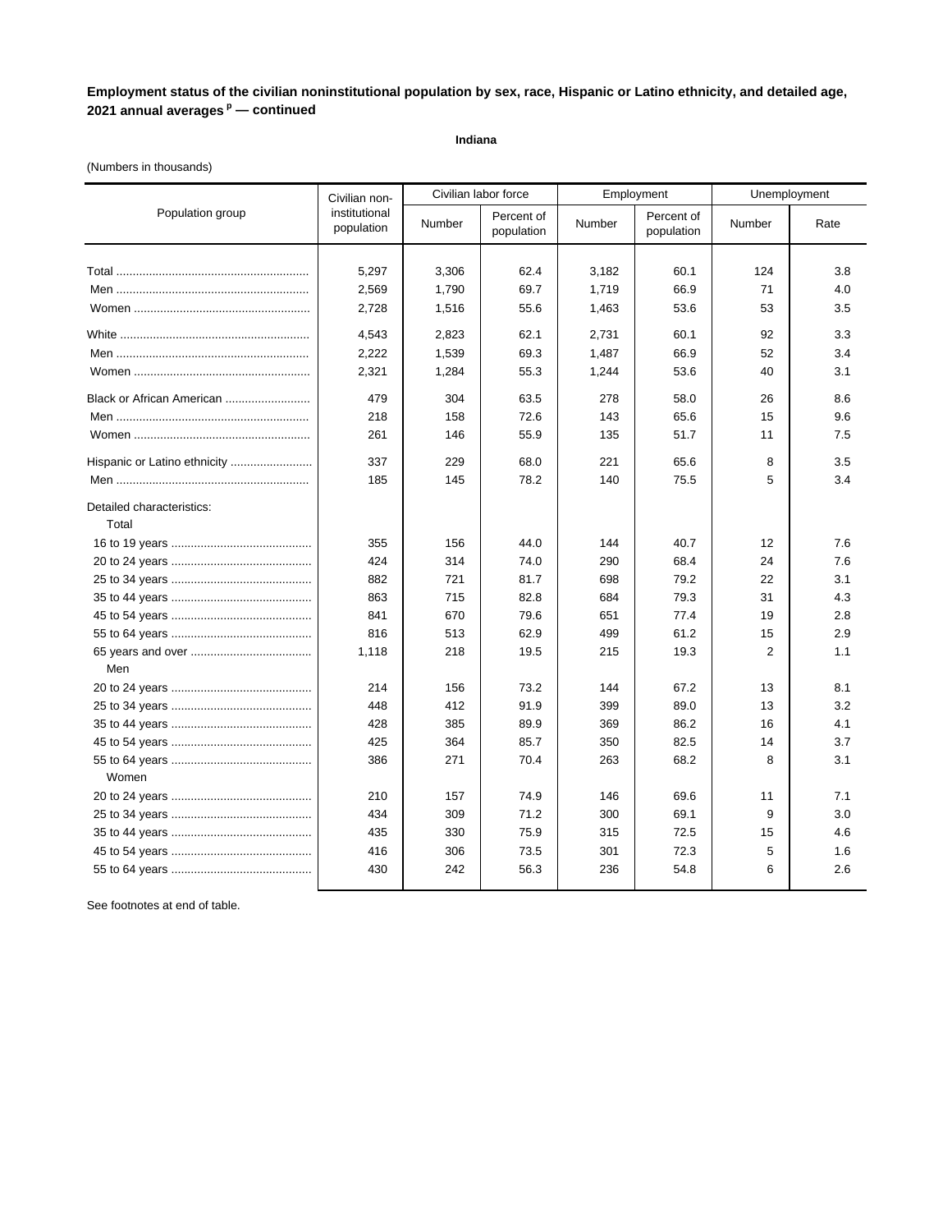**Employment status of the civilian noninstitutional population by sex, race, Hispanic or Latino ethnicity, and detailed age, 2021 annual averages [p] — continued**

**Indiana**

(Numbers in thousands)

| Population group | Civilian non-institutional population | Civilian labor force | | Employment | | Unemployment | |
|---|---|---|---|---|---|---|---|
| | | Number | Percent of population | Number | Percent of population | Number | Rate |
| Total | 5,297 | 3,306 | 62.4 | 3,182 | 60.1 | 124 | 3.8 |
| Men | 2,569 | 1,790 | 69.7 | 1,719 | 66.9 | 71 | 4.0 |
| Women | 2,728 | 1,516 | 55.6 | 1,463 | 53.6 | 53 | 3.5 |
| White | 4,543 | 2,823 | 62.1 | 2,731 | 60.1 | 92 | 3.3 |
| Men | 2,222 | 1,539 | 69.3 | 1,487 | 66.9 | 52 | 3.4 |
| Women | 2,321 | 1,284 | 55.3 | 1,244 | 53.6 | 40 | 3.1 |
| Black or African American | 479 | 304 | 63.5 | 278 | 58.0 | 26 | 8.6 |
| Men | 218 | 158 | 72.6 | 143 | 65.6 | 15 | 9.6 |
| Women | 261 | 146 | 55.9 | 135 | 51.7 | 11 | 7.5 |
| Hispanic or Latino ethnicity | 337 | 229 | 68.0 | 221 | 65.6 | 8 | 3.5 |
| Men | 185 | 145 | 78.2 | 140 | 75.5 | 5 | 3.4 |
| Detailed characteristics: | | | | | | | |
| Total | | | | | | | |
| 16 to 19 years | 355 | 156 | 44.0 | 144 | 40.7 | 12 | 7.6 |
| 20 to 24 years | 424 | 314 | 74.0 | 290 | 68.4 | 24 | 7.6 |
| 25 to 34 years | 882 | 721 | 81.7 | 698 | 79.2 | 22 | 3.1 |
| 35 to 44 years | 863 | 715 | 82.8 | 684 | 79.3 | 31 | 4.3 |
| 45 to 54 years | 841 | 670 | 79.6 | 651 | 77.4 | 19 | 2.8 |
| 55 to 64 years | 816 | 513 | 62.9 | 499 | 61.2 | 15 | 2.9 |
| 65 years and over | 1,118 | 218 | 19.5 | 215 | 19.3 | 2 | 1.1 |
| Men | | | | | | | |
| 20 to 24 years | 214 | 156 | 73.2 | 144 | 67.2 | 13 | 8.1 |
| 25 to 34 years | 448 | 412 | 91.9 | 399 | 89.0 | 13 | 3.2 |
| 35 to 44 years | 428 | 385 | 89.9 | 369 | 86.2 | 16 | 4.1 |
| 45 to 54 years | 425 | 364 | 85.7 | 350 | 82.5 | 14 | 3.7 |
| 55 to 64 years | 386 | 271 | 70.4 | 263 | 68.2 | 8 | 3.1 |
| Women | | | | | | | |
| 20 to 24 years | 210 | 157 | 74.9 | 146 | 69.6 | 11 | 7.1 |
| 25 to 34 years | 434 | 309 | 71.2 | 300 | 69.1 | 9 | 3.0 |
| 35 to 44 years | 435 | 330 | 75.9 | 315 | 72.5 | 15 | 4.6 |
| 45 to 54 years | 416 | 306 | 73.5 | 301 | 72.3 | 5 | 1.6 |
| 55 to 64 years | 430 | 242 | 56.3 | 236 | 54.8 | 6 | 2.6 |

See footnotes at end of table.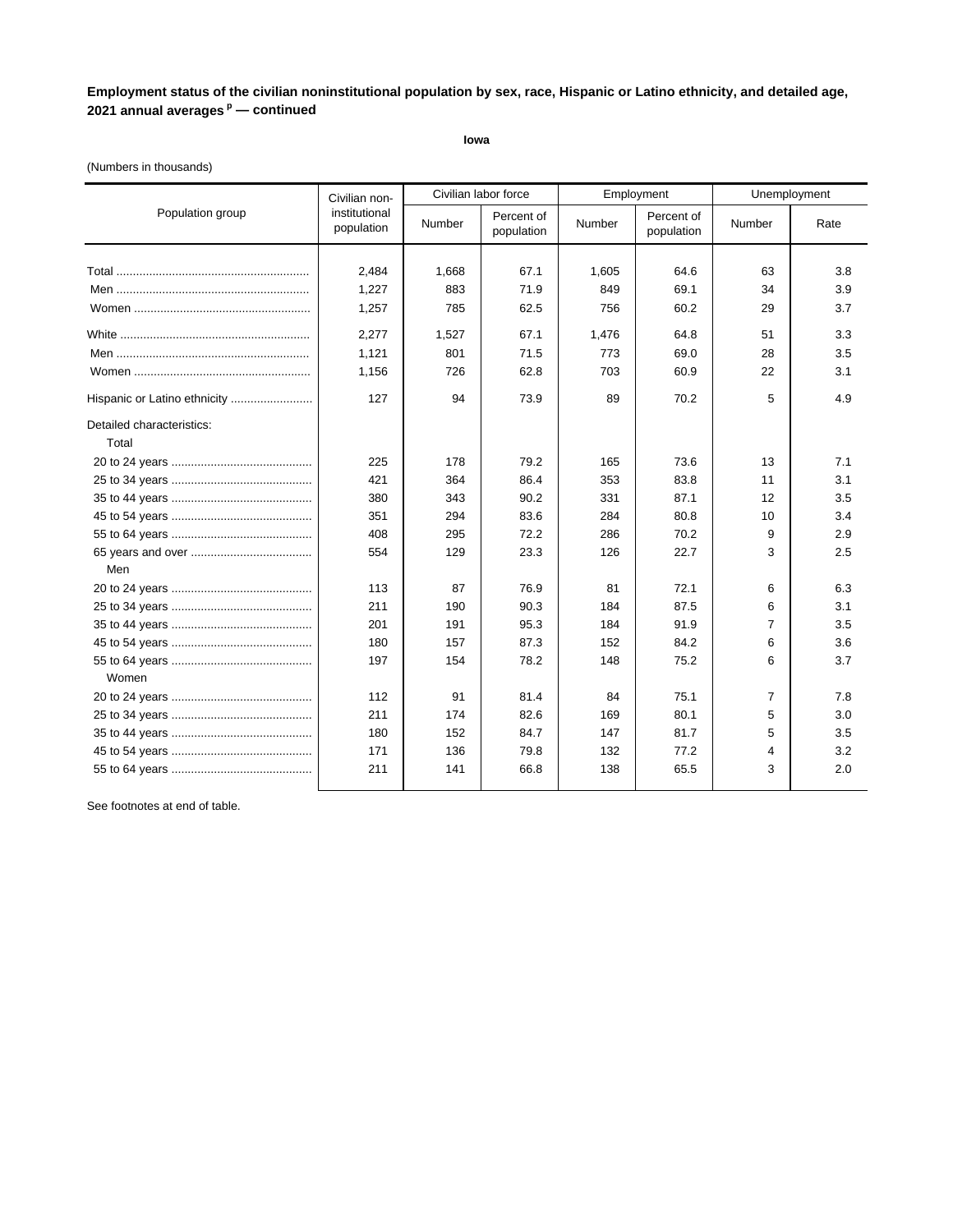**Employment status of the civilian noninstitutional population by sex, race, Hispanic or Latino ethnicity, and detailed age, 2021 annual averages [p] — continued**

**Iowa**

(Numbers in thousands)

| Population group | Civilian non-institutional population | Civilian labor force | | Employment | | Unemployment | |
|---|---|---|---|---|---|---|---|
| | | Number | Percent of population | Number | Percent of population | Number | Rate |
| Total | 2,484 | 1,668 | 67.1 | 1,605 | 64.6 | 63 | 3.8 |
| Men | 1,227 | 883 | 71.9 | 849 | 69.1 | 34 | 3.9 |
| Women | 1,257 | 785 | 62.5 | 756 | 60.2 | 29 | 3.7 |
| White | 2,277 | 1,527 | 67.1 | 1,476 | 64.8 | 51 | 3.3 |
| Men | 1,121 | 801 | 71.5 | 773 | 69.0 | 28 | 3.5 |
| Women | 1,156 | 726 | 62.8 | 703 | 60.9 | 22 | 3.1 |
| Hispanic or Latino ethnicity | 127 | 94 | 73.9 | 89 | 70.2 | 5 | 4.9 |
| Detailed characteristics: | | | | | | | |
| Total | | | | | | | |
| 20 to 24 years | 225 | 178 | 79.2 | 165 | 73.6 | 13 | 7.1 |
| 25 to 34 years | 421 | 364 | 86.4 | 353 | 83.8 | 11 | 3.1 |
| 35 to 44 years | 380 | 343 | 90.2 | 331 | 87.1 | 12 | 3.5 |
| 45 to 54 years | 351 | 294 | 83.6 | 284 | 80.8 | 10 | 3.4 |
| 55 to 64 years | 408 | 295 | 72.2 | 286 | 70.2 | 9 | 2.9 |
| 65 years and over | 554 | 129 | 23.3 | 126 | 22.7 | 3 | 2.5 |
| Men | | | | | | | |
| 20 to 24 years | 113 | 87 | 76.9 | 81 | 72.1 | 6 | 6.3 |
| 25 to 34 years | 211 | 190 | 90.3 | 184 | 87.5 | 6 | 3.1 |
| 35 to 44 years | 201 | 191 | 95.3 | 184 | 91.9 | 7 | 3.5 |
| 45 to 54 years | 180 | 157 | 87.3 | 152 | 84.2 | 6 | 3.6 |
| 55 to 64 years | 197 | 154 | 78.2 | 148 | 75.2 | 6 | 3.7 |
| Women | | | | | | | |
| 20 to 24 years | 112 | 91 | 81.4 | 84 | 75.1 | 7 | 7.8 |
| 25 to 34 years | 211 | 174 | 82.6 | 169 | 80.1 | 5 | 3.0 |
| 35 to 44 years | 180 | 152 | 84.7 | 147 | 81.7 | 5 | 3.5 |
| 45 to 54 years | 171 | 136 | 79.8 | 132 | 77.2 | 4 | 3.2 |
| 55 to 64 years | 211 | 141 | 66.8 | 138 | 65.5 | 3 | 2.0 |

See footnotes at end of table.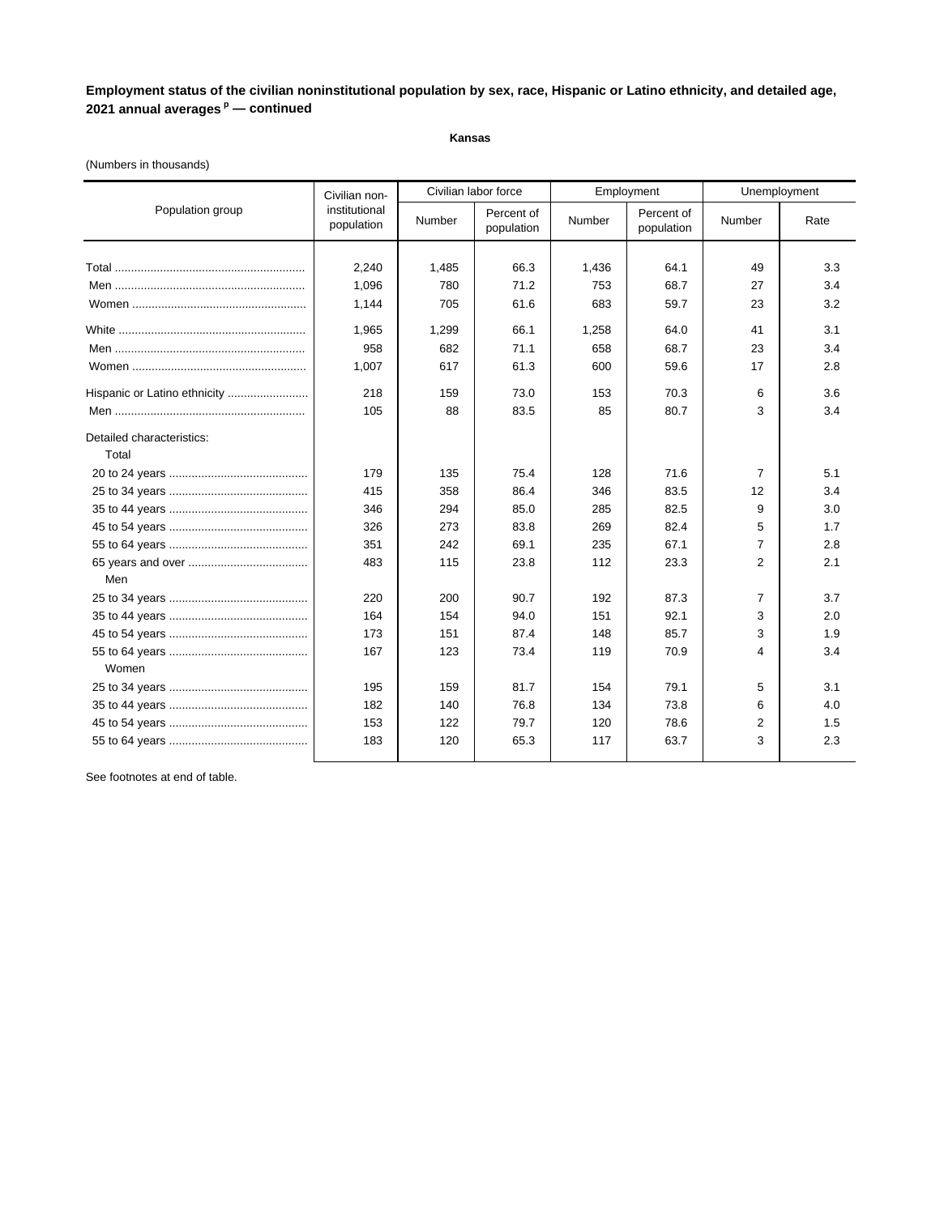**Employment status of the civilian noninstitutional population by sex, race, Hispanic or Latino ethnicity, and detailed age, 2021 annual averages [p] — continued**

**Kansas**

(Numbers in thousands)

| Population group | Civilian non-institutional population | Civilian labor force | | Employment | | Unemployment | |
|---|---|---|---|---|---|---|---|
| | | Number | Percent of population | Number | Percent of population | Number | Rate |
| Total | 2,240 | 1,485 | 66.3 | 1,436 | 64.1 | 49 | 3.3 |
| Men | 1,096 | 780 | 71.2 | 753 | 68.7 | 27 | 3.4 |
| Women | 1,144 | 705 | 61.6 | 683 | 59.7 | 23 | 3.2 |
| White | 1,965 | 1,299 | 66.1 | 1,258 | 64.0 | 41 | 3.1 |
| Men | 958 | 682 | 71.1 | 658 | 68.7 | 23 | 3.4 |
| Women | 1,007 | 617 | 61.3 | 600 | 59.6 | 17 | 2.8 |
| Hispanic or Latino ethnicity | 218 | 159 | 73.0 | 153 | 70.3 | 6 | 3.6 |
| Men | 105 | 88 | 83.5 | 85 | 80.7 | 3 | 3.4 |
| Detailed characteristics: | | | | | | | |
| Total | | | | | | | |
| 20 to 24 years | 179 | 135 | 75.4 | 128 | 71.6 | 7 | 5.1 |
| 25 to 34 years | 415 | 358 | 86.4 | 346 | 83.5 | 12 | 3.4 |
| 35 to 44 years | 346 | 294 | 85.0 | 285 | 82.5 | 9 | 3.0 |
| 45 to 54 years | 326 | 273 | 83.8 | 269 | 82.4 | 5 | 1.7 |
| 55 to 64 years | 351 | 242 | 69.1 | 235 | 67.1 | 7 | 2.8 |
| 65 years and over | 483 | 115 | 23.8 | 112 | 23.3 | 2 | 2.1 |
| Men | | | | | | | |
| 25 to 34 years | 220 | 200 | 90.7 | 192 | 87.3 | 7 | 3.7 |
| 35 to 44 years | 164 | 154 | 94.0 | 151 | 92.1 | 3 | 2.0 |
| 45 to 54 years | 173 | 151 | 87.4 | 148 | 85.7 | 3 | 1.9 |
| 55 to 64 years | 167 | 123 | 73.4 | 119 | 70.9 | 4 | 3.4 |
| Women | | | | | | | |
| 25 to 34 years | 195 | 159 | 81.7 | 154 | 79.1 | 5 | 3.1 |
| 35 to 44 years | 182 | 140 | 76.8 | 134 | 73.8 | 6 | 4.0 |
| 45 to 54 years | 153 | 122 | 79.7 | 120 | 78.6 | 2 | 1.5 |
| 55 to 64 years | 183 | 120 | 65.3 | 117 | 63.7 | 3 | 2.3 |

See footnotes at end of table.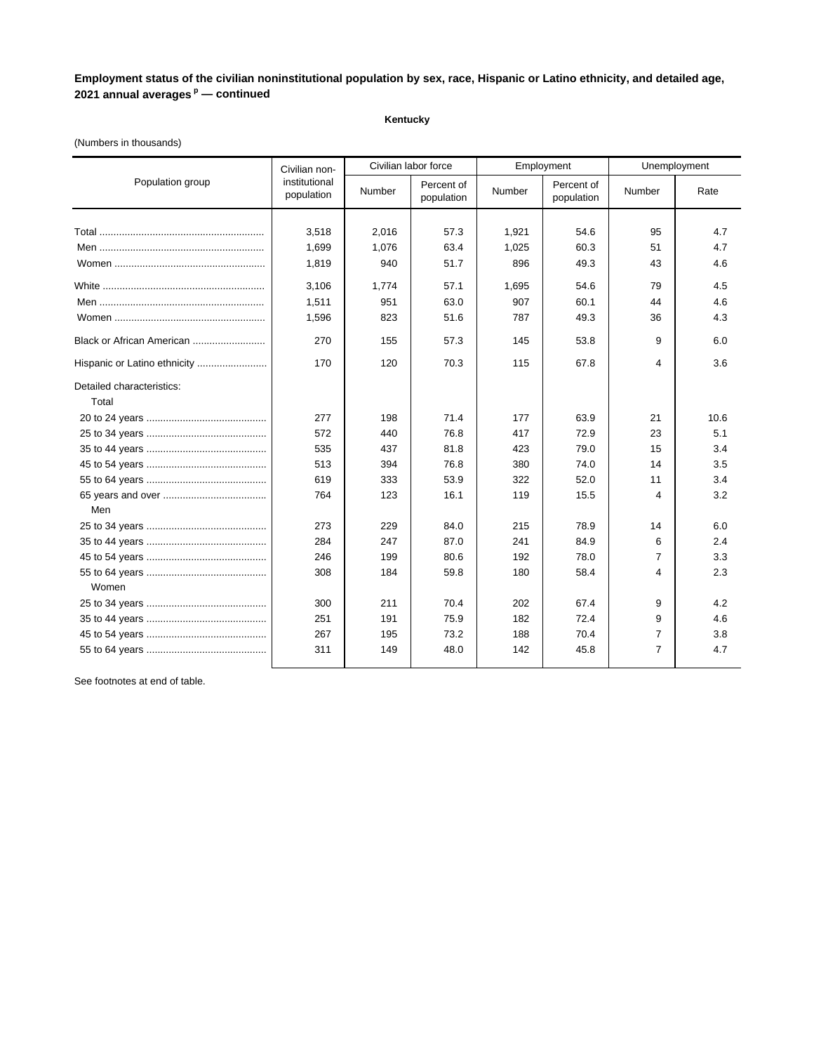**Employment status of the civilian noninstitutional population by sex, race, Hispanic or Latino ethnicity, and detailed age, 2021 annual averages [p] — continued**

**Kentucky**

(Numbers in thousands)

| Population group | Civilian non-institutional population | Civilian labor force | | Employment | | Unemployment | |
|---|---|---|---|---|---|---|---|
| | | Number | Percent of population | Number | Percent of population | Number | Rate |
| Total | 3,518 | 2,016 | 57.3 | 1,921 | 54.6 | 95 | 4.7 |
| Men | 1,699 | 1,076 | 63.4 | 1,025 | 60.3 | 51 | 4.7 |
| Women | 1,819 | 940 | 51.7 | 896 | 49.3 | 43 | 4.6 |
| White | 3,106 | 1,774 | 57.1 | 1,695 | 54.6 | 79 | 4.5 |
| Men | 1,511 | 951 | 63.0 | 907 | 60.1 | 44 | 4.6 |
| Women | 1,596 | 823 | 51.6 | 787 | 49.3 | 36 | 4.3 |
| Black or African American | 270 | 155 | 57.3 | 145 | 53.8 | 9 | 6.0 |
| Hispanic or Latino ethnicity | 170 | 120 | 70.3 | 115 | 67.8 | 4 | 3.6 |
| Detailed characteristics: | | | | | | | |
| Total | | | | | | | |
| 20 to 24 years | 277 | 198 | 71.4 | 177 | 63.9 | 21 | 10.6 |
| 25 to 34 years | 572 | 440 | 76.8 | 417 | 72.9 | 23 | 5.1 |
| 35 to 44 years | 535 | 437 | 81.8 | 423 | 79.0 | 15 | 3.4 |
| 45 to 54 years | 513 | 394 | 76.8 | 380 | 74.0 | 14 | 3.5 |
| 55 to 64 years | 619 | 333 | 53.9 | 322 | 52.0 | 11 | 3.4 |
| 65 years and over | 764 | 123 | 16.1 | 119 | 15.5 | 4 | 3.2 |
| Men | | | | | | | |
| 25 to 34 years | 273 | 229 | 84.0 | 215 | 78.9 | 14 | 6.0 |
| 35 to 44 years | 284 | 247 | 87.0 | 241 | 84.9 | 6 | 2.4 |
| 45 to 54 years | 246 | 199 | 80.6 | 192 | 78.0 | 7 | 3.3 |
| 55 to 64 years | 308 | 184 | 59.8 | 180 | 58.4 | 4 | 2.3 |
| Women | | | | | | | |
| 25 to 34 years | 300 | 211 | 70.4 | 202 | 67.4 | 9 | 4.2 |
| 35 to 44 years | 251 | 191 | 75.9 | 182 | 72.4 | 9 | 4.6 |
| 45 to 54 years | 267 | 195 | 73.2 | 188 | 70.4 | 7 | 3.8 |
| 55 to 64 years | 311 | 149 | 48.0 | 142 | 45.8 | 7 | 4.7 |

See footnotes at end of table.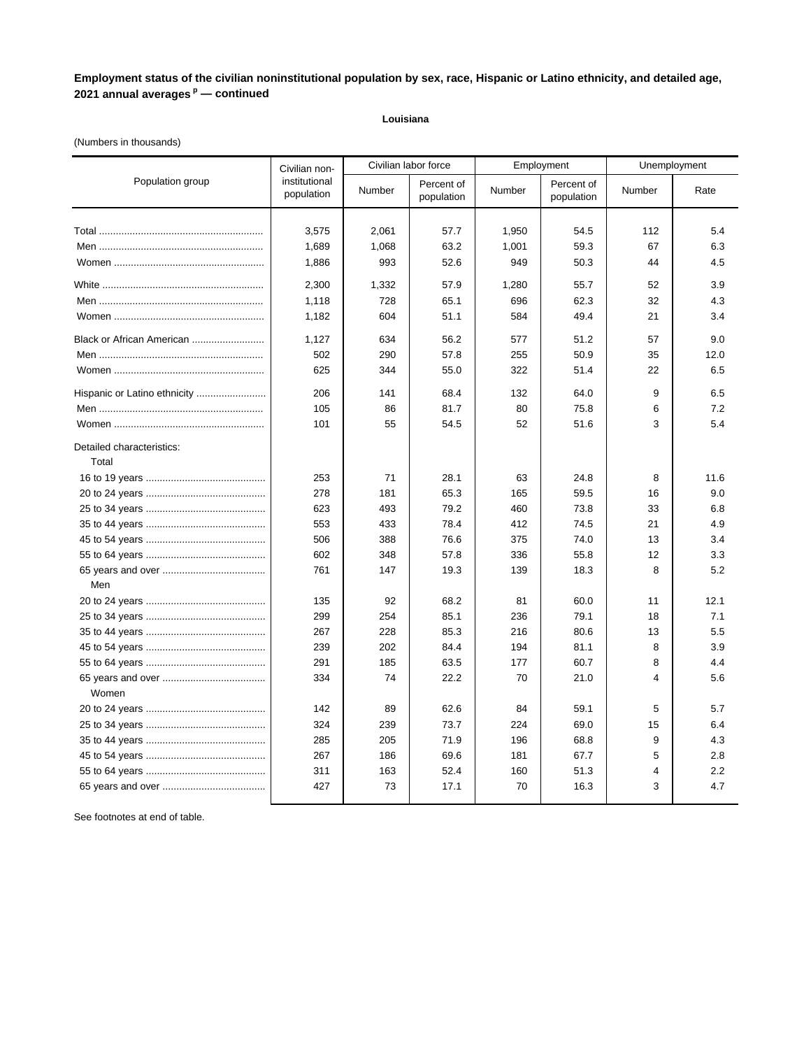**Employment status of the civilian noninstitutional population by sex, race, Hispanic or Latino ethnicity, and detailed age, 2021 annual averages [p] — continued**

**Louisiana**

(Numbers in thousands)

| Population group | Civilian non-institutional population | Civilian labor force | | Employment | | Unemployment | |
|---|---|---|---|---|---|---|---|
| | | Number | Percent of population | Number | Percent of population | Number | Rate |
| Total | 3,575 | 2,061 | 57.7 | 1,950 | 54.5 | 112 | 5.4 |
| Men | 1,689 | 1,068 | 63.2 | 1,001 | 59.3 | 67 | 6.3 |
| Women | 1,886 | 993 | 52.6 | 949 | 50.3 | 44 | 4.5 |
| White | 2,300 | 1,332 | 57.9 | 1,280 | 55.7 | 52 | 3.9 |
| Men | 1,118 | 728 | 65.1 | 696 | 62.3 | 32 | 4.3 |
| Women | 1,182 | 604 | 51.1 | 584 | 49.4 | 21 | 3.4 |
| Black or African American | 1,127 | 634 | 56.2 | 577 | 51.2 | 57 | 9.0 |
| Men | 502 | 290 | 57.8 | 255 | 50.9 | 35 | 12.0 |
| Women | 625 | 344 | 55.0 | 322 | 51.4 | 22 | 6.5 |
| Hispanic or Latino ethnicity | 206 | 141 | 68.4 | 132 | 64.0 | 9 | 6.5 |
| Men | 105 | 86 | 81.7 | 80 | 75.8 | 6 | 7.2 |
| Women | 101 | 55 | 54.5 | 52 | 51.6 | 3 | 5.4 |
| Detailed characteristics: | | | | | | | |
| Total | | | | | | | |
| 16 to 19 years | 253 | 71 | 28.1 | 63 | 24.8 | 8 | 11.6 |
| 20 to 24 years | 278 | 181 | 65.3 | 165 | 59.5 | 16 | 9.0 |
| 25 to 34 years | 623 | 493 | 79.2 | 460 | 73.8 | 33 | 6.8 |
| 35 to 44 years | 553 | 433 | 78.4 | 412 | 74.5 | 21 | 4.9 |
| 45 to 54 years | 506 | 388 | 76.6 | 375 | 74.0 | 13 | 3.4 |
| 55 to 64 years | 602 | 348 | 57.8 | 336 | 55.8 | 12 | 3.3 |
| 65 years and over | 761 | 147 | 19.3 | 139 | 18.3 | 8 | 5.2 |
| Men | | | | | | | |
| 20 to 24 years | 135 | 92 | 68.2 | 81 | 60.0 | 11 | 12.1 |
| 25 to 34 years | 299 | 254 | 85.1 | 236 | 79.1 | 18 | 7.1 |
| 35 to 44 years | 267 | 228 | 85.3 | 216 | 80.6 | 13 | 5.5 |
| 45 to 54 years | 239 | 202 | 84.4 | 194 | 81.1 | 8 | 3.9 |
| 55 to 64 years | 291 | 185 | 63.5 | 177 | 60.7 | 8 | 4.4 |
| 65 years and over | 334 | 74 | 22.2 | 70 | 21.0 | 4 | 5.6 |
| Women | | | | | | | |
| 20 to 24 years | 142 | 89 | 62.6 | 84 | 59.1 | 5 | 5.7 |
| 25 to 34 years | 324 | 239 | 73.7 | 224 | 69.0 | 15 | 6.4 |
| 35 to 44 years | 285 | 205 | 71.9 | 196 | 68.8 | 9 | 4.3 |
| 45 to 54 years | 267 | 186 | 69.6 | 181 | 67.7 | 5 | 2.8 |
| 55 to 64 years | 311 | 163 | 52.4 | 160 | 51.3 | 4 | 2.2 |
| 65 years and over | 427 | 73 | 17.1 | 70 | 16.3 | 3 | 4.7 |

See footnotes at end of table.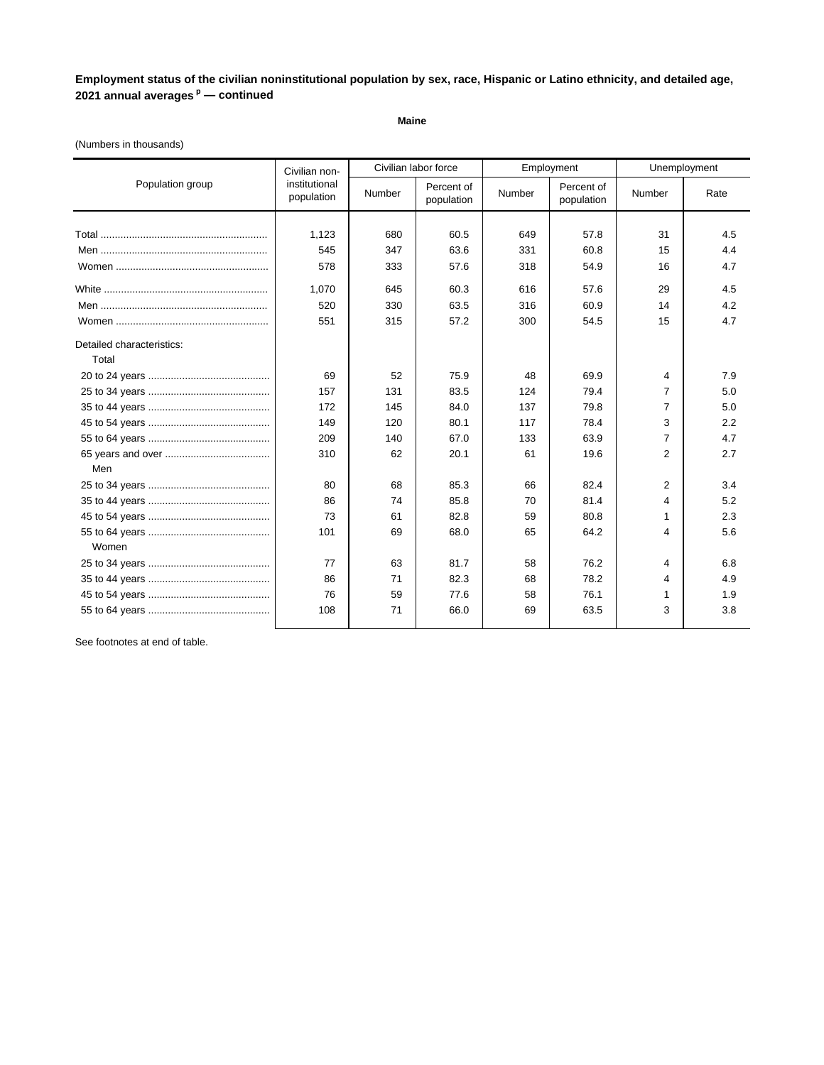**Employment status of the civilian noninstitutional population by sex, race, Hispanic or Latino ethnicity, and detailed age, 2021 annual averages [p] — continued**

**Maine**

(Numbers in thousands)

| Population group | Civilian non-institutional population | Civilian labor force | | Employment | | Unemployment | |
|---|---|---|---|---|---|---|---|
| | | Number | Percent of population | Number | Percent of population | Number | Rate |
| Total | 1,123 | 680 | 60.5 | 649 | 57.8 | 31 | 4.5 |
| Men | 545 | 347 | 63.6 | 331 | 60.8 | 15 | 4.4 |
| Women | 578 | 333 | 57.6 | 318 | 54.9 | 16 | 4.7 |
| White | 1,070 | 645 | 60.3 | 616 | 57.6 | 29 | 4.5 |
| Men | 520 | 330 | 63.5 | 316 | 60.9 | 14 | 4.2 |
| Women | 551 | 315 | 57.2 | 300 | 54.5 | 15 | 4.7 |
| Detailed characteristics: | | | | | | | |
| Total | | | | | | | |
| 20 to 24 years | 69 | 52 | 75.9 | 48 | 69.9 | 4 | 7.9 |
| 25 to 34 years | 157 | 131 | 83.5 | 124 | 79.4 | 7 | 5.0 |
| 35 to 44 years | 172 | 145 | 84.0 | 137 | 79.8 | 7 | 5.0 |
| 45 to 54 years | 149 | 120 | 80.1 | 117 | 78.4 | 3 | 2.2 |
| 55 to 64 years | 209 | 140 | 67.0 | 133 | 63.9 | 7 | 4.7 |
| 65 years and over | 310 | 62 | 20.1 | 61 | 19.6 | 2 | 2.7 |
| Men | | | | | | | |
| 25 to 34 years | 80 | 68 | 85.3 | 66 | 82.4 | 2 | 3.4 |
| 35 to 44 years | 86 | 74 | 85.8 | 70 | 81.4 | 4 | 5.2 |
| 45 to 54 years | 73 | 61 | 82.8 | 59 | 80.8 | 1 | 2.3 |
| 55 to 64 years | 101 | 69 | 68.0 | 65 | 64.2 | 4 | 5.6 |
| Women | | | | | | | |
| 25 to 34 years | 77 | 63 | 81.7 | 58 | 76.2 | 4 | 6.8 |
| 35 to 44 years | 86 | 71 | 82.3 | 68 | 78.2 | 4 | 4.9 |
| 45 to 54 years | 76 | 59 | 77.6 | 58 | 76.1 | 1 | 1.9 |
| 55 to 64 years | 108 | 71 | 66.0 | 69 | 63.5 | 3 | 3.8 |

See footnotes at end of table.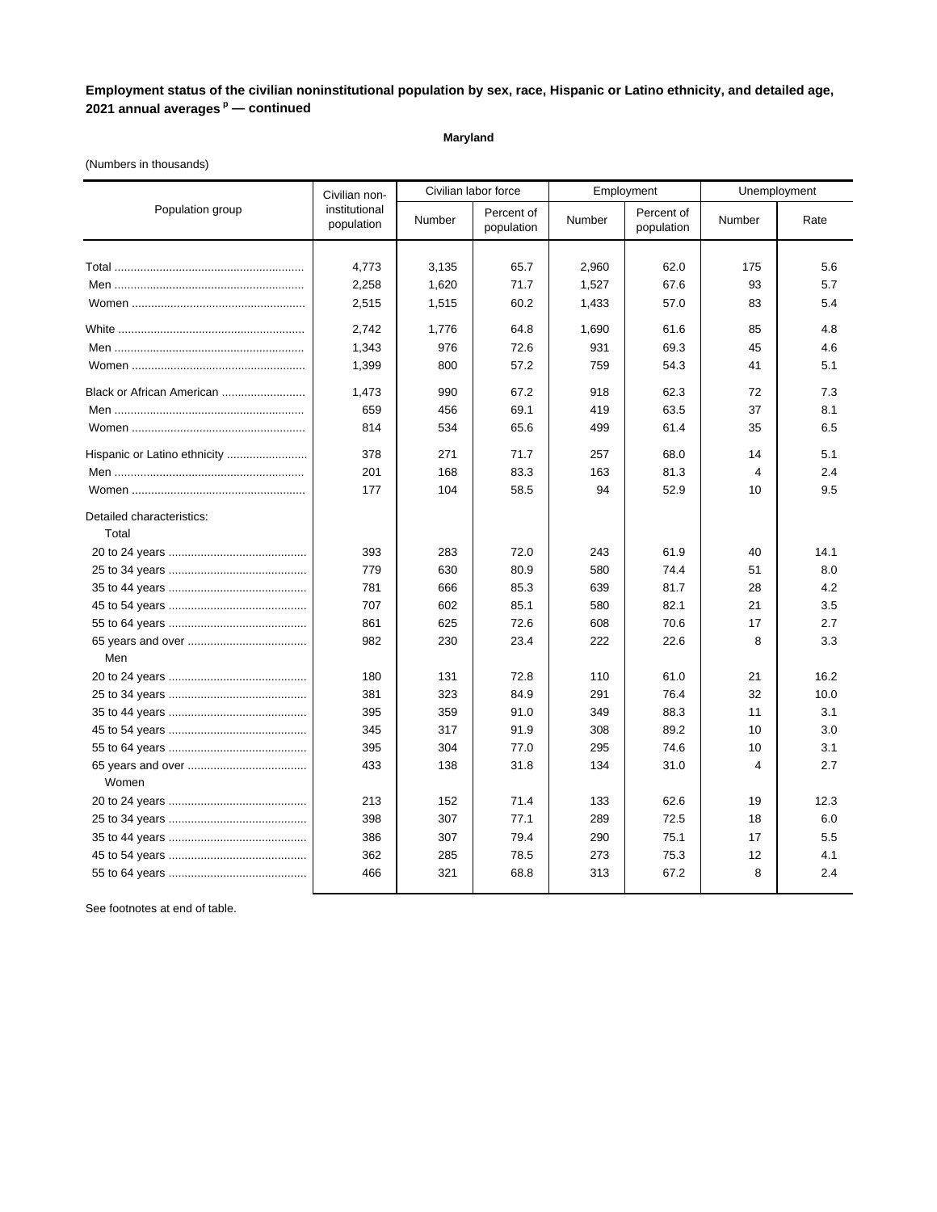**Employment status of the civilian noninstitutional population by sex, race, Hispanic or Latino ethnicity, and detailed age, 2021 annual averages [p] — continued**

**Maryland**

(Numbers in thousands)

| Population group | Civilian non-institutional population | Civilian labor force | | Employment | | Unemployment | |
|---|---|---|---|---|---|---|---|
| | | Number | Percent of population | Number | Percent of population | Number | Rate |
| Total | 4,773 | 3,135 | 65.7 | 2,960 | 62.0 | 175 | 5.6 |
| Men | 2,258 | 1,620 | 71.7 | 1,527 | 67.6 | 93 | 5.7 |
| Women | 2,515 | 1,515 | 60.2 | 1,433 | 57.0 | 83 | 5.4 |
| White | 2,742 | 1,776 | 64.8 | 1,690 | 61.6 | 85 | 4.8 |
| Men | 1,343 | 976 | 72.6 | 931 | 69.3 | 45 | 4.6 |
| Women | 1,399 | 800 | 57.2 | 759 | 54.3 | 41 | 5.1 |
| Black or African American | 1,473 | 990 | 67.2 | 918 | 62.3 | 72 | 7.3 |
| Men | 659 | 456 | 69.1 | 419 | 63.5 | 37 | 8.1 |
| Women | 814 | 534 | 65.6 | 499 | 61.4 | 35 | 6.5 |
| Hispanic or Latino ethnicity | 378 | 271 | 71.7 | 257 | 68.0 | 14 | 5.1 |
| Men | 201 | 168 | 83.3 | 163 | 81.3 | 4 | 2.4 |
| Women | 177 | 104 | 58.5 | 94 | 52.9 | 10 | 9.5 |
| Detailed characteristics: | | | | | | | |
| Total | | | | | | | |
| 20 to 24 years | 393 | 283 | 72.0 | 243 | 61.9 | 40 | 14.1 |
| 25 to 34 years | 779 | 630 | 80.9 | 580 | 74.4 | 51 | 8.0 |
| 35 to 44 years | 781 | 666 | 85.3 | 639 | 81.7 | 28 | 4.2 |
| 45 to 54 years | 707 | 602 | 85.1 | 580 | 82.1 | 21 | 3.5 |
| 55 to 64 years | 861 | 625 | 72.6 | 608 | 70.6 | 17 | 2.7 |
| 65 years and over | 982 | 230 | 23.4 | 222 | 22.6 | 8 | 3.3 |
| Men | | | | | | | |
| 20 to 24 years | 180 | 131 | 72.8 | 110 | 61.0 | 21 | 16.2 |
| 25 to 34 years | 381 | 323 | 84.9 | 291 | 76.4 | 32 | 10.0 |
| 35 to 44 years | 395 | 359 | 91.0 | 349 | 88.3 | 11 | 3.1 |
| 45 to 54 years | 345 | 317 | 91.9 | 308 | 89.2 | 10 | 3.0 |
| 55 to 64 years | 395 | 304 | 77.0 | 295 | 74.6 | 10 | 3.1 |
| 65 years and over | 433 | 138 | 31.8 | 134 | 31.0 | 4 | 2.7 |
| Women | | | | | | | |
| 20 to 24 years | 213 | 152 | 71.4 | 133 | 62.6 | 19 | 12.3 |
| 25 to 34 years | 398 | 307 | 77.1 | 289 | 72.5 | 18 | 6.0 |
| 35 to 44 years | 386 | 307 | 79.4 | 290 | 75.1 | 17 | 5.5 |
| 45 to 54 years | 362 | 285 | 78.5 | 273 | 75.3 | 12 | 4.1 |
| 55 to 64 years | 466 | 321 | 68.8 | 313 | 67.2 | 8 | 2.4 |

See footnotes at end of table.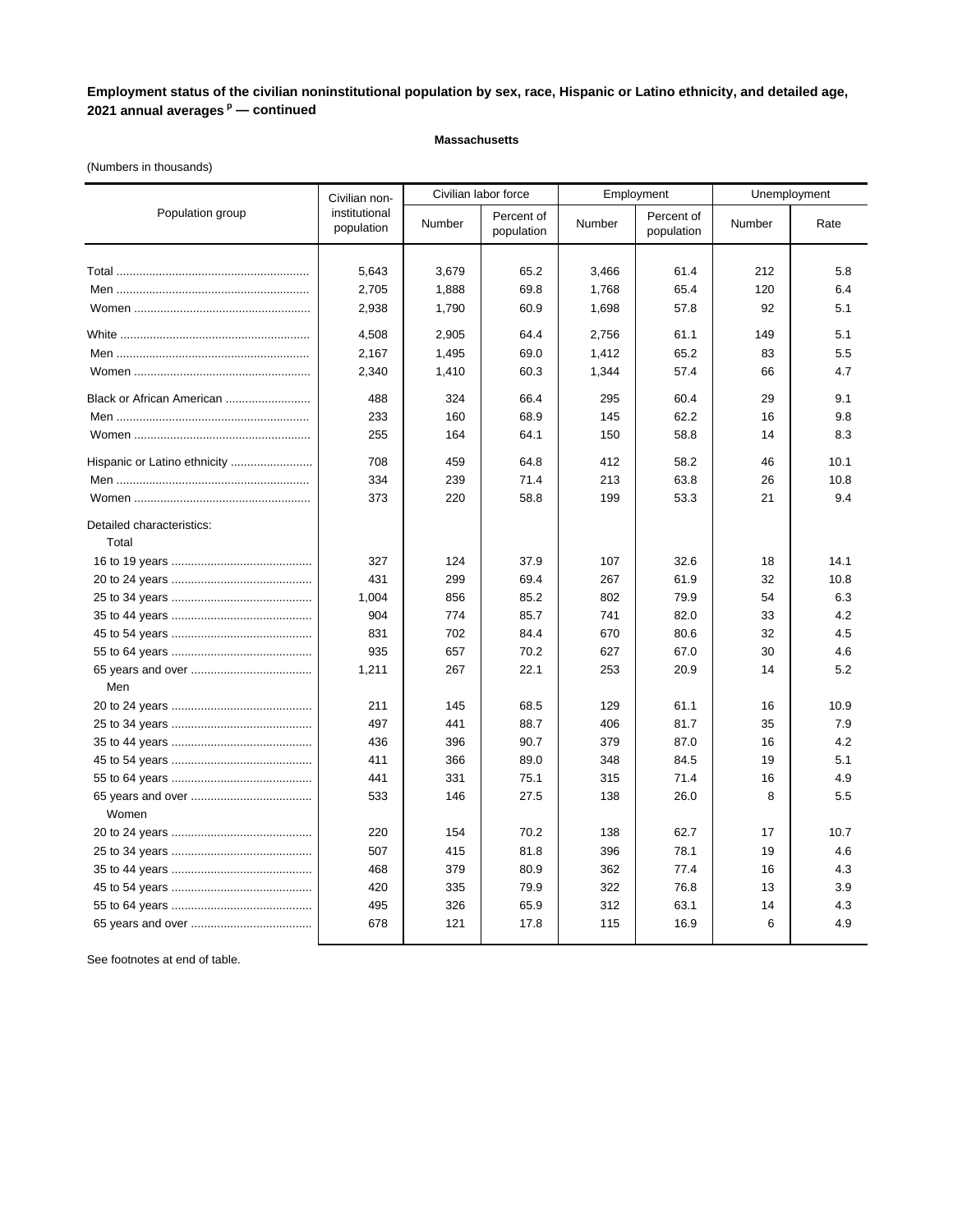**Employment status of the civilian noninstitutional population by sex, race, Hispanic or Latino ethnicity, and detailed age, 2021 annual averages [p] — continued**

**Massachusetts**

(Numbers in thousands)

| Population group | Civilian non-institutional population | Civilian labor force | | Employment | | Unemployment | |
|---|---|---|---|---|---|---|---|
| | | Number | Percent of population | Number | Percent of population | Number | Rate |
| Total | 5,643 | 3,679 | 65.2 | 3,466 | 61.4 | 212 | 5.8 |
| Men | 2,705 | 1,888 | 69.8 | 1,768 | 65.4 | 120 | 6.4 |
| Women | 2,938 | 1,790 | 60.9 | 1,698 | 57.8 | 92 | 5.1 |
| White | 4,508 | 2,905 | 64.4 | 2,756 | 61.1 | 149 | 5.1 |
| Men | 2,167 | 1,495 | 69.0 | 1,412 | 65.2 | 83 | 5.5 |
| Women | 2,340 | 1,410 | 60.3 | 1,344 | 57.4 | 66 | 4.7 |
| Black or African American | 488 | 324 | 66.4 | 295 | 60.4 | 29 | 9.1 |
| Men | 233 | 160 | 68.9 | 145 | 62.2 | 16 | 9.8 |
| Women | 255 | 164 | 64.1 | 150 | 58.8 | 14 | 8.3 |
| Hispanic or Latino ethnicity | 708 | 459 | 64.8 | 412 | 58.2 | 46 | 10.1 |
| Men | 334 | 239 | 71.4 | 213 | 63.8 | 26 | 10.8 |
| Women | 373 | 220 | 58.8 | 199 | 53.3 | 21 | 9.4 |
| Detailed characteristics: | | | | | | | |
| Total | | | | | | | |
| 16 to 19 years | 327 | 124 | 37.9 | 107 | 32.6 | 18 | 14.1 |
| 20 to 24 years | 431 | 299 | 69.4 | 267 | 61.9 | 32 | 10.8 |
| 25 to 34 years | 1,004 | 856 | 85.2 | 802 | 79.9 | 54 | 6.3 |
| 35 to 44 years | 904 | 774 | 85.7 | 741 | 82.0 | 33 | 4.2 |
| 45 to 54 years | 831 | 702 | 84.4 | 670 | 80.6 | 32 | 4.5 |
| 55 to 64 years | 935 | 657 | 70.2 | 627 | 67.0 | 30 | 4.6 |
| 65 years and over | 1,211 | 267 | 22.1 | 253 | 20.9 | 14 | 5.2 |
| Men | | | | | | | |
| 20 to 24 years | 211 | 145 | 68.5 | 129 | 61.1 | 16 | 10.9 |
| 25 to 34 years | 497 | 441 | 88.7 | 406 | 81.7 | 35 | 7.9 |
| 35 to 44 years | 436 | 396 | 90.7 | 379 | 87.0 | 16 | 4.2 |
| 45 to 54 years | 411 | 366 | 89.0 | 348 | 84.5 | 19 | 5.1 |
| 55 to 64 years | 441 | 331 | 75.1 | 315 | 71.4 | 16 | 4.9 |
| 65 years and over | 533 | 146 | 27.5 | 138 | 26.0 | 8 | 5.5 |
| Women | | | | | | | |
| 20 to 24 years | 220 | 154 | 70.2 | 138 | 62.7 | 17 | 10.7 |
| 25 to 34 years | 507 | 415 | 81.8 | 396 | 78.1 | 19 | 4.6 |
| 35 to 44 years | 468 | 379 | 80.9 | 362 | 77.4 | 16 | 4.3 |
| 45 to 54 years | 420 | 335 | 79.9 | 322 | 76.8 | 13 | 3.9 |
| 55 to 64 years | 495 | 326 | 65.9 | 312 | 63.1 | 14 | 4.3 |
| 65 years and over | 678 | 121 | 17.8 | 115 | 16.9 | 6 | 4.9 |

See footnotes at end of table.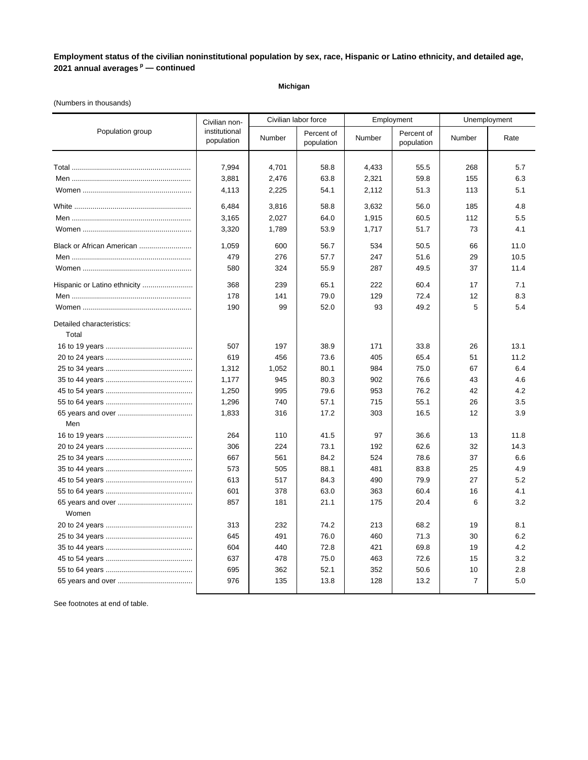**Employment status of the civilian noninstitutional population by sex, race, Hispanic or Latino ethnicity, and detailed age, 2021 annual averages [p] — continued**

**Michigan**

(Numbers in thousands)

| Population group | Civilian non-institutional population | Civilian labor force | | Employment | | Unemployment | |
|---|---|---|---|---|---|---|---|
| | | Number | Percent of population | Number | Percent of population | Number | Rate |
| Total | 7,994 | 4,701 | 58.8 | 4,433 | 55.5 | 268 | 5.7 |
| Men | 3,881 | 2,476 | 63.8 | 2,321 | 59.8 | 155 | 6.3 |
| Women | 4,113 | 2,225 | 54.1 | 2,112 | 51.3 | 113 | 5.1 |
| White | 6,484 | 3,816 | 58.8 | 3,632 | 56.0 | 185 | 4.8 |
| Men | 3,165 | 2,027 | 64.0 | 1,915 | 60.5 | 112 | 5.5 |
| Women | 3,320 | 1,789 | 53.9 | 1,717 | 51.7 | 73 | 4.1 |
| Black or African American | 1,059 | 600 | 56.7 | 534 | 50.5 | 66 | 11.0 |
| Men | 479 | 276 | 57.7 | 247 | 51.6 | 29 | 10.5 |
| Women | 580 | 324 | 55.9 | 287 | 49.5 | 37 | 11.4 |
| Hispanic or Latino ethnicity | 368 | 239 | 65.1 | 222 | 60.4 | 17 | 7.1 |
| Men | 178 | 141 | 79.0 | 129 | 72.4 | 12 | 8.3 |
| Women | 190 | 99 | 52.0 | 93 | 49.2 | 5 | 5.4 |
| Detailed characteristics: | | | | | | | |
| Total | | | | | | | |
| 16 to 19 years | 507 | 197 | 38.9 | 171 | 33.8 | 26 | 13.1 |
| 20 to 24 years | 619 | 456 | 73.6 | 405 | 65.4 | 51 | 11.2 |
| 25 to 34 years | 1,312 | 1,052 | 80.1 | 984 | 75.0 | 67 | 6.4 |
| 35 to 44 years | 1,177 | 945 | 80.3 | 902 | 76.6 | 43 | 4.6 |
| 45 to 54 years | 1,250 | 995 | 79.6 | 953 | 76.2 | 42 | 4.2 |
| 55 to 64 years | 1,296 | 740 | 57.1 | 715 | 55.1 | 26 | 3.5 |
| 65 years and over | 1,833 | 316 | 17.2 | 303 | 16.5 | 12 | 3.9 |
| Men | | | | | | | |
| 16 to 19 years | 264 | 110 | 41.5 | 97 | 36.6 | 13 | 11.8 |
| 20 to 24 years | 306 | 224 | 73.1 | 192 | 62.6 | 32 | 14.3 |
| 25 to 34 years | 667 | 561 | 84.2 | 524 | 78.6 | 37 | 6.6 |
| 35 to 44 years | 573 | 505 | 88.1 | 481 | 83.8 | 25 | 4.9 |
| 45 to 54 years | 613 | 517 | 84.3 | 490 | 79.9 | 27 | 5.2 |
| 55 to 64 years | 601 | 378 | 63.0 | 363 | 60.4 | 16 | 4.1 |
| 65 years and over | 857 | 181 | 21.1 | 175 | 20.4 | 6 | 3.2 |
| Women | | | | | | | |
| 20 to 24 years | 313 | 232 | 74.2 | 213 | 68.2 | 19 | 8.1 |
| 25 to 34 years | 645 | 491 | 76.0 | 460 | 71.3 | 30 | 6.2 |
| 35 to 44 years | 604 | 440 | 72.8 | 421 | 69.8 | 19 | 4.2 |
| 45 to 54 years | 637 | 478 | 75.0 | 463 | 72.6 | 15 | 3.2 |
| 55 to 64 years | 695 | 362 | 52.1 | 352 | 50.6 | 10 | 2.8 |
| 65 years and over | 976 | 135 | 13.8 | 128 | 13.2 | 7 | 5.0 |

See footnotes at end of table.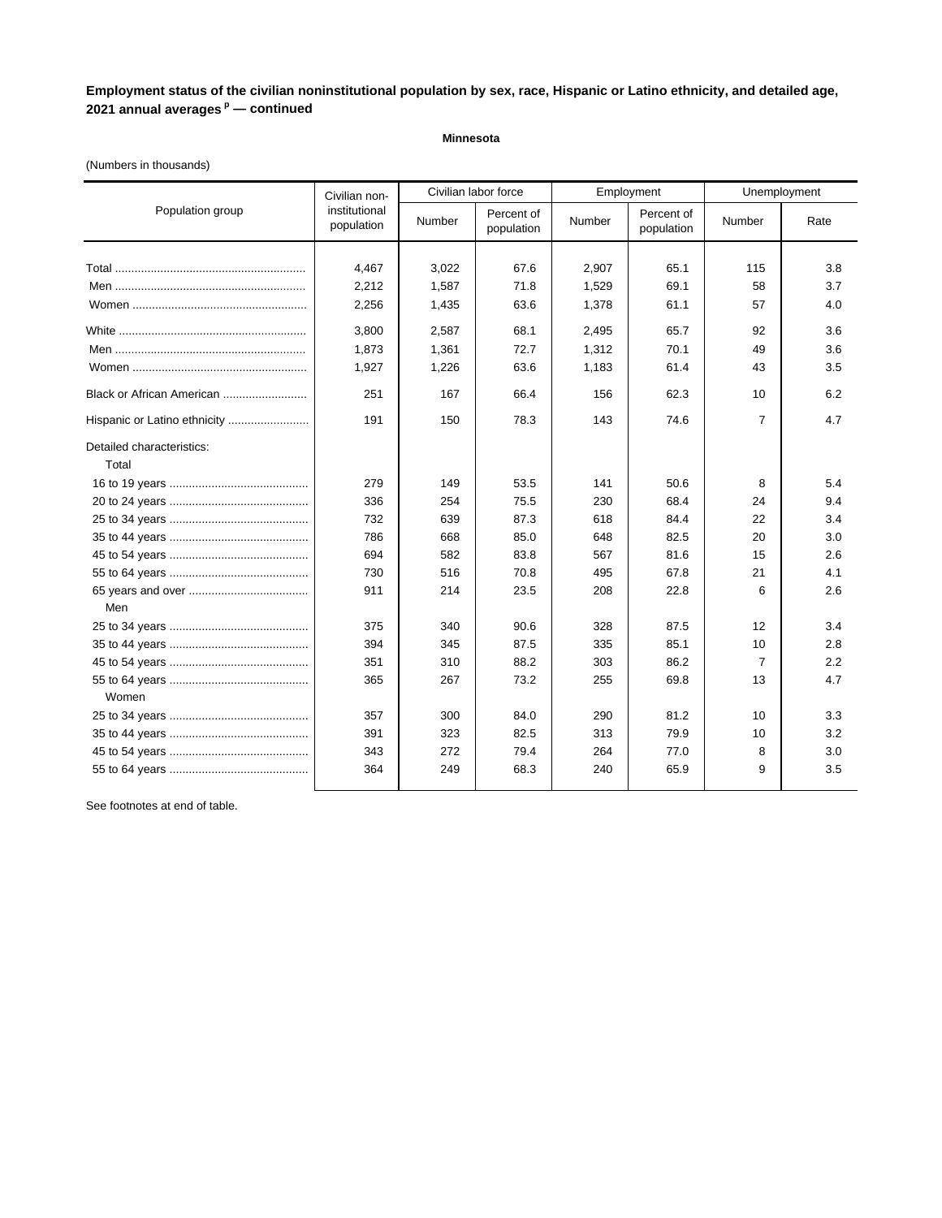**Employment status of the civilian noninstitutional population by sex, race, Hispanic or Latino ethnicity, and detailed age, 2021 annual averages [p] — continued**

**Minnesota**

(Numbers in thousands)

| Population group | Civilian non-institutional population | Civilian labor force | | Employment | | Unemployment | |
|---|---|---|---|---|---|---|---|
| | | Number | Percent of population | Number | Percent of population | Number | Rate |
| Total | 4,467 | 3,022 | 67.6 | 2,907 | 65.1 | 115 | 3.8 |
| Men | 2,212 | 1,587 | 71.8 | 1,529 | 69.1 | 58 | 3.7 |
| Women | 2,256 | 1,435 | 63.6 | 1,378 | 61.1 | 57 | 4.0 |
| White | 3,800 | 2,587 | 68.1 | 2,495 | 65.7 | 92 | 3.6 |
| Men | 1,873 | 1,361 | 72.7 | 1,312 | 70.1 | 49 | 3.6 |
| Women | 1,927 | 1,226 | 63.6 | 1,183 | 61.4 | 43 | 3.5 |
| Black or African American | 251 | 167 | 66.4 | 156 | 62.3 | 10 | 6.2 |
| Hispanic or Latino ethnicity | 191 | 150 | 78.3 | 143 | 74.6 | 7 | 4.7 |
| Detailed characteristics: | | | | | | | |
| Total | | | | | | | |
| 16 to 19 years | 279 | 149 | 53.5 | 141 | 50.6 | 8 | 5.4 |
| 20 to 24 years | 336 | 254 | 75.5 | 230 | 68.4 | 24 | 9.4 |
| 25 to 34 years | 732 | 639 | 87.3 | 618 | 84.4 | 22 | 3.4 |
| 35 to 44 years | 786 | 668 | 85.0 | 648 | 82.5 | 20 | 3.0 |
| 45 to 54 years | 694 | 582 | 83.8 | 567 | 81.6 | 15 | 2.6 |
| 55 to 64 years | 730 | 516 | 70.8 | 495 | 67.8 | 21 | 4.1 |
| 65 years and over | 911 | 214 | 23.5 | 208 | 22.8 | 6 | 2.6 |
| Men | | | | | | | |
| 25 to 34 years | 375 | 340 | 90.6 | 328 | 87.5 | 12 | 3.4 |
| 35 to 44 years | 394 | 345 | 87.5 | 335 | 85.1 | 10 | 2.8 |
| 45 to 54 years | 351 | 310 | 88.2 | 303 | 86.2 | 7 | 2.2 |
| 55 to 64 years | 365 | 267 | 73.2 | 255 | 69.8 | 13 | 4.7 |
| Women | | | | | | | |
| 25 to 34 years | 357 | 300 | 84.0 | 290 | 81.2 | 10 | 3.3 |
| 35 to 44 years | 391 | 323 | 82.5 | 313 | 79.9 | 10 | 3.2 |
| 45 to 54 years | 343 | 272 | 79.4 | 264 | 77.0 | 8 | 3.0 |
| 55 to 64 years | 364 | 249 | 68.3 | 240 | 65.9 | 9 | 3.5 |

See footnotes at end of table.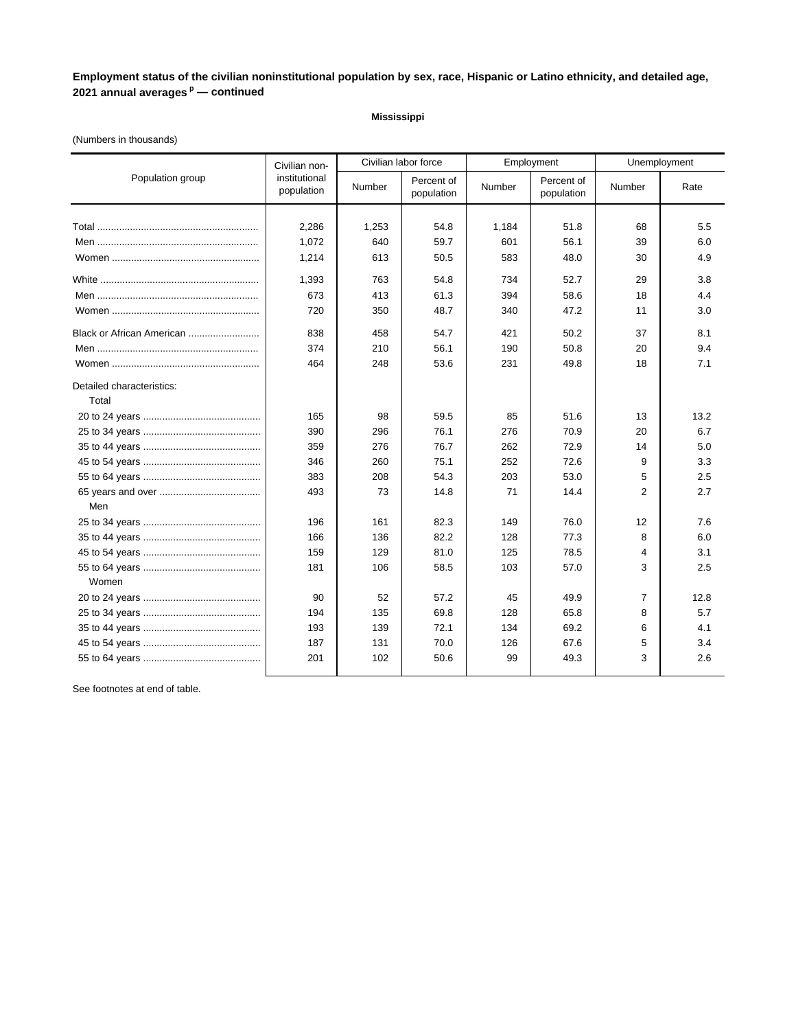**Employment status of the civilian noninstitutional population by sex, race, Hispanic or Latino ethnicity, and detailed age, 2021 annual averages [p] — continued**

**Mississippi**

(Numbers in thousands)

| Population group | Civilian non-institutional population | Civilian labor force | | Employment | | Unemployment | |
|---|---|---|---|---|---|---|---|
| | | Number | Percent of population | Number | Percent of population | Number | Rate |
| Total | 2,286 | 1,253 | 54.8 | 1,184 | 51.8 | 68 | 5.5 |
| Men | 1,072 | 640 | 59.7 | 601 | 56.1 | 39 | 6.0 |
| Women | 1,214 | 613 | 50.5 | 583 | 48.0 | 30 | 4.9 |
| White | 1,393 | 763 | 54.8 | 734 | 52.7 | 29 | 3.8 |
| Men | 673 | 413 | 61.3 | 394 | 58.6 | 18 | 4.4 |
| Women | 720 | 350 | 48.7 | 340 | 47.2 | 11 | 3.0 |
| Black or African American | 838 | 458 | 54.7 | 421 | 50.2 | 37 | 8.1 |
| Men | 374 | 210 | 56.1 | 190 | 50.8 | 20 | 9.4 |
| Women | 464 | 248 | 53.6 | 231 | 49.8 | 18 | 7.1 |
| Detailed characteristics: | | | | | | | |
| Total | | | | | | | |
| 20 to 24 years | 165 | 98 | 59.5 | 85 | 51.6 | 13 | 13.2 |
| 25 to 34 years | 390 | 296 | 76.1 | 276 | 70.9 | 20 | 6.7 |
| 35 to 44 years | 359 | 276 | 76.7 | 262 | 72.9 | 14 | 5.0 |
| 45 to 54 years | 346 | 260 | 75.1 | 252 | 72.6 | 9 | 3.3 |
| 55 to 64 years | 383 | 208 | 54.3 | 203 | 53.0 | 5 | 2.5 |
| 65 years and over | 493 | 73 | 14.8 | 71 | 14.4 | 2 | 2.7 |
| Men | | | | | | | |
| 25 to 34 years | 196 | 161 | 82.3 | 149 | 76.0 | 12 | 7.6 |
| 35 to 44 years | 166 | 136 | 82.2 | 128 | 77.3 | 8 | 6.0 |
| 45 to 54 years | 159 | 129 | 81.0 | 125 | 78.5 | 4 | 3.1 |
| 55 to 64 years | 181 | 106 | 58.5 | 103 | 57.0 | 3 | 2.5 |
| Women | | | | | | | |
| 20 to 24 years | 90 | 52 | 57.2 | 45 | 49.9 | 7 | 12.8 |
| 25 to 34 years | 194 | 135 | 69.8 | 128 | 65.8 | 8 | 5.7 |
| 35 to 44 years | 193 | 139 | 72.1 | 134 | 69.2 | 6 | 4.1 |
| 45 to 54 years | 187 | 131 | 70.0 | 126 | 67.6 | 5 | 3.4 |
| 55 to 64 years | 201 | 102 | 50.6 | 99 | 49.3 | 3 | 2.6 |

See footnotes at end of table.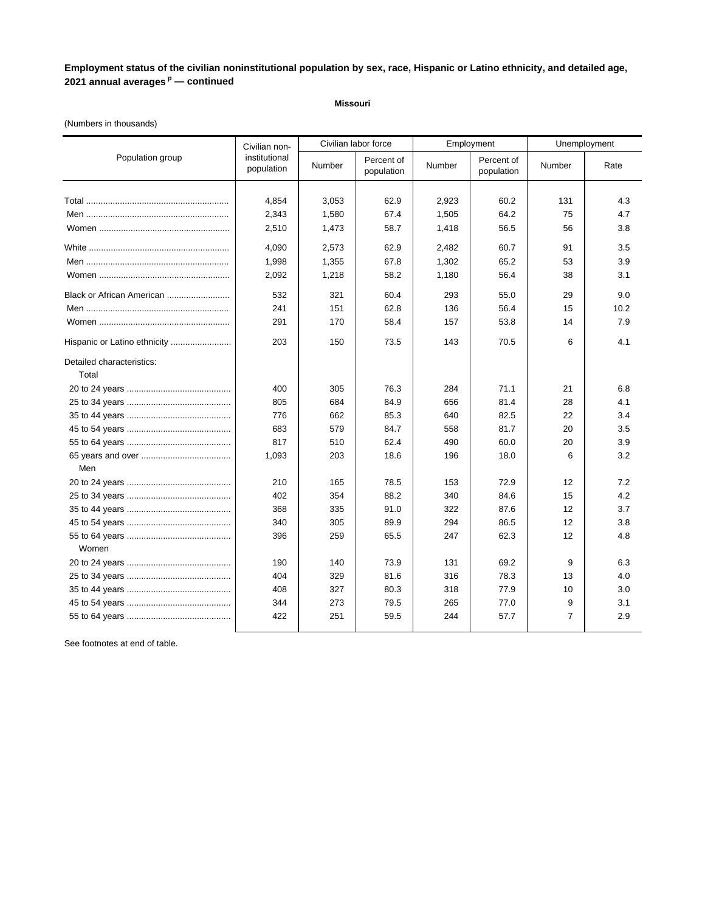**Employment status of the civilian noninstitutional population by sex, race, Hispanic or Latino ethnicity, and detailed age, 2021 annual averages [p] — continued**

**Missouri**

(Numbers in thousands)

| Population group | Civilian non-institutional population | Civilian labor force | | Employment | | Unemployment | |
|---|---|---|---|---|---|---|---|
| | | Number | Percent of population | Number | Percent of population | Number | Rate |
| Total | 4,854 | 3,053 | 62.9 | 2,923 | 60.2 | 131 | 4.3 |
| Men | 2,343 | 1,580 | 67.4 | 1,505 | 64.2 | 75 | 4.7 |
| Women | 2,510 | 1,473 | 58.7 | 1,418 | 56.5 | 56 | 3.8 |
| White | 4,090 | 2,573 | 62.9 | 2,482 | 60.7 | 91 | 3.5 |
| Men | 1,998 | 1,355 | 67.8 | 1,302 | 65.2 | 53 | 3.9 |
| Women | 2,092 | 1,218 | 58.2 | 1,180 | 56.4 | 38 | 3.1 |
| Black or African American | 532 | 321 | 60.4 | 293 | 55.0 | 29 | 9.0 |
| Men | 241 | 151 | 62.8 | 136 | 56.4 | 15 | 10.2 |
| Women | 291 | 170 | 58.4 | 157 | 53.8 | 14 | 7.9 |
| Hispanic or Latino ethnicity | 203 | 150 | 73.5 | 143 | 70.5 | 6 | 4.1 |
| Detailed characteristics: | | | | | | | |
| Total | | | | | | | |
| 20 to 24 years | 400 | 305 | 76.3 | 284 | 71.1 | 21 | 6.8 |
| 25 to 34 years | 805 | 684 | 84.9 | 656 | 81.4 | 28 | 4.1 |
| 35 to 44 years | 776 | 662 | 85.3 | 640 | 82.5 | 22 | 3.4 |
| 45 to 54 years | 683 | 579 | 84.7 | 558 | 81.7 | 20 | 3.5 |
| 55 to 64 years | 817 | 510 | 62.4 | 490 | 60.0 | 20 | 3.9 |
| 65 years and over | 1,093 | 203 | 18.6 | 196 | 18.0 | 6 | 3.2 |
| Men | | | | | | | |
| 20 to 24 years | 210 | 165 | 78.5 | 153 | 72.9 | 12 | 7.2 |
| 25 to 34 years | 402 | 354 | 88.2 | 340 | 84.6 | 15 | 4.2 |
| 35 to 44 years | 368 | 335 | 91.0 | 322 | 87.6 | 12 | 3.7 |
| 45 to 54 years | 340 | 305 | 89.9 | 294 | 86.5 | 12 | 3.8 |
| 55 to 64 years | 396 | 259 | 65.5 | 247 | 62.3 | 12 | 4.8 |
| Women | | | | | | | |
| 20 to 24 years | 190 | 140 | 73.9 | 131 | 69.2 | 9 | 6.3 |
| 25 to 34 years | 404 | 329 | 81.6 | 316 | 78.3 | 13 | 4.0 |
| 35 to 44 years | 408 | 327 | 80.3 | 318 | 77.9 | 10 | 3.0 |
| 45 to 54 years | 344 | 273 | 79.5 | 265 | 77.0 | 9 | 3.1 |
| 55 to 64 years | 422 | 251 | 59.5 | 244 | 57.7 | 7 | 2.9 |

See footnotes at end of table.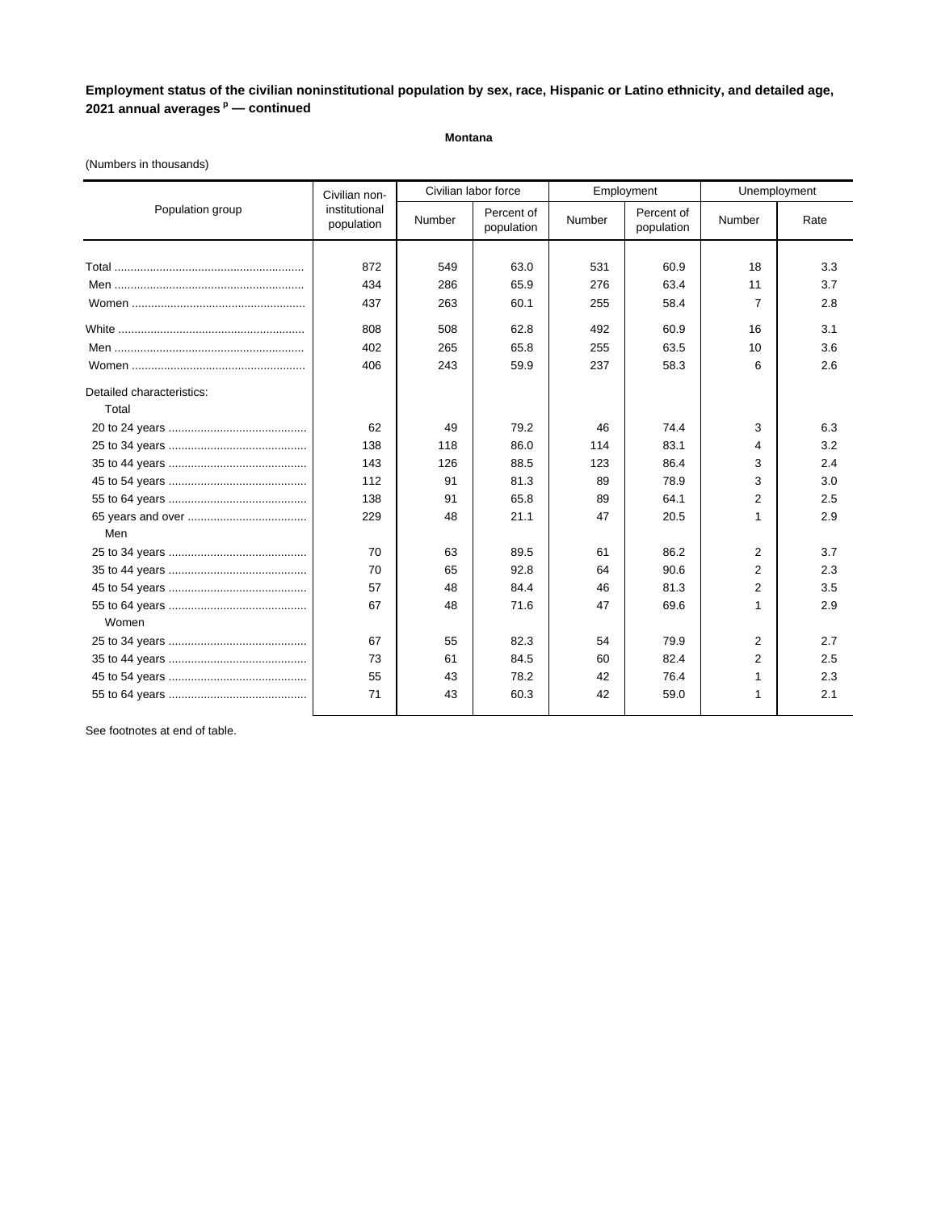**Employment status of the civilian noninstitutional population by sex, race, Hispanic or Latino ethnicity, and detailed age, 2021 annual averages [p] — continued**

**Montana**

(Numbers in thousands)

| Population group | Civilian non-institutional population | Civilian labor force | | Employment | | Unemployment | |
|---|---|---|---|---|---|---|---|
| | | Number | Percent of population | Number | Percent of population | Number | Rate |
| Total | 872 | 549 | 63.0 | 531 | 60.9 | 18 | 3.3 |
| Men | 434 | 286 | 65.9 | 276 | 63.4 | 11 | 3.7 |
| Women | 437 | 263 | 60.1 | 255 | 58.4 | 7 | 2.8 |
| White | 808 | 508 | 62.8 | 492 | 60.9 | 16 | 3.1 |
| Men | 402 | 265 | 65.8 | 255 | 63.5 | 10 | 3.6 |
| Women | 406 | 243 | 59.9 | 237 | 58.3 | 6 | 2.6 |
| Detailed characteristics: | | | | | | | |
| Total | | | | | | | |
| 20 to 24 years | 62 | 49 | 79.2 | 46 | 74.4 | 3 | 6.3 |
| 25 to 34 years | 138 | 118 | 86.0 | 114 | 83.1 | 4 | 3.2 |
| 35 to 44 years | 143 | 126 | 88.5 | 123 | 86.4 | 3 | 2.4 |
| 45 to 54 years | 112 | 91 | 81.3 | 89 | 78.9 | 3 | 3.0 |
| 55 to 64 years | 138 | 91 | 65.8 | 89 | 64.1 | 2 | 2.5 |
| 65 years and over | 229 | 48 | 21.1 | 47 | 20.5 | 1 | 2.9 |
| Men | | | | | | | |
| 25 to 34 years | 70 | 63 | 89.5 | 61 | 86.2 | 2 | 3.7 |
| 35 to 44 years | 70 | 65 | 92.8 | 64 | 90.6 | 2 | 2.3 |
| 45 to 54 years | 57 | 48 | 84.4 | 46 | 81.3 | 2 | 3.5 |
| 55 to 64 years | 67 | 48 | 71.6 | 47 | 69.6 | 1 | 2.9 |
| Women | | | | | | | |
| 25 to 34 years | 67 | 55 | 82.3 | 54 | 79.9 | 2 | 2.7 |
| 35 to 44 years | 73 | 61 | 84.5 | 60 | 82.4 | 2 | 2.5 |
| 45 to 54 years | 55 | 43 | 78.2 | 42 | 76.4 | 1 | 2.3 |
| 55 to 64 years | 71 | 43 | 60.3 | 42 | 59.0 | 1 | 2.1 |

See footnotes at end of table.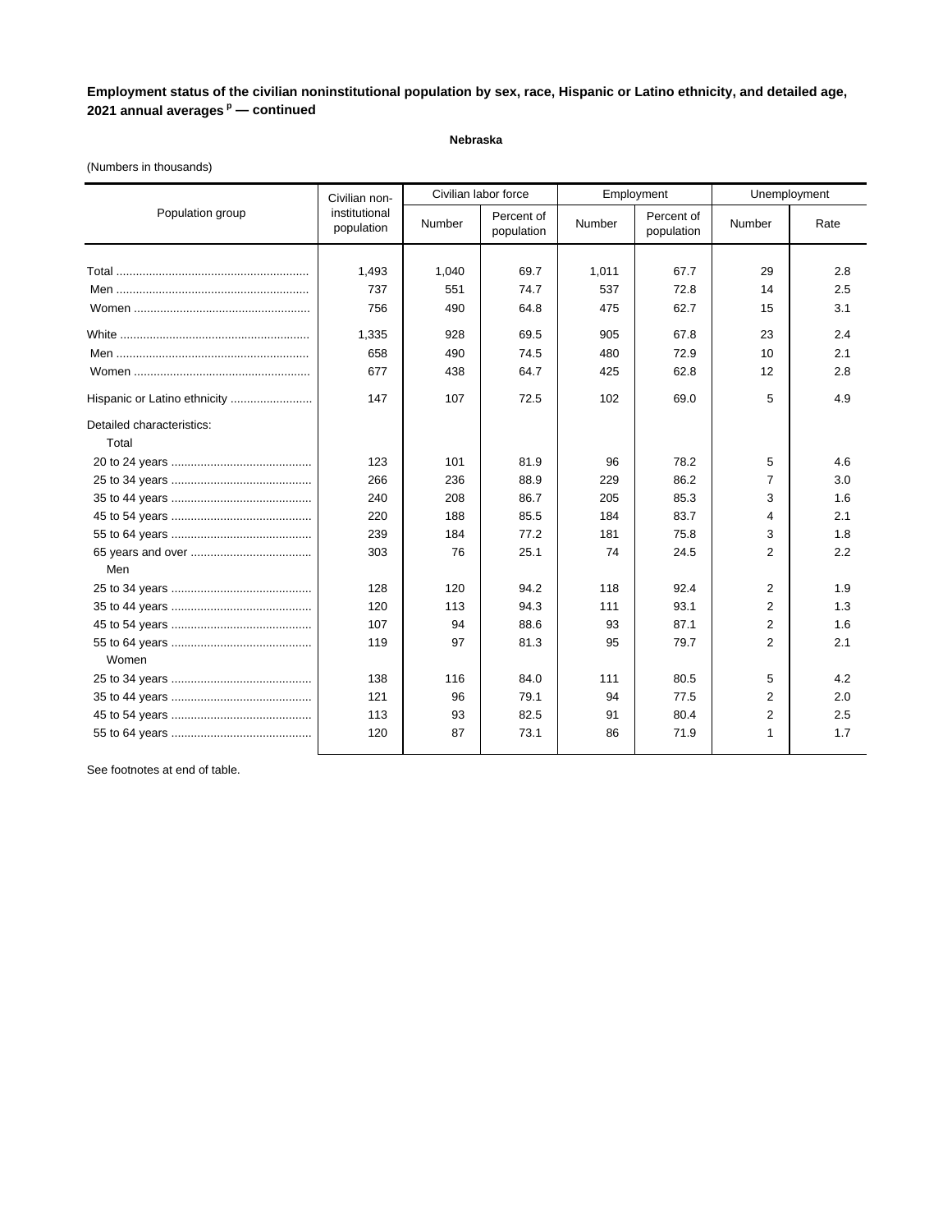**Employment status of the civilian noninstitutional population by sex, race, Hispanic or Latino ethnicity, and detailed age, 2021 annual averages [p] — continued**

**Nebraska**

(Numbers in thousands)

| Population group | Civilian non-institutional population | Civilian labor force | | Employment | | Unemployment | |
|---|---|---|---|---|---|---|---|
| | | Number | Percent of population | Number | Percent of population | Number | Rate |
| Total | 1,493 | 1,040 | 69.7 | 1,011 | 67.7 | 29 | 2.8 |
| Men | 737 | 551 | 74.7 | 537 | 72.8 | 14 | 2.5 |
| Women | 756 | 490 | 64.8 | 475 | 62.7 | 15 | 3.1 |
| White | 1,335 | 928 | 69.5 | 905 | 67.8 | 23 | 2.4 |
| Men | 658 | 490 | 74.5 | 480 | 72.9 | 10 | 2.1 |
| Women | 677 | 438 | 64.7 | 425 | 62.8 | 12 | 2.8 |
| Hispanic or Latino ethnicity | 147 | 107 | 72.5 | 102 | 69.0 | 5 | 4.9 |
| Detailed characteristics: | | | | | | | |
| Total | | | | | | | |
| 20 to 24 years | 123 | 101 | 81.9 | 96 | 78.2 | 5 | 4.6 |
| 25 to 34 years | 266 | 236 | 88.9 | 229 | 86.2 | 7 | 3.0 |
| 35 to 44 years | 240 | 208 | 86.7 | 205 | 85.3 | 3 | 1.6 |
| 45 to 54 years | 220 | 188 | 85.5 | 184 | 83.7 | 4 | 2.1 |
| 55 to 64 years | 239 | 184 | 77.2 | 181 | 75.8 | 3 | 1.8 |
| 65 years and over | 303 | 76 | 25.1 | 74 | 24.5 | 2 | 2.2 |
| Men | | | | | | | |
| 25 to 34 years | 128 | 120 | 94.2 | 118 | 92.4 | 2 | 1.9 |
| 35 to 44 years | 120 | 113 | 94.3 | 111 | 93.1 | 2 | 1.3 |
| 45 to 54 years | 107 | 94 | 88.6 | 93 | 87.1 | 2 | 1.6 |
| 55 to 64 years | 119 | 97 | 81.3 | 95 | 79.7 | 2 | 2.1 |
| Women | | | | | | | |
| 25 to 34 years | 138 | 116 | 84.0 | 111 | 80.5 | 5 | 4.2 |
| 35 to 44 years | 121 | 96 | 79.1 | 94 | 77.5 | 2 | 2.0 |
| 45 to 54 years | 113 | 93 | 82.5 | 91 | 80.4 | 2 | 2.5 |
| 55 to 64 years | 120 | 87 | 73.1 | 86 | 71.9 | 1 | 1.7 |

See footnotes at end of table.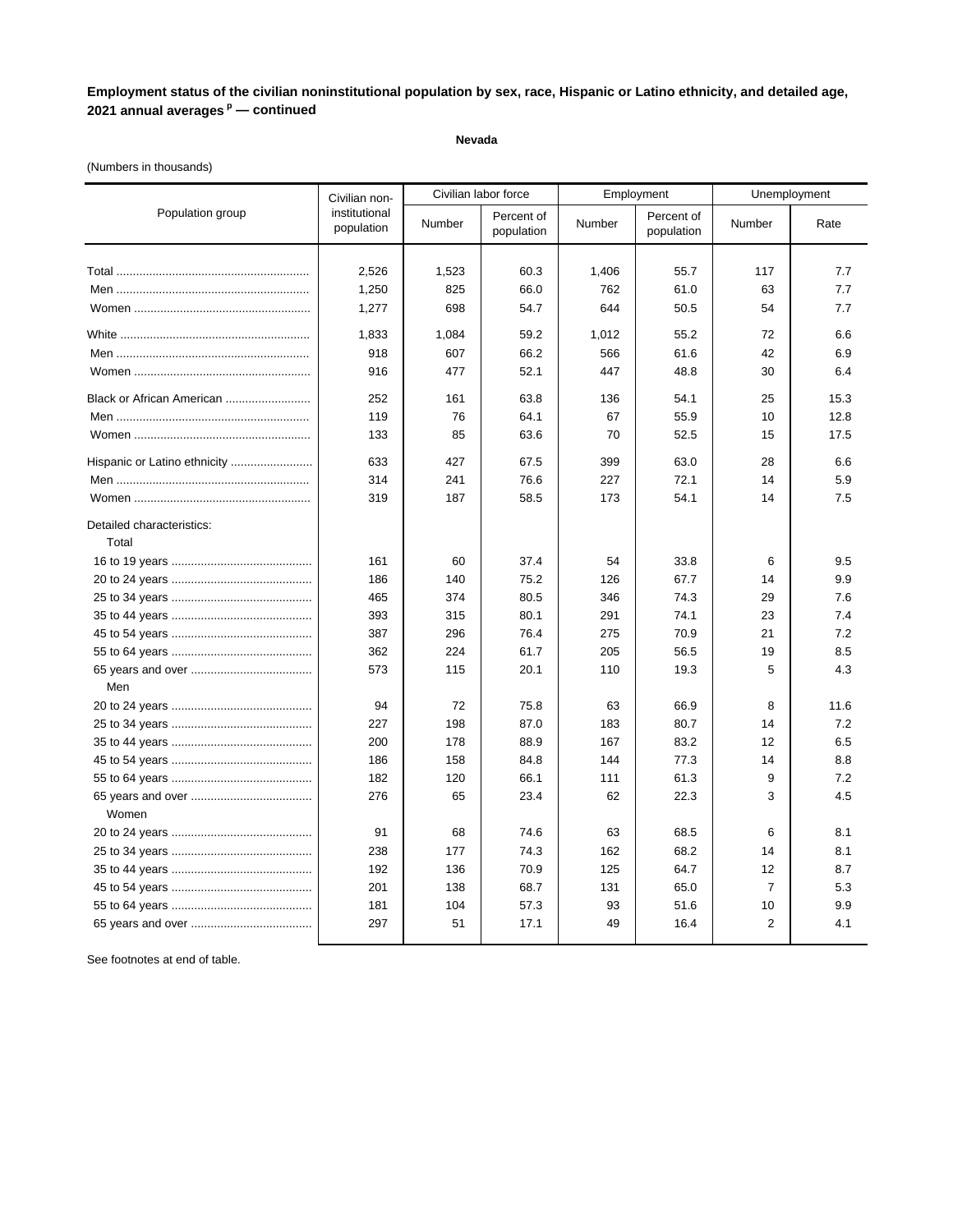**Employment status of the civilian noninstitutional population by sex, race, Hispanic or Latino ethnicity, and detailed age, 2021 annual averages [p] — continued**

**Nevada**

(Numbers in thousands)

| Population group | Civilian non-institutional population | Civilian labor force | | Employment | | Unemployment | |
|---|---|---|---|---|---|---|---|
| | | Number | Percent of population | Number | Percent of population | Number | Rate |
| Total | 2,526 | 1,523 | 60.3 | 1,406 | 55.7 | 117 | 7.7 |
| Men | 1,250 | 825 | 66.0 | 762 | 61.0 | 63 | 7.7 |
| Women | 1,277 | 698 | 54.7 | 644 | 50.5 | 54 | 7.7 |
| White | 1,833 | 1,084 | 59.2 | 1,012 | 55.2 | 72 | 6.6 |
| Men | 918 | 607 | 66.2 | 566 | 61.6 | 42 | 6.9 |
| Women | 916 | 477 | 52.1 | 447 | 48.8 | 30 | 6.4 |
| Black or African American | 252 | 161 | 63.8 | 136 | 54.1 | 25 | 15.3 |
| Men | 119 | 76 | 64.1 | 67 | 55.9 | 10 | 12.8 |
| Women | 133 | 85 | 63.6 | 70 | 52.5 | 15 | 17.5 |
| Hispanic or Latino ethnicity | 633 | 427 | 67.5 | 399 | 63.0 | 28 | 6.6 |
| Men | 314 | 241 | 76.6 | 227 | 72.1 | 14 | 5.9 |
| Women | 319 | 187 | 58.5 | 173 | 54.1 | 14 | 7.5 |
| Detailed characteristics: | | | | | | | |
| Total | | | | | | | |
| 16 to 19 years | 161 | 60 | 37.4 | 54 | 33.8 | 6 | 9.5 |
| 20 to 24 years | 186 | 140 | 75.2 | 126 | 67.7 | 14 | 9.9 |
| 25 to 34 years | 465 | 374 | 80.5 | 346 | 74.3 | 29 | 7.6 |
| 35 to 44 years | 393 | 315 | 80.1 | 291 | 74.1 | 23 | 7.4 |
| 45 to 54 years | 387 | 296 | 76.4 | 275 | 70.9 | 21 | 7.2 |
| 55 to 64 years | 362 | 224 | 61.7 | 205 | 56.5 | 19 | 8.5 |
| 65 years and over | 573 | 115 | 20.1 | 110 | 19.3 | 5 | 4.3 |
| Men | | | | | | | |
| 20 to 24 years | 94 | 72 | 75.8 | 63 | 66.9 | 8 | 11.6 |
| 25 to 34 years | 227 | 198 | 87.0 | 183 | 80.7 | 14 | 7.2 |
| 35 to 44 years | 200 | 178 | 88.9 | 167 | 83.2 | 12 | 6.5 |
| 45 to 54 years | 186 | 158 | 84.8 | 144 | 77.3 | 14 | 8.8 |
| 55 to 64 years | 182 | 120 | 66.1 | 111 | 61.3 | 9 | 7.2 |
| 65 years and over | 276 | 65 | 23.4 | 62 | 22.3 | 3 | 4.5 |
| Women | | | | | | | |
| 20 to 24 years | 91 | 68 | 74.6 | 63 | 68.5 | 6 | 8.1 |
| 25 to 34 years | 238 | 177 | 74.3 | 162 | 68.2 | 14 | 8.1 |
| 35 to 44 years | 192 | 136 | 70.9 | 125 | 64.7 | 12 | 8.7 |
| 45 to 54 years | 201 | 138 | 68.7 | 131 | 65.0 | 7 | 5.3 |
| 55 to 64 years | 181 | 104 | 57.3 | 93 | 51.6 | 10 | 9.9 |
| 65 years and over | 297 | 51 | 17.1 | 49 | 16.4 | 2 | 4.1 |

See footnotes at end of table.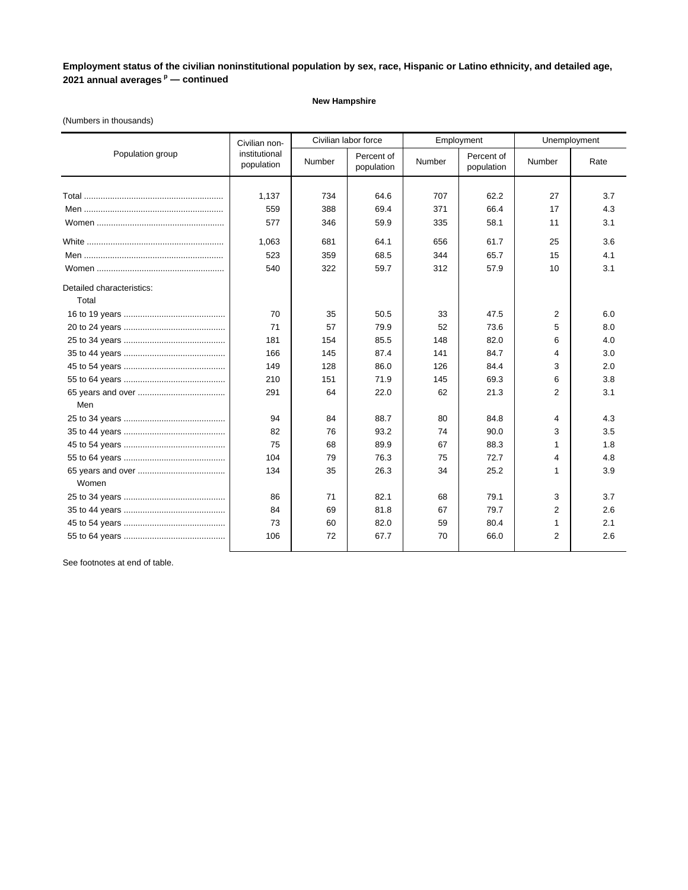**Employment status of the civilian noninstitutional population by sex, race, Hispanic or Latino ethnicity, and detailed age, 2021 annual averages [p] — continued**

**New Hampshire**

(Numbers in thousands)

| Population group | Civilian non-institutional population | Civilian labor force | | Employment | | Unemployment | |
|---|---|---|---|---|---|---|---|
| | | Number | Percent of population | Number | Percent of population | Number | Rate |
| Total | 1,137 | 734 | 64.6 | 707 | 62.2 | 27 | 3.7 |
| Men | 559 | 388 | 69.4 | 371 | 66.4 | 17 | 4.3 |
| Women | 577 | 346 | 59.9 | 335 | 58.1 | 11 | 3.1 |
| White | 1,063 | 681 | 64.1 | 656 | 61.7 | 25 | 3.6 |
| Men | 523 | 359 | 68.5 | 344 | 65.7 | 15 | 4.1 |
| Women | 540 | 322 | 59.7 | 312 | 57.9 | 10 | 3.1 |
| Detailed characteristics: | | | | | | | |
| Total | | | | | | | |
| 16 to 19 years | 70 | 35 | 50.5 | 33 | 47.5 | 2 | 6.0 |
| 20 to 24 years | 71 | 57 | 79.9 | 52 | 73.6 | 5 | 8.0 |
| 25 to 34 years | 181 | 154 | 85.5 | 148 | 82.0 | 6 | 4.0 |
| 35 to 44 years | 166 | 145 | 87.4 | 141 | 84.7 | 4 | 3.0 |
| 45 to 54 years | 149 | 128 | 86.0 | 126 | 84.4 | 3 | 2.0 |
| 55 to 64 years | 210 | 151 | 71.9 | 145 | 69.3 | 6 | 3.8 |
| 65 years and over | 291 | 64 | 22.0 | 62 | 21.3 | 2 | 3.1 |
| Men | | | | | | | |
| 25 to 34 years | 94 | 84 | 88.7 | 80 | 84.8 | 4 | 4.3 |
| 35 to 44 years | 82 | 76 | 93.2 | 74 | 90.0 | 3 | 3.5 |
| 45 to 54 years | 75 | 68 | 89.9 | 67 | 88.3 | 1 | 1.8 |
| 55 to 64 years | 104 | 79 | 76.3 | 75 | 72.7 | 4 | 4.8 |
| 65 years and over | 134 | 35 | 26.3 | 34 | 25.2 | 1 | 3.9 |
| Women | | | | | | | |
| 25 to 34 years | 86 | 71 | 82.1 | 68 | 79.1 | 3 | 3.7 |
| 35 to 44 years | 84 | 69 | 81.8 | 67 | 79.7 | 2 | 2.6 |
| 45 to 54 years | 73 | 60 | 82.0 | 59 | 80.4 | 1 | 2.1 |
| 55 to 64 years | 106 | 72 | 67.7 | 70 | 66.0 | 2 | 2.6 |

See footnotes at end of table.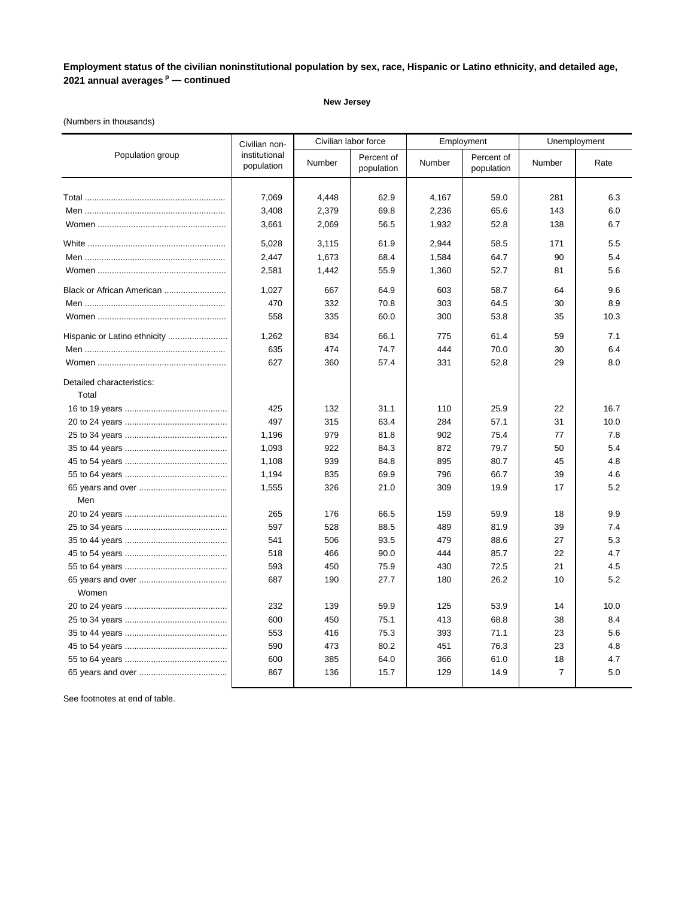**Employment status of the civilian noninstitutional population by sex, race, Hispanic or Latino ethnicity, and detailed age, 2021 annual averages [p] — continued**

**New Jersey**

(Numbers in thousands)

| Population group | Civilian non-institutional population | Civilian labor force | | Employment | | Unemployment | |
|---|---|---|---|---|---|---|---|
| | | Number | Percent of population | Number | Percent of population | Number | Rate |
| Total | 7,069 | 4,448 | 62.9 | 4,167 | 59.0 | 281 | 6.3 |
| Men | 3,408 | 2,379 | 69.8 | 2,236 | 65.6 | 143 | 6.0 |
| Women | 3,661 | 2,069 | 56.5 | 1,932 | 52.8 | 138 | 6.7 |
| White | 5,028 | 3,115 | 61.9 | 2,944 | 58.5 | 171 | 5.5 |
| Men | 2,447 | 1,673 | 68.4 | 1,584 | 64.7 | 90 | 5.4 |
| Women | 2,581 | 1,442 | 55.9 | 1,360 | 52.7 | 81 | 5.6 |
| Black or African American | 1,027 | 667 | 64.9 | 603 | 58.7 | 64 | 9.6 |
| Men | 470 | 332 | 70.8 | 303 | 64.5 | 30 | 8.9 |
| Women | 558 | 335 | 60.0 | 300 | 53.8 | 35 | 10.3 |
| Hispanic or Latino ethnicity | 1,262 | 834 | 66.1 | 775 | 61.4 | 59 | 7.1 |
| Men | 635 | 474 | 74.7 | 444 | 70.0 | 30 | 6.4 |
| Women | 627 | 360 | 57.4 | 331 | 52.8 | 29 | 8.0 |
| Detailed characteristics: | | | | | | | |
| Total | | | | | | | |
| 16 to 19 years | 425 | 132 | 31.1 | 110 | 25.9 | 22 | 16.7 |
| 20 to 24 years | 497 | 315 | 63.4 | 284 | 57.1 | 31 | 10.0 |
| 25 to 34 years | 1,196 | 979 | 81.8 | 902 | 75.4 | 77 | 7.8 |
| 35 to 44 years | 1,093 | 922 | 84.3 | 872 | 79.7 | 50 | 5.4 |
| 45 to 54 years | 1,108 | 939 | 84.8 | 895 | 80.7 | 45 | 4.8 |
| 55 to 64 years | 1,194 | 835 | 69.9 | 796 | 66.7 | 39 | 4.6 |
| 65 years and over | 1,555 | 326 | 21.0 | 309 | 19.9 | 17 | 5.2 |
| Men | | | | | | | |
| 20 to 24 years | 265 | 176 | 66.5 | 159 | 59.9 | 18 | 9.9 |
| 25 to 34 years | 597 | 528 | 88.5 | 489 | 81.9 | 39 | 7.4 |
| 35 to 44 years | 541 | 506 | 93.5 | 479 | 88.6 | 27 | 5.3 |
| 45 to 54 years | 518 | 466 | 90.0 | 444 | 85.7 | 22 | 4.7 |
| 55 to 64 years | 593 | 450 | 75.9 | 430 | 72.5 | 21 | 4.5 |
| 65 years and over | 687 | 190 | 27.7 | 180 | 26.2 | 10 | 5.2 |
| Women | | | | | | | |
| 20 to 24 years | 232 | 139 | 59.9 | 125 | 53.9 | 14 | 10.0 |
| 25 to 34 years | 600 | 450 | 75.1 | 413 | 68.8 | 38 | 8.4 |
| 35 to 44 years | 553 | 416 | 75.3 | 393 | 71.1 | 23 | 5.6 |
| 45 to 54 years | 590 | 473 | 80.2 | 451 | 76.3 | 23 | 4.8 |
| 55 to 64 years | 600 | 385 | 64.0 | 366 | 61.0 | 18 | 4.7 |
| 65 years and over | 867 | 136 | 15.7 | 129 | 14.9 | 7 | 5.0 |

See footnotes at end of table.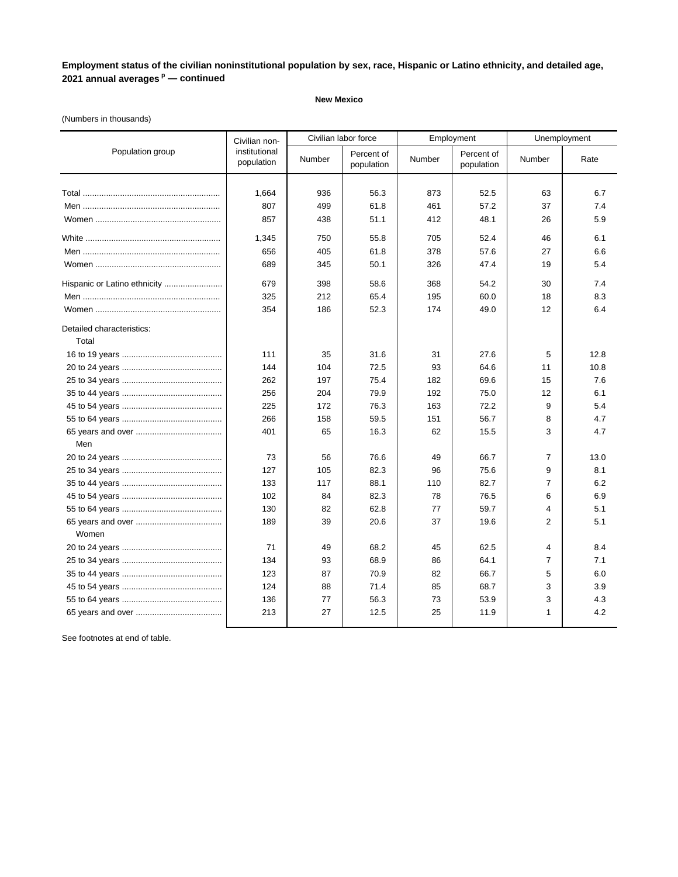**Employment status of the civilian noninstitutional population by sex, race, Hispanic or Latino ethnicity, and detailed age, 2021 annual averages [p] — continued**

**New Mexico**

(Numbers in thousands)

| Population group | Civilian non-institutional population | Civilian labor force | | Employment | | Unemployment | |
|---|---|---|---|---|---|---|---|
| | | Number | Percent of population | Number | Percent of population | Number | Rate |
| Total | 1,664 | 936 | 56.3 | 873 | 52.5 | 63 | 6.7 |
| Men | 807 | 499 | 61.8 | 461 | 57.2 | 37 | 7.4 |
| Women | 857 | 438 | 51.1 | 412 | 48.1 | 26 | 5.9 |
| White | 1,345 | 750 | 55.8 | 705 | 52.4 | 46 | 6.1 |
| Men | 656 | 405 | 61.8 | 378 | 57.6 | 27 | 6.6 |
| Women | 689 | 345 | 50.1 | 326 | 47.4 | 19 | 5.4 |
| Hispanic or Latino ethnicity | 679 | 398 | 58.6 | 368 | 54.2 | 30 | 7.4 |
| Men | 325 | 212 | 65.4 | 195 | 60.0 | 18 | 8.3 |
| Women | 354 | 186 | 52.3 | 174 | 49.0 | 12 | 6.4 |
| Detailed characteristics: | | | | | | | |
| Total | | | | | | | |
| 16 to 19 years | 111 | 35 | 31.6 | 31 | 27.6 | 5 | 12.8 |
| 20 to 24 years | 144 | 104 | 72.5 | 93 | 64.6 | 11 | 10.8 |
| 25 to 34 years | 262 | 197 | 75.4 | 182 | 69.6 | 15 | 7.6 |
| 35 to 44 years | 256 | 204 | 79.9 | 192 | 75.0 | 12 | 6.1 |
| 45 to 54 years | 225 | 172 | 76.3 | 163 | 72.2 | 9 | 5.4 |
| 55 to 64 years | 266 | 158 | 59.5 | 151 | 56.7 | 8 | 4.7 |
| 65 years and over | 401 | 65 | 16.3 | 62 | 15.5 | 3 | 4.7 |
| Men | | | | | | | |
| 20 to 24 years | 73 | 56 | 76.6 | 49 | 66.7 | 7 | 13.0 |
| 25 to 34 years | 127 | 105 | 82.3 | 96 | 75.6 | 9 | 8.1 |
| 35 to 44 years | 133 | 117 | 88.1 | 110 | 82.7 | 7 | 6.2 |
| 45 to 54 years | 102 | 84 | 82.3 | 78 | 76.5 | 6 | 6.9 |
| 55 to 64 years | 130 | 82 | 62.8 | 77 | 59.7 | 4 | 5.1 |
| 65 years and over | 189 | 39 | 20.6 | 37 | 19.6 | 2 | 5.1 |
| Women | | | | | | | |
| 20 to 24 years | 71 | 49 | 68.2 | 45 | 62.5 | 4 | 8.4 |
| 25 to 34 years | 134 | 93 | 68.9 | 86 | 64.1 | 7 | 7.1 |
| 35 to 44 years | 123 | 87 | 70.9 | 82 | 66.7 | 5 | 6.0 |
| 45 to 54 years | 124 | 88 | 71.4 | 85 | 68.7 | 3 | 3.9 |
| 55 to 64 years | 136 | 77 | 56.3 | 73 | 53.9 | 3 | 4.3 |
| 65 years and over | 213 | 27 | 12.5 | 25 | 11.9 | 1 | 4.2 |

See footnotes at end of table.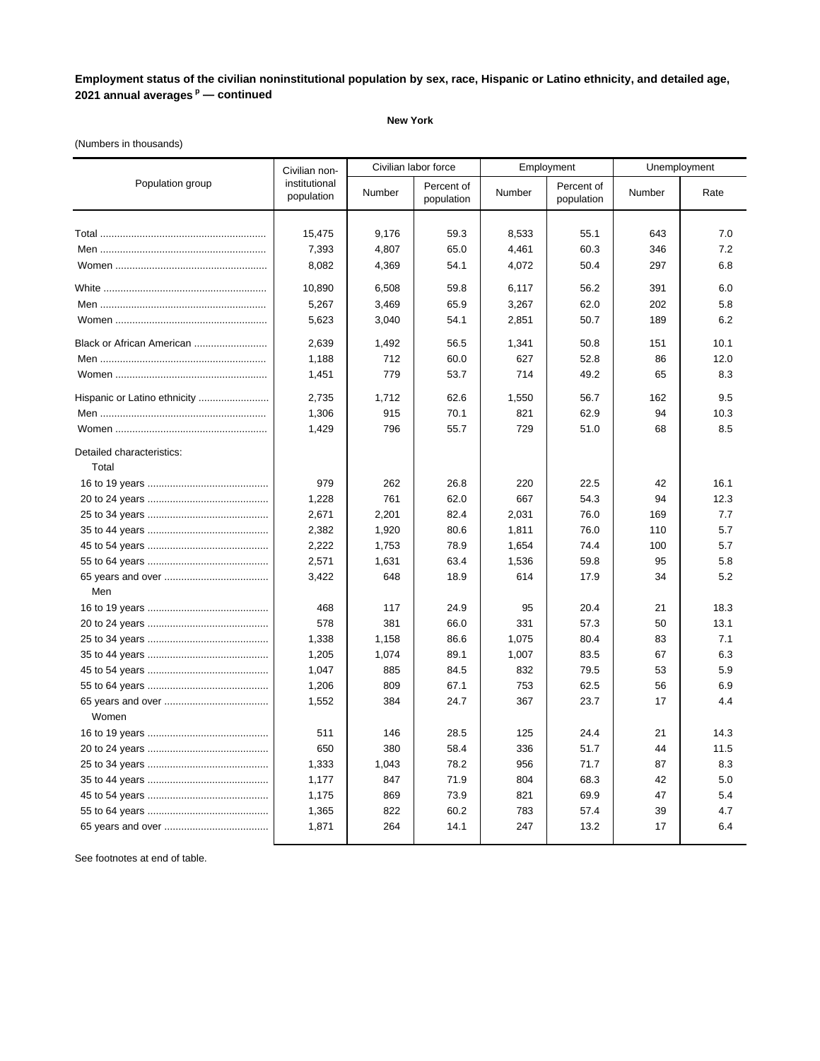**Employment status of the civilian noninstitutional population by sex, race, Hispanic or Latino ethnicity, and detailed age, 2021 annual averages [p] — continued**

**New York**

(Numbers in thousands)

| Population group | Civilian non-institutional population | Civilian labor force | | Employment | | Unemployment | |
|---|---|---|---|---|---|---|---|
| | | Number | Percent of population | Number | Percent of population | Number | Rate |
| Total | 15,475 | 9,176 | 59.3 | 8,533 | 55.1 | 643 | 7.0 |
| Men | 7,393 | 4,807 | 65.0 | 4,461 | 60.3 | 346 | 7.2 |
| Women | 8,082 | 4,369 | 54.1 | 4,072 | 50.4 | 297 | 6.8 |
| White | 10,890 | 6,508 | 59.8 | 6,117 | 56.2 | 391 | 6.0 |
| Men | 5,267 | 3,469 | 65.9 | 3,267 | 62.0 | 202 | 5.8 |
| Women | 5,623 | 3,040 | 54.1 | 2,851 | 50.7 | 189 | 6.2 |
| Black or African American | 2,639 | 1,492 | 56.5 | 1,341 | 50.8 | 151 | 10.1 |
| Men | 1,188 | 712 | 60.0 | 627 | 52.8 | 86 | 12.0 |
| Women | 1,451 | 779 | 53.7 | 714 | 49.2 | 65 | 8.3 |
| Hispanic or Latino ethnicity | 2,735 | 1,712 | 62.6 | 1,550 | 56.7 | 162 | 9.5 |
| Men | 1,306 | 915 | 70.1 | 821 | 62.9 | 94 | 10.3 |
| Women | 1,429 | 796 | 55.7 | 729 | 51.0 | 68 | 8.5 |
| Detailed characteristics: | | | | | | | |
| Total | | | | | | | |
| 16 to 19 years | 979 | 262 | 26.8 | 220 | 22.5 | 42 | 16.1 |
| 20 to 24 years | 1,228 | 761 | 62.0 | 667 | 54.3 | 94 | 12.3 |
| 25 to 34 years | 2,671 | 2,201 | 82.4 | 2,031 | 76.0 | 169 | 7.7 |
| 35 to 44 years | 2,382 | 1,920 | 80.6 | 1,811 | 76.0 | 110 | 5.7 |
| 45 to 54 years | 2,222 | 1,753 | 78.9 | 1,654 | 74.4 | 100 | 5.7 |
| 55 to 64 years | 2,571 | 1,631 | 63.4 | 1,536 | 59.8 | 95 | 5.8 |
| 65 years and over | 3,422 | 648 | 18.9 | 614 | 17.9 | 34 | 5.2 |
| Men | | | | | | | |
| 16 to 19 years | 468 | 117 | 24.9 | 95 | 20.4 | 21 | 18.3 |
| 20 to 24 years | 578 | 381 | 66.0 | 331 | 57.3 | 50 | 13.1 |
| 25 to 34 years | 1,338 | 1,158 | 86.6 | 1,075 | 80.4 | 83 | 7.1 |
| 35 to 44 years | 1,205 | 1,074 | 89.1 | 1,007 | 83.5 | 67 | 6.3 |
| 45 to 54 years | 1,047 | 885 | 84.5 | 832 | 79.5 | 53 | 5.9 |
| 55 to 64 years | 1,206 | 809 | 67.1 | 753 | 62.5 | 56 | 6.9 |
| 65 years and over | 1,552 | 384 | 24.7 | 367 | 23.7 | 17 | 4.4 |
| Women | | | | | | | |
| 16 to 19 years | 511 | 146 | 28.5 | 125 | 24.4 | 21 | 14.3 |
| 20 to 24 years | 650 | 380 | 58.4 | 336 | 51.7 | 44 | 11.5 |
| 25 to 34 years | 1,333 | 1,043 | 78.2 | 956 | 71.7 | 87 | 8.3 |
| 35 to 44 years | 1,177 | 847 | 71.9 | 804 | 68.3 | 42 | 5.0 |
| 45 to 54 years | 1,175 | 869 | 73.9 | 821 | 69.9 | 47 | 5.4 |
| 55 to 64 years | 1,365 | 822 | 60.2 | 783 | 57.4 | 39 | 4.7 |
| 65 years and over | 1,871 | 264 | 14.1 | 247 | 13.2 | 17 | 6.4 |

See footnotes at end of table.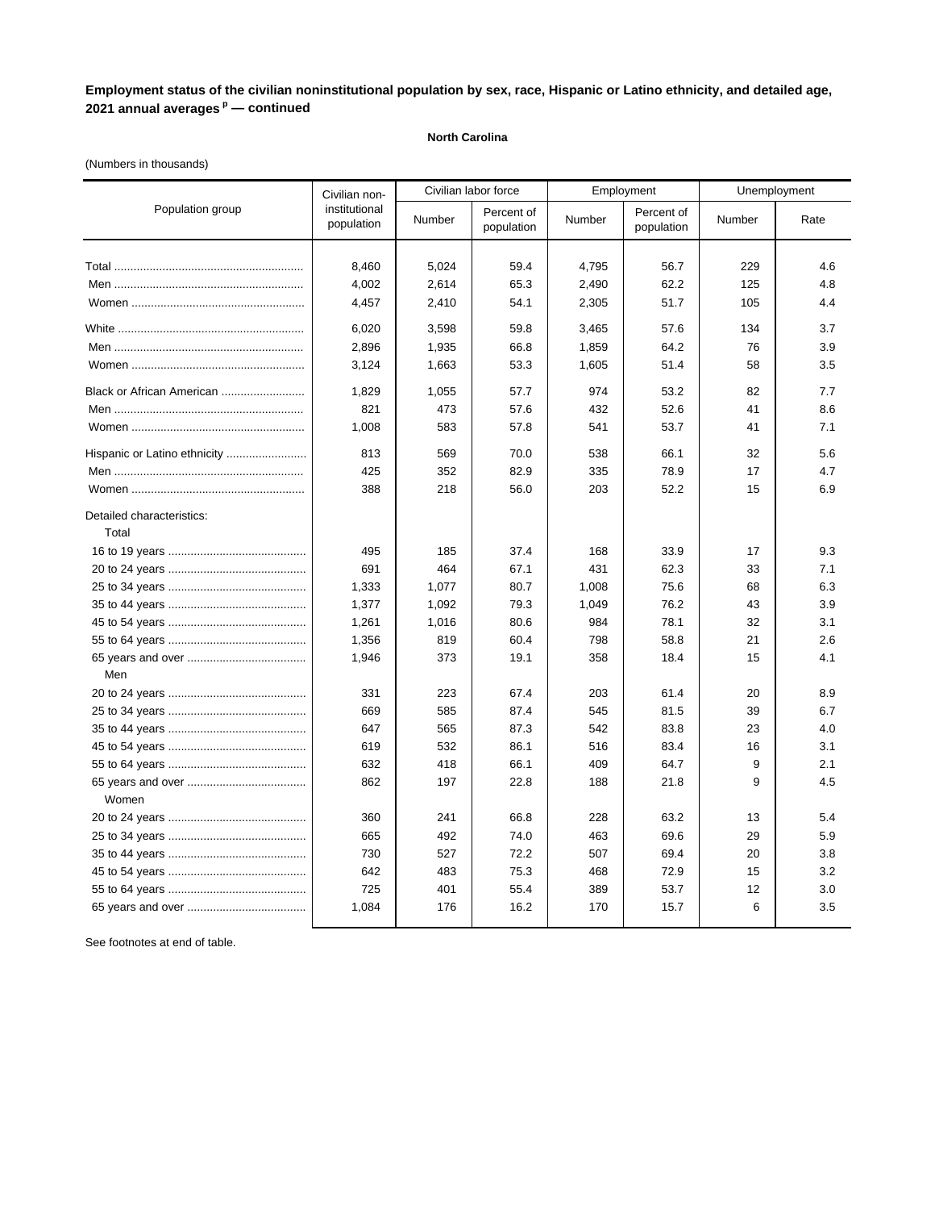**Employment status of the civilian noninstitutional population by sex, race, Hispanic or Latino ethnicity, and detailed age, 2021 annual averages [p] — continued**

**North Carolina**

(Numbers in thousands)

| Population group | Civilian non-institutional population | Civilian labor force | | Employment | | Unemployment | |
|---|---|---|---|---|---|---|---|
| | | Number | Percent of population | Number | Percent of population | Number | Rate |
| Total | 8,460 | 5,024 | 59.4 | 4,795 | 56.7 | 229 | 4.6 |
| Men | 4,002 | 2,614 | 65.3 | 2,490 | 62.2 | 125 | 4.8 |
| Women | 4,457 | 2,410 | 54.1 | 2,305 | 51.7 | 105 | 4.4 |
| White | 6,020 | 3,598 | 59.8 | 3,465 | 57.6 | 134 | 3.7 |
| Men | 2,896 | 1,935 | 66.8 | 1,859 | 64.2 | 76 | 3.9 |
| Women | 3,124 | 1,663 | 53.3 | 1,605 | 51.4 | 58 | 3.5 |
| Black or African American | 1,829 | 1,055 | 57.7 | 974 | 53.2 | 82 | 7.7 |
| Men | 821 | 473 | 57.6 | 432 | 52.6 | 41 | 8.6 |
| Women | 1,008 | 583 | 57.8 | 541 | 53.7 | 41 | 7.1 |
| Hispanic or Latino ethnicity | 813 | 569 | 70.0 | 538 | 66.1 | 32 | 5.6 |
| Men | 425 | 352 | 82.9 | 335 | 78.9 | 17 | 4.7 |
| Women | 388 | 218 | 56.0 | 203 | 52.2 | 15 | 6.9 |
| Detailed characteristics: | | | | | | | |
| Total | | | | | | | |
| 16 to 19 years | 495 | 185 | 37.4 | 168 | 33.9 | 17 | 9.3 |
| 20 to 24 years | 691 | 464 | 67.1 | 431 | 62.3 | 33 | 7.1 |
| 25 to 34 years | 1,333 | 1,077 | 80.7 | 1,008 | 75.6 | 68 | 6.3 |
| 35 to 44 years | 1,377 | 1,092 | 79.3 | 1,049 | 76.2 | 43 | 3.9 |
| 45 to 54 years | 1,261 | 1,016 | 80.6 | 984 | 78.1 | 32 | 3.1 |
| 55 to 64 years | 1,356 | 819 | 60.4 | 798 | 58.8 | 21 | 2.6 |
| 65 years and over | 1,946 | 373 | 19.1 | 358 | 18.4 | 15 | 4.1 |
| Men | | | | | | | |
| 20 to 24 years | 331 | 223 | 67.4 | 203 | 61.4 | 20 | 8.9 |
| 25 to 34 years | 669 | 585 | 87.4 | 545 | 81.5 | 39 | 6.7 |
| 35 to 44 years | 647 | 565 | 87.3 | 542 | 83.8 | 23 | 4.0 |
| 45 to 54 years | 619 | 532 | 86.1 | 516 | 83.4 | 16 | 3.1 |
| 55 to 64 years | 632 | 418 | 66.1 | 409 | 64.7 | 9 | 2.1 |
| 65 years and over | 862 | 197 | 22.8 | 188 | 21.8 | 9 | 4.5 |
| Women | | | | | | | |
| 20 to 24 years | 360 | 241 | 66.8 | 228 | 63.2 | 13 | 5.4 |
| 25 to 34 years | 665 | 492 | 74.0 | 463 | 69.6 | 29 | 5.9 |
| 35 to 44 years | 730 | 527 | 72.2 | 507 | 69.4 | 20 | 3.8 |
| 45 to 54 years | 642 | 483 | 75.3 | 468 | 72.9 | 15 | 3.2 |
| 55 to 64 years | 725 | 401 | 55.4 | 389 | 53.7 | 12 | 3.0 |
| 65 years and over | 1,084 | 176 | 16.2 | 170 | 15.7 | 6 | 3.5 |

See footnotes at end of table.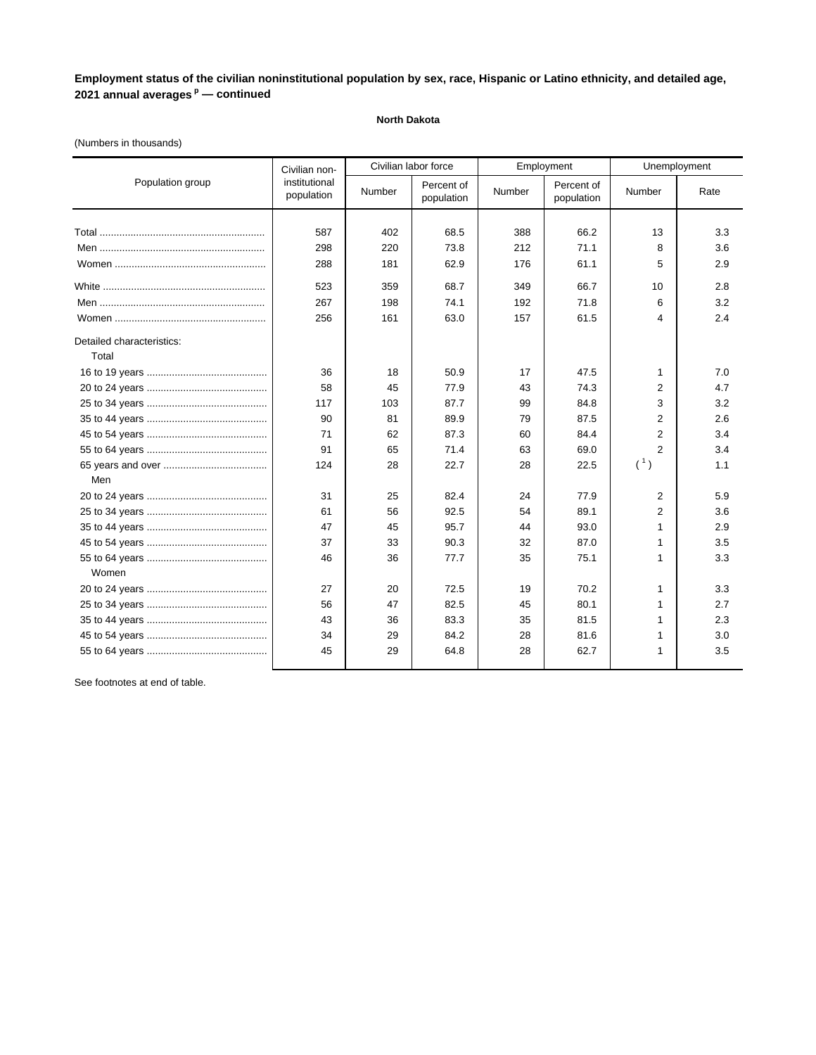**Employment status of the civilian noninstitutional population by sex, race, Hispanic or Latino ethnicity, and detailed age, 2021 annual averages p — continued**

**North Dakota**

(Numbers in thousands)

| Population group | Civilian non-institutional population | Civilian labor force | | Employment | | Unemployment | |
|---|---|---|---|---|---|---|---|
| | | Number | Percent of population | Number | Percent of population | Number | Rate |
| Total | 587 | 402 | 68.5 | 388 | 66.2 | 13 | 3.3 |
| Men | 298 | 220 | 73.8 | 212 | 71.1 | 8 | 3.6 |
| Women | 288 | 181 | 62.9 | 176 | 61.1 | 5 | 2.9 |
| White | 523 | 359 | 68.7 | 349 | 66.7 | 10 | 2.8 |
| Men | 267 | 198 | 74.1 | 192 | 71.8 | 6 | 3.2 |
| Women | 256 | 161 | 63.0 | 157 | 61.5 | 4 | 2.4 |
| Detailed characteristics: | | | | | | | |
| Total | | | | | | | |
| 16 to 19 years | 36 | 18 | 50.9 | 17 | 47.5 | 1 | 7.0 |
| 20 to 24 years | 58 | 45 | 77.9 | 43 | 74.3 | 2 | 4.7 |
| 25 to 34 years | 117 | 103 | 87.7 | 99 | 84.8 | 3 | 3.2 |
| 35 to 44 years | 90 | 81 | 89.9 | 79 | 87.5 | 2 | 2.6 |
| 45 to 54 years | 71 | 62 | 87.3 | 60 | 84.4 | 2 | 3.4 |
| 55 to 64 years | 91 | 65 | 71.4 | 63 | 69.0 | 2 | 3.4 |
| 65 years and over | 124 | 28 | 22.7 | 28 | 22.5 | ( 1 ) | 1.1 |
| Men | | | | | | | |
| 20 to 24 years | 31 | 25 | 82.4 | 24 | 77.9 | 2 | 5.9 |
| 25 to 34 years | 61 | 56 | 92.5 | 54 | 89.1 | 2 | 3.6 |
| 35 to 44 years | 47 | 45 | 95.7 | 44 | 93.0 | 1 | 2.9 |
| 45 to 54 years | 37 | 33 | 90.3 | 32 | 87.0 | 1 | 3.5 |
| 55 to 64 years | 46 | 36 | 77.7 | 35 | 75.1 | 1 | 3.3 |
| Women | | | | | | | |
| 20 to 24 years | 27 | 20 | 72.5 | 19 | 70.2 | 1 | 3.3 |
| 25 to 34 years | 56 | 47 | 82.5 | 45 | 80.1 | 1 | 2.7 |
| 35 to 44 years | 43 | 36 | 83.3 | 35 | 81.5 | 1 | 2.3 |
| 45 to 54 years | 34 | 29 | 84.2 | 28 | 81.6 | 1 | 3.0 |
| 55 to 64 years | 45 | 29 | 64.8 | 28 | 62.7 | 1 | 3.5 |

See footnotes at end of table.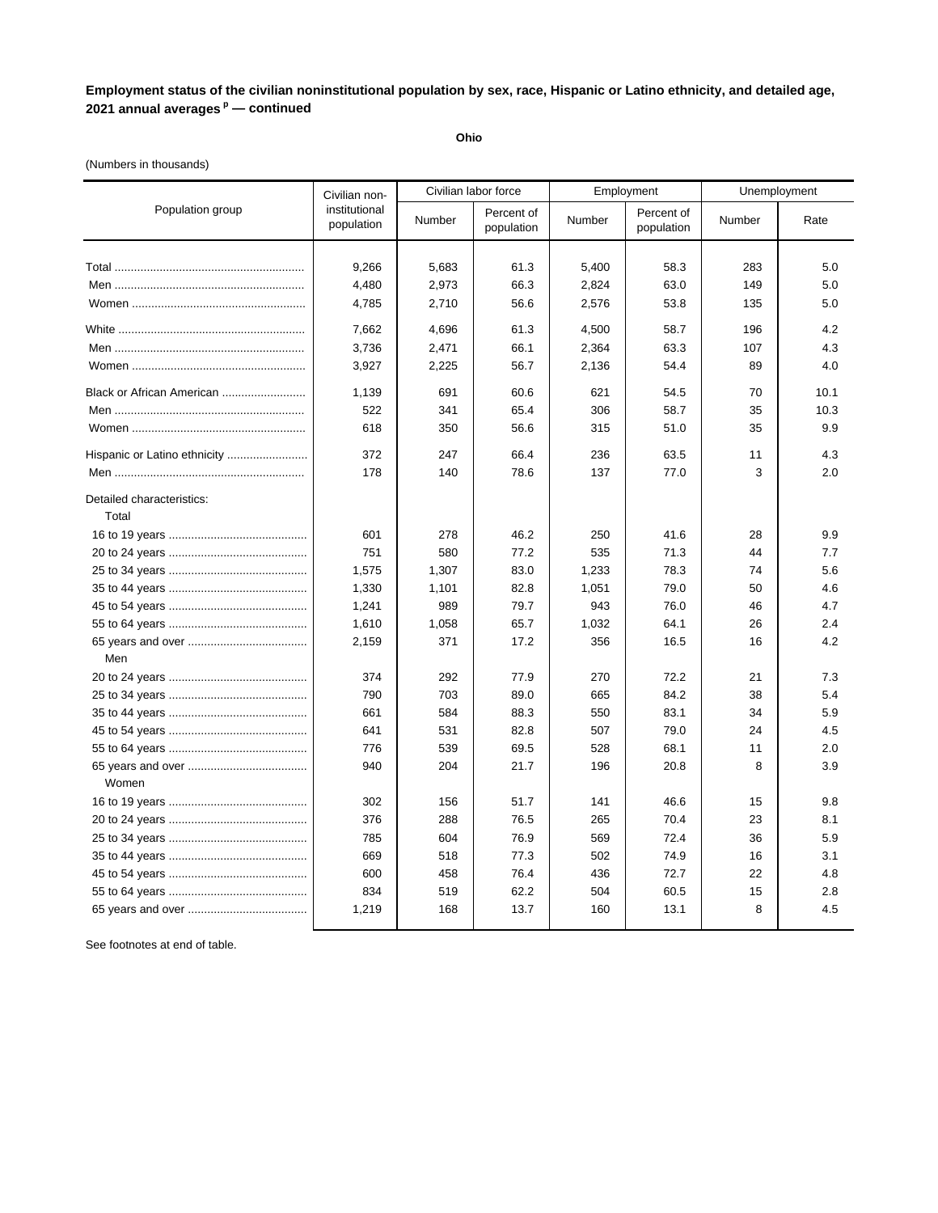**Employment status of the civilian noninstitutional population by sex, race, Hispanic or Latino ethnicity, and detailed age, 2021 annual averages [p] — continued**

**Ohio**

(Numbers in thousands)

| Population group | Civilian non-institutional population | Civilian labor force | | Employment | | Unemployment | |
|---|---|---|---|---|---|---|---|
| | | Number | Percent of population | Number | Percent of population | Number | Rate |
| Total | 9,266 | 5,683 | 61.3 | 5,400 | 58.3 | 283 | 5.0 |
| Men | 4,480 | 2,973 | 66.3 | 2,824 | 63.0 | 149 | 5.0 |
| Women | 4,785 | 2,710 | 56.6 | 2,576 | 53.8 | 135 | 5.0 |
| White | 7,662 | 4,696 | 61.3 | 4,500 | 58.7 | 196 | 4.2 |
| Men | 3,736 | 2,471 | 66.1 | 2,364 | 63.3 | 107 | 4.3 |
| Women | 3,927 | 2,225 | 56.7 | 2,136 | 54.4 | 89 | 4.0 |
| Black or African American | 1,139 | 691 | 60.6 | 621 | 54.5 | 70 | 10.1 |
| Men | 522 | 341 | 65.4 | 306 | 58.7 | 35 | 10.3 |
| Women | 618 | 350 | 56.6 | 315 | 51.0 | 35 | 9.9 |
| Hispanic or Latino ethnicity | 372 | 247 | 66.4 | 236 | 63.5 | 11 | 4.3 |
| Men | 178 | 140 | 78.6 | 137 | 77.0 | 3 | 2.0 |
| Detailed characteristics: | | | | | | | |
| Total | | | | | | | |
| 16 to 19 years | 601 | 278 | 46.2 | 250 | 41.6 | 28 | 9.9 |
| 20 to 24 years | 751 | 580 | 77.2 | 535 | 71.3 | 44 | 7.7 |
| 25 to 34 years | 1,575 | 1,307 | 83.0 | 1,233 | 78.3 | 74 | 5.6 |
| 35 to 44 years | 1,330 | 1,101 | 82.8 | 1,051 | 79.0 | 50 | 4.6 |
| 45 to 54 years | 1,241 | 989 | 79.7 | 943 | 76.0 | 46 | 4.7 |
| 55 to 64 years | 1,610 | 1,058 | 65.7 | 1,032 | 64.1 | 26 | 2.4 |
| 65 years and over | 2,159 | 371 | 17.2 | 356 | 16.5 | 16 | 4.2 |
| Men | | | | | | | |
| 20 to 24 years | 374 | 292 | 77.9 | 270 | 72.2 | 21 | 7.3 |
| 25 to 34 years | 790 | 703 | 89.0 | 665 | 84.2 | 38 | 5.4 |
| 35 to 44 years | 661 | 584 | 88.3 | 550 | 83.1 | 34 | 5.9 |
| 45 to 54 years | 641 | 531 | 82.8 | 507 | 79.0 | 24 | 4.5 |
| 55 to 64 years | 776 | 539 | 69.5 | 528 | 68.1 | 11 | 2.0 |
| 65 years and over | 940 | 204 | 21.7 | 196 | 20.8 | 8 | 3.9 |
| Women | | | | | | | |
| 16 to 19 years | 302 | 156 | 51.7 | 141 | 46.6 | 15 | 9.8 |
| 20 to 24 years | 376 | 288 | 76.5 | 265 | 70.4 | 23 | 8.1 |
| 25 to 34 years | 785 | 604 | 76.9 | 569 | 72.4 | 36 | 5.9 |
| 35 to 44 years | 669 | 518 | 77.3 | 502 | 74.9 | 16 | 3.1 |
| 45 to 54 years | 600 | 458 | 76.4 | 436 | 72.7 | 22 | 4.8 |
| 55 to 64 years | 834 | 519 | 62.2 | 504 | 60.5 | 15 | 2.8 |
| 65 years and over | 1,219 | 168 | 13.7 | 160 | 13.1 | 8 | 4.5 |

See footnotes at end of table.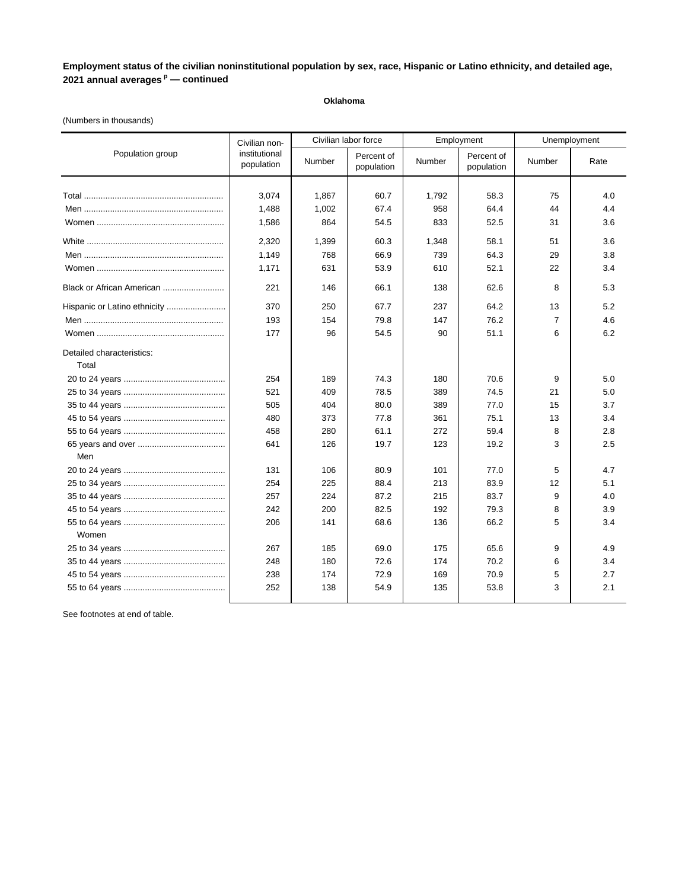**Employment status of the civilian noninstitutional population by sex, race, Hispanic or Latino ethnicity, and detailed age, 2021 annual averages [p] — continued**

**Oklahoma**

(Numbers in thousands)

| Population group | Civilian non-institutional population | Civilian labor force | | Employment | | Unemployment | |
|---|---|---|---|---|---|---|---|
| | | Number | Percent of population | Number | Percent of population | Number | Rate |
| Total | 3,074 | 1,867 | 60.7 | 1,792 | 58.3 | 75 | 4.0 |
| Men | 1,488 | 1,002 | 67.4 | 958 | 64.4 | 44 | 4.4 |
| Women | 1,586 | 864 | 54.5 | 833 | 52.5 | 31 | 3.6 |
| White | 2,320 | 1,399 | 60.3 | 1,348 | 58.1 | 51 | 3.6 |
| Men | 1,149 | 768 | 66.9 | 739 | 64.3 | 29 | 3.8 |
| Women | 1,171 | 631 | 53.9 | 610 | 52.1 | 22 | 3.4 |
| Black or African American | 221 | 146 | 66.1 | 138 | 62.6 | 8 | 5.3 |
| Hispanic or Latino ethnicity | 370 | 250 | 67.7 | 237 | 64.2 | 13 | 5.2 |
| Men | 193 | 154 | 79.8 | 147 | 76.2 | 7 | 4.6 |
| Women | 177 | 96 | 54.5 | 90 | 51.1 | 6 | 6.2 |
| Detailed characteristics: | | | | | | | |
| Total | | | | | | | |
| 20 to 24 years | 254 | 189 | 74.3 | 180 | 70.6 | 9 | 5.0 |
| 25 to 34 years | 521 | 409 | 78.5 | 389 | 74.5 | 21 | 5.0 |
| 35 to 44 years | 505 | 404 | 80.0 | 389 | 77.0 | 15 | 3.7 |
| 45 to 54 years | 480 | 373 | 77.8 | 361 | 75.1 | 13 | 3.4 |
| 55 to 64 years | 458 | 280 | 61.1 | 272 | 59.4 | 8 | 2.8 |
| 65 years and over | 641 | 126 | 19.7 | 123 | 19.2 | 3 | 2.5 |
| Men | | | | | | | |
| 20 to 24 years | 131 | 106 | 80.9 | 101 | 77.0 | 5 | 4.7 |
| 25 to 34 years | 254 | 225 | 88.4 | 213 | 83.9 | 12 | 5.1 |
| 35 to 44 years | 257 | 224 | 87.2 | 215 | 83.7 | 9 | 4.0 |
| 45 to 54 years | 242 | 200 | 82.5 | 192 | 79.3 | 8 | 3.9 |
| 55 to 64 years | 206 | 141 | 68.6 | 136 | 66.2 | 5 | 3.4 |
| Women | | | | | | | |
| 25 to 34 years | 267 | 185 | 69.0 | 175 | 65.6 | 9 | 4.9 |
| 35 to 44 years | 248 | 180 | 72.6 | 174 | 70.2 | 6 | 3.4 |
| 45 to 54 years | 238 | 174 | 72.9 | 169 | 70.9 | 5 | 2.7 |
| 55 to 64 years | 252 | 138 | 54.9 | 135 | 53.8 | 3 | 2.1 |

See footnotes at end of table.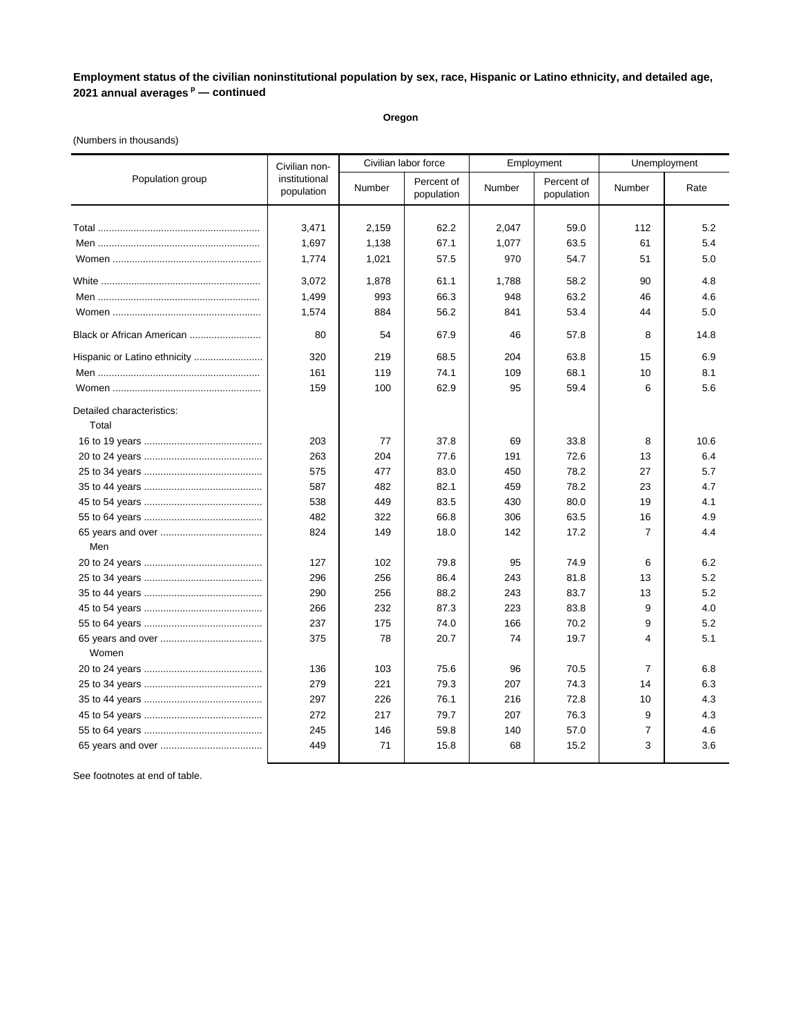**Employment status of the civilian noninstitutional population by sex, race, Hispanic or Latino ethnicity, and detailed age, 2021 annual averages p — continued**

**Oregon**

(Numbers in thousands)

| Population group | Civilian non-institutional population | Civilian labor force | | Employment | | Unemployment | |
|---|---|---|---|---|---|---|---|
| | | Number | Percent of population | Number | Percent of population | Number | Rate |
| Total | 3,471 | 2,159 | 62.2 | 2,047 | 59.0 | 112 | 5.2 |
| Men | 1,697 | 1,138 | 67.1 | 1,077 | 63.5 | 61 | 5.4 |
| Women | 1,774 | 1,021 | 57.5 | 970 | 54.7 | 51 | 5.0 |
| White | 3,072 | 1,878 | 61.1 | 1,788 | 58.2 | 90 | 4.8 |
| Men | 1,499 | 993 | 66.3 | 948 | 63.2 | 46 | 4.6 |
| Women | 1,574 | 884 | 56.2 | 841 | 53.4 | 44 | 5.0 |
| Black or African American | 80 | 54 | 67.9 | 46 | 57.8 | 8 | 14.8 |
| Hispanic or Latino ethnicity | 320 | 219 | 68.5 | 204 | 63.8 | 15 | 6.9 |
| Men | 161 | 119 | 74.1 | 109 | 68.1 | 10 | 8.1 |
| Women | 159 | 100 | 62.9 | 95 | 59.4 | 6 | 5.6 |
| Detailed characteristics: | | | | | | | |
| Total | | | | | | | |
| 16 to 19 years | 203 | 77 | 37.8 | 69 | 33.8 | 8 | 10.6 |
| 20 to 24 years | 263 | 204 | 77.6 | 191 | 72.6 | 13 | 6.4 |
| 25 to 34 years | 575 | 477 | 83.0 | 450 | 78.2 | 27 | 5.7 |
| 35 to 44 years | 587 | 482 | 82.1 | 459 | 78.2 | 23 | 4.7 |
| 45 to 54 years | 538 | 449 | 83.5 | 430 | 80.0 | 19 | 4.1 |
| 55 to 64 years | 482 | 322 | 66.8 | 306 | 63.5 | 16 | 4.9 |
| 65 years and over | 824 | 149 | 18.0 | 142 | 17.2 | 7 | 4.4 |
| Men | | | | | | | |
| 20 to 24 years | 127 | 102 | 79.8 | 95 | 74.9 | 6 | 6.2 |
| 25 to 34 years | 296 | 256 | 86.4 | 243 | 81.8 | 13 | 5.2 |
| 35 to 44 years | 290 | 256 | 88.2 | 243 | 83.7 | 13 | 5.2 |
| 45 to 54 years | 266 | 232 | 87.3 | 223 | 83.8 | 9 | 4.0 |
| 55 to 64 years | 237 | 175 | 74.0 | 166 | 70.2 | 9 | 5.2 |
| 65 years and over | 375 | 78 | 20.7 | 74 | 19.7 | 4 | 5.1 |
| Women | | | | | | | |
| 20 to 24 years | 136 | 103 | 75.6 | 96 | 70.5 | 7 | 6.8 |
| 25 to 34 years | 279 | 221 | 79.3 | 207 | 74.3 | 14 | 6.3 |
| 35 to 44 years | 297 | 226 | 76.1 | 216 | 72.8 | 10 | 4.3 |
| 45 to 54 years | 272 | 217 | 79.7 | 207 | 76.3 | 9 | 4.3 |
| 55 to 64 years | 245 | 146 | 59.8 | 140 | 57.0 | 7 | 4.6 |
| 65 years and over | 449 | 71 | 15.8 | 68 | 15.2 | 3 | 3.6 |

See footnotes at end of table.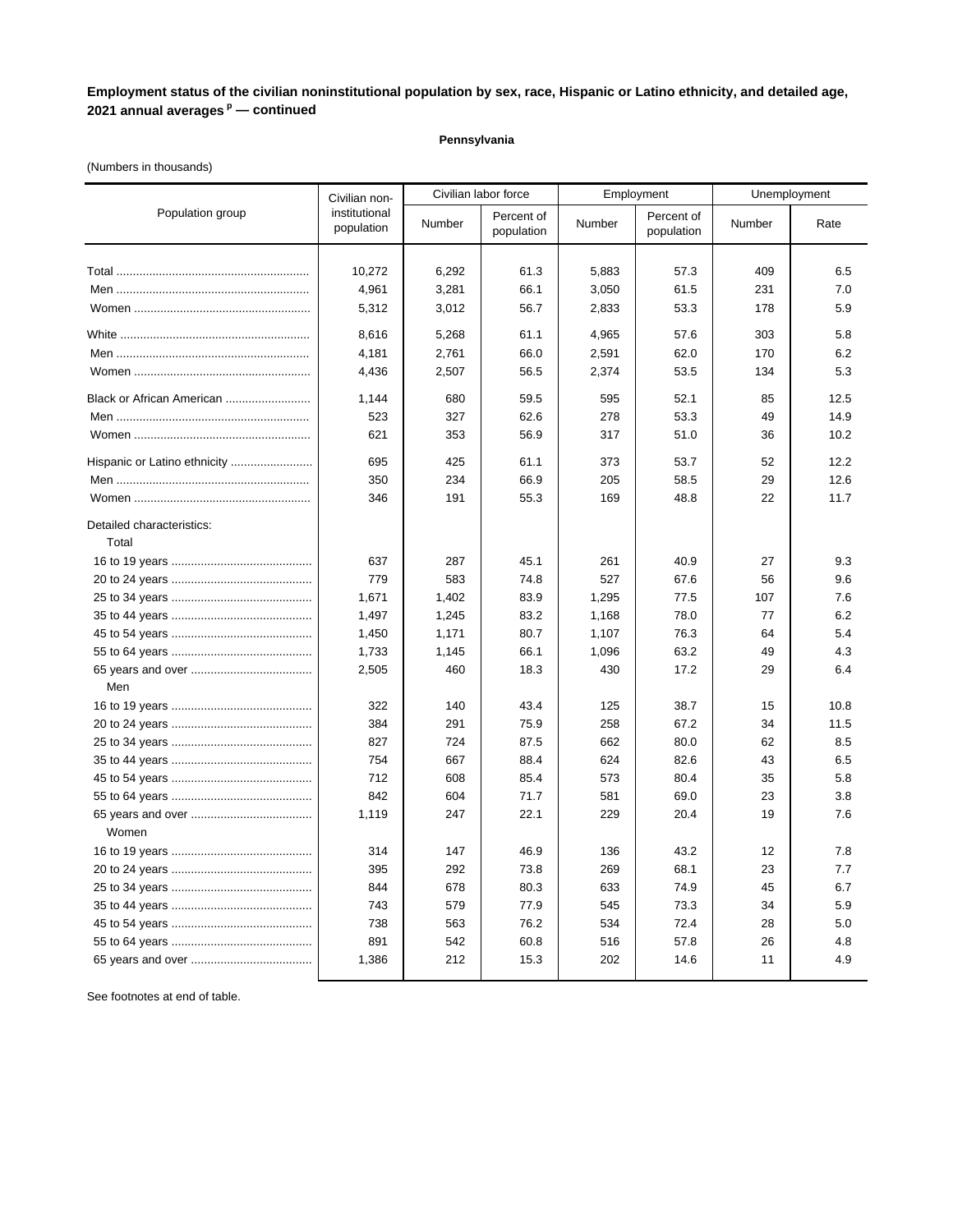**Employment status of the civilian noninstitutional population by sex, race, Hispanic or Latino ethnicity, and detailed age, 2021 annual averages [p] — continued**

**Pennsylvania**

(Numbers in thousands)

| Population group | Civilian non-institutional population | Civilian labor force | | Employment | | Unemployment | |
|---|---|---|---|---|---|---|---|
| | | Number | Percent of population | Number | Percent of population | Number | Rate |
| Total | 10,272 | 6,292 | 61.3 | 5,883 | 57.3 | 409 | 6.5 |
| Men | 4,961 | 3,281 | 66.1 | 3,050 | 61.5 | 231 | 7.0 |
| Women | 5,312 | 3,012 | 56.7 | 2,833 | 53.3 | 178 | 5.9 |
| White | 8,616 | 5,268 | 61.1 | 4,965 | 57.6 | 303 | 5.8 |
| Men | 4,181 | 2,761 | 66.0 | 2,591 | 62.0 | 170 | 6.2 |
| Women | 4,436 | 2,507 | 56.5 | 2,374 | 53.5 | 134 | 5.3 |
| Black or African American | 1,144 | 680 | 59.5 | 595 | 52.1 | 85 | 12.5 |
| Men | 523 | 327 | 62.6 | 278 | 53.3 | 49 | 14.9 |
| Women | 621 | 353 | 56.9 | 317 | 51.0 | 36 | 10.2 |
| Hispanic or Latino ethnicity | 695 | 425 | 61.1 | 373 | 53.7 | 52 | 12.2 |
| Men | 350 | 234 | 66.9 | 205 | 58.5 | 29 | 12.6 |
| Women | 346 | 191 | 55.3 | 169 | 48.8 | 22 | 11.7 |
| Detailed characteristics: | | | | | | | |
| Total | | | | | | | |
| 16 to 19 years | 637 | 287 | 45.1 | 261 | 40.9 | 27 | 9.3 |
| 20 to 24 years | 779 | 583 | 74.8 | 527 | 67.6 | 56 | 9.6 |
| 25 to 34 years | 1,671 | 1,402 | 83.9 | 1,295 | 77.5 | 107 | 7.6 |
| 35 to 44 years | 1,497 | 1,245 | 83.2 | 1,168 | 78.0 | 77 | 6.2 |
| 45 to 54 years | 1,450 | 1,171 | 80.7 | 1,107 | 76.3 | 64 | 5.4 |
| 55 to 64 years | 1,733 | 1,145 | 66.1 | 1,096 | 63.2 | 49 | 4.3 |
| 65 years and over | 2,505 | 460 | 18.3 | 430 | 17.2 | 29 | 6.4 |
| Men | | | | | | | |
| 16 to 19 years | 322 | 140 | 43.4 | 125 | 38.7 | 15 | 10.8 |
| 20 to 24 years | 384 | 291 | 75.9 | 258 | 67.2 | 34 | 11.5 |
| 25 to 34 years | 827 | 724 | 87.5 | 662 | 80.0 | 62 | 8.5 |
| 35 to 44 years | 754 | 667 | 88.4 | 624 | 82.6 | 43 | 6.5 |
| 45 to 54 years | 712 | 608 | 85.4 | 573 | 80.4 | 35 | 5.8 |
| 55 to 64 years | 842 | 604 | 71.7 | 581 | 69.0 | 23 | 3.8 |
| 65 years and over | 1,119 | 247 | 22.1 | 229 | 20.4 | 19 | 7.6 |
| Women | | | | | | | |
| 16 to 19 years | 314 | 147 | 46.9 | 136 | 43.2 | 12 | 7.8 |
| 20 to 24 years | 395 | 292 | 73.8 | 269 | 68.1 | 23 | 7.7 |
| 25 to 34 years | 844 | 678 | 80.3 | 633 | 74.9 | 45 | 6.7 |
| 35 to 44 years | 743 | 579 | 77.9 | 545 | 73.3 | 34 | 5.9 |
| 45 to 54 years | 738 | 563 | 76.2 | 534 | 72.4 | 28 | 5.0 |
| 55 to 64 years | 891 | 542 | 60.8 | 516 | 57.8 | 26 | 4.8 |
| 65 years and over | 1,386 | 212 | 15.3 | 202 | 14.6 | 11 | 4.9 |

See footnotes at end of table.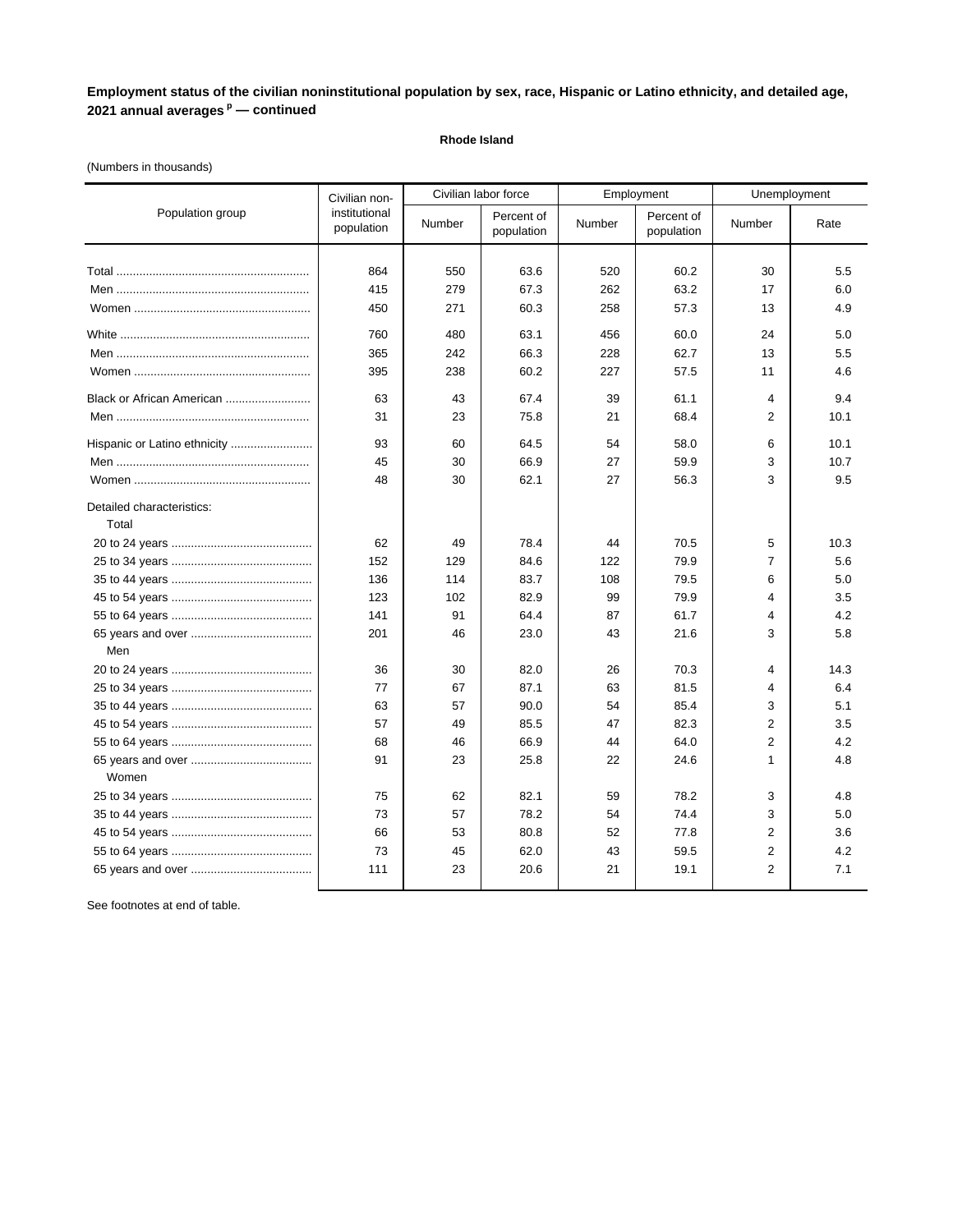**Employment status of the civilian noninstitutional population by sex, race, Hispanic or Latino ethnicity, and detailed age, 2021 annual averages [p] — continued**

**Rhode Island**

(Numbers in thousands)

| Population group | Civilian non-institutional population | Civilian labor force | | Employment | | Unemployment | |
|---|---|---|---|---|---|---|---|
| | | Number | Percent of population | Number | Percent of population | Number | Rate |
| Total | 864 | 550 | 63.6 | 520 | 60.2 | 30 | 5.5 |
| Men | 415 | 279 | 67.3 | 262 | 63.2 | 17 | 6.0 |
| Women | 450 | 271 | 60.3 | 258 | 57.3 | 13 | 4.9 |
| White | 760 | 480 | 63.1 | 456 | 60.0 | 24 | 5.0 |
| Men | 365 | 242 | 66.3 | 228 | 62.7 | 13 | 5.5 |
| Women | 395 | 238 | 60.2 | 227 | 57.5 | 11 | 4.6 |
| Black or African American | 63 | 43 | 67.4 | 39 | 61.1 | 4 | 9.4 |
| Men | 31 | 23 | 75.8 | 21 | 68.4 | 2 | 10.1 |
| Hispanic or Latino ethnicity | 93 | 60 | 64.5 | 54 | 58.0 | 6 | 10.1 |
| Men | 45 | 30 | 66.9 | 27 | 59.9 | 3 | 10.7 |
| Women | 48 | 30 | 62.1 | 27 | 56.3 | 3 | 9.5 |
| Detailed characteristics: | | | | | | | |
| Total | | | | | | | |
| 20 to 24 years | 62 | 49 | 78.4 | 44 | 70.5 | 5 | 10.3 |
| 25 to 34 years | 152 | 129 | 84.6 | 122 | 79.9 | 7 | 5.6 |
| 35 to 44 years | 136 | 114 | 83.7 | 108 | 79.5 | 6 | 5.0 |
| 45 to 54 years | 123 | 102 | 82.9 | 99 | 79.9 | 4 | 3.5 |
| 55 to 64 years | 141 | 91 | 64.4 | 87 | 61.7 | 4 | 4.2 |
| 65 years and over | 201 | 46 | 23.0 | 43 | 21.6 | 3 | 5.8 |
| Men | | | | | | | |
| 20 to 24 years | 36 | 30 | 82.0 | 26 | 70.3 | 4 | 14.3 |
| 25 to 34 years | 77 | 67 | 87.1 | 63 | 81.5 | 4 | 6.4 |
| 35 to 44 years | 63 | 57 | 90.0 | 54 | 85.4 | 3 | 5.1 |
| 45 to 54 years | 57 | 49 | 85.5 | 47 | 82.3 | 2 | 3.5 |
| 55 to 64 years | 68 | 46 | 66.9 | 44 | 64.0 | 2 | 4.2 |
| 65 years and over | 91 | 23 | 25.8 | 22 | 24.6 | 1 | 4.8 |
| Women | | | | | | | |
| 25 to 34 years | 75 | 62 | 82.1 | 59 | 78.2 | 3 | 4.8 |
| 35 to 44 years | 73 | 57 | 78.2 | 54 | 74.4 | 3 | 5.0 |
| 45 to 54 years | 66 | 53 | 80.8 | 52 | 77.8 | 2 | 3.6 |
| 55 to 64 years | 73 | 45 | 62.0 | 43 | 59.5 | 2 | 4.2 |
| 65 years and over | 111 | 23 | 20.6 | 21 | 19.1 | 2 | 7.1 |

See footnotes at end of table.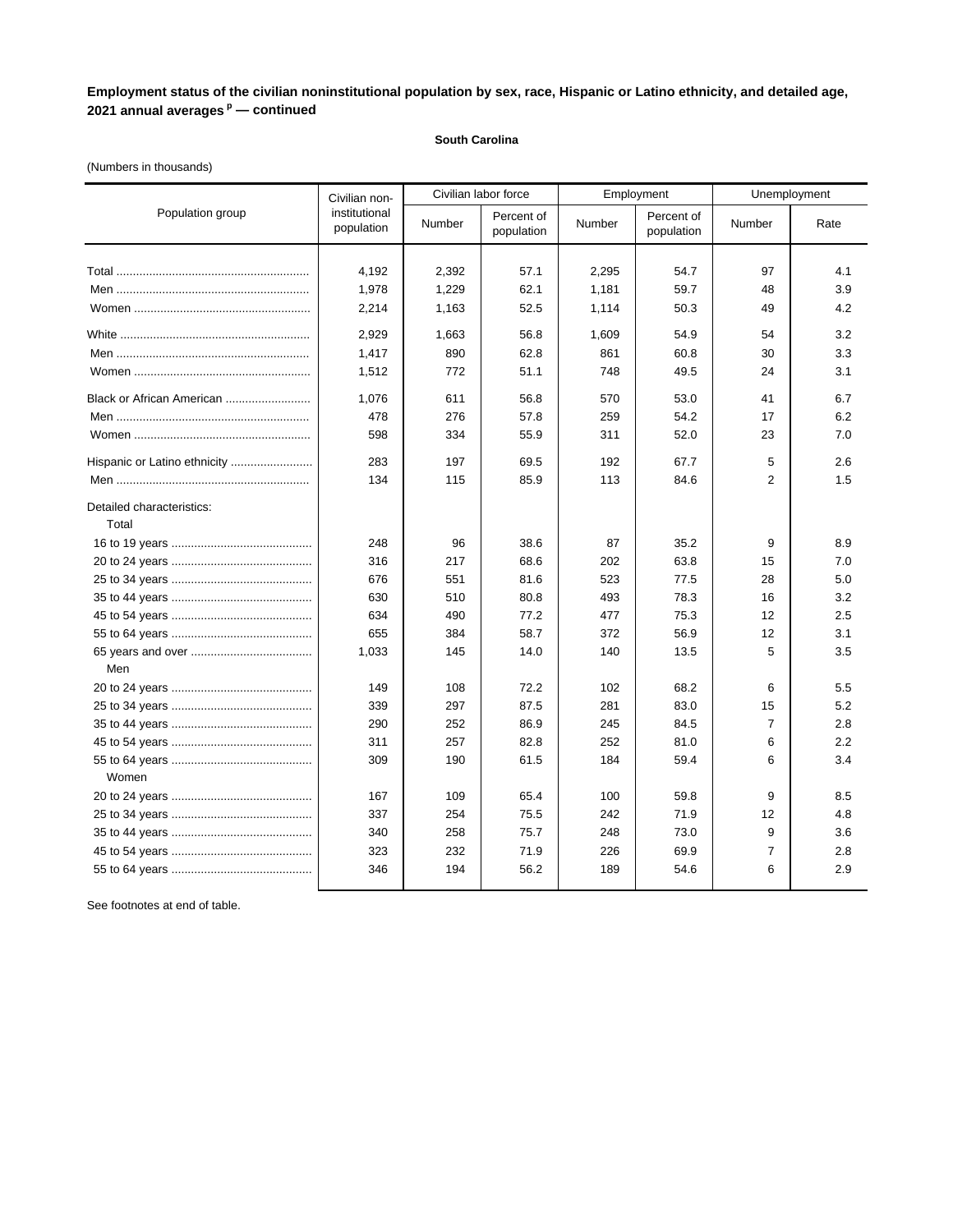**Employment status of the civilian noninstitutional population by sex, race, Hispanic or Latino ethnicity, and detailed age, 2021 annual averages [p] — continued**

**South Carolina**

(Numbers in thousands)

| Population group | Civilian non-institutional population | Civilian labor force | | Employment | | Unemployment | |
|---|---|---|---|---|---|---|---|
| | | Number | Percent of population | Number | Percent of population | Number | Rate |
| Total | 4,192 | 2,392 | 57.1 | 2,295 | 54.7 | 97 | 4.1 |
| Men | 1,978 | 1,229 | 62.1 | 1,181 | 59.7 | 48 | 3.9 |
| Women | 2,214 | 1,163 | 52.5 | 1,114 | 50.3 | 49 | 4.2 |
| White | 2,929 | 1,663 | 56.8 | 1,609 | 54.9 | 54 | 3.2 |
| Men | 1,417 | 890 | 62.8 | 861 | 60.8 | 30 | 3.3 |
| Women | 1,512 | 772 | 51.1 | 748 | 49.5 | 24 | 3.1 |
| Black or African American | 1,076 | 611 | 56.8 | 570 | 53.0 | 41 | 6.7 |
| Men | 478 | 276 | 57.8 | 259 | 54.2 | 17 | 6.2 |
| Women | 598 | 334 | 55.9 | 311 | 52.0 | 23 | 7.0 |
| Hispanic or Latino ethnicity | 283 | 197 | 69.5 | 192 | 67.7 | 5 | 2.6 |
| Men | 134 | 115 | 85.9 | 113 | 84.6 | 2 | 1.5 |
| Detailed characteristics: | | | | | | | |
| Total | | | | | | | |
| 16 to 19 years | 248 | 96 | 38.6 | 87 | 35.2 | 9 | 8.9 |
| 20 to 24 years | 316 | 217 | 68.6 | 202 | 63.8 | 15 | 7.0 |
| 25 to 34 years | 676 | 551 | 81.6 | 523 | 77.5 | 28 | 5.0 |
| 35 to 44 years | 630 | 510 | 80.8 | 493 | 78.3 | 16 | 3.2 |
| 45 to 54 years | 634 | 490 | 77.2 | 477 | 75.3 | 12 | 2.5 |
| 55 to 64 years | 655 | 384 | 58.7 | 372 | 56.9 | 12 | 3.1 |
| 65 years and over | 1,033 | 145 | 14.0 | 140 | 13.5 | 5 | 3.5 |
| Men | | | | | | | |
| 20 to 24 years | 149 | 108 | 72.2 | 102 | 68.2 | 6 | 5.5 |
| 25 to 34 years | 339 | 297 | 87.5 | 281 | 83.0 | 15 | 5.2 |
| 35 to 44 years | 290 | 252 | 86.9 | 245 | 84.5 | 7 | 2.8 |
| 45 to 54 years | 311 | 257 | 82.8 | 252 | 81.0 | 6 | 2.2 |
| 55 to 64 years | 309 | 190 | 61.5 | 184 | 59.4 | 6 | 3.4 |
| Women | | | | | | | |
| 20 to 24 years | 167 | 109 | 65.4 | 100 | 59.8 | 9 | 8.5 |
| 25 to 34 years | 337 | 254 | 75.5 | 242 | 71.9 | 12 | 4.8 |
| 35 to 44 years | 340 | 258 | 75.7 | 248 | 73.0 | 9 | 3.6 |
| 45 to 54 years | 323 | 232 | 71.9 | 226 | 69.9 | 7 | 2.8 |
| 55 to 64 years | 346 | 194 | 56.2 | 189 | 54.6 | 6 | 2.9 |

See footnotes at end of table.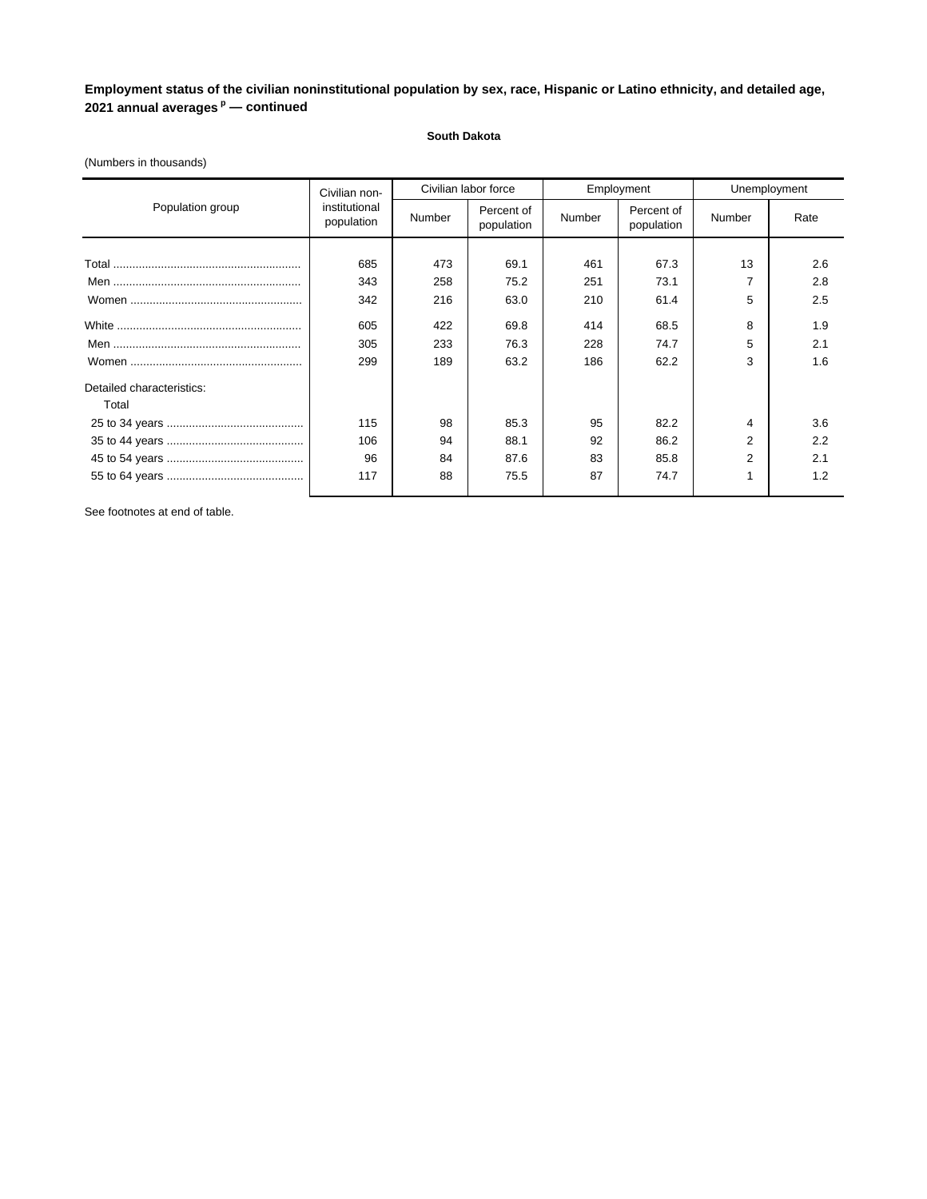**Employment status of the civilian noninstitutional population by sex, race, Hispanic or Latino ethnicity, and detailed age, 2021 annual averages [p] — continued**

**South Dakota**

(Numbers in thousands)

| Population group | Civilian non-institutional population | Civilian labor force | | Employment | | Unemployment | |
|---|---|---|---|---|---|---|---|
| | | Number | Percent of population | Number | Percent of population | Number | Rate |
| Total | 685 | 473 | 69.1 | 461 | 67.3 | 13 | 2.6 |
| Men | 343 | 258 | 75.2 | 251 | 73.1 | 7 | 2.8 |
| Women | 342 | 216 | 63.0 | 210 | 61.4 | 5 | 2.5 |
| White | 605 | 422 | 69.8 | 414 | 68.5 | 8 | 1.9 |
| Men | 305 | 233 | 76.3 | 228 | 74.7 | 5 | 2.1 |
| Women | 299 | 189 | 63.2 | 186 | 62.2 | 3 | 1.6 |
| Detailed characteristics: | | | | | | | |
| Total | | | | | | | |
| 25 to 34 years | 115 | 98 | 85.3 | 95 | 82.2 | 4 | 3.6 |
| 35 to 44 years | 106 | 94 | 88.1 | 92 | 86.2 | 2 | 2.2 |
| 45 to 54 years | 96 | 84 | 87.6 | 83 | 85.8 | 2 | 2.1 |
| 55 to 64 years | 117 | 88 | 75.5 | 87 | 74.7 | 1 | 1.2 |

See footnotes at end of table.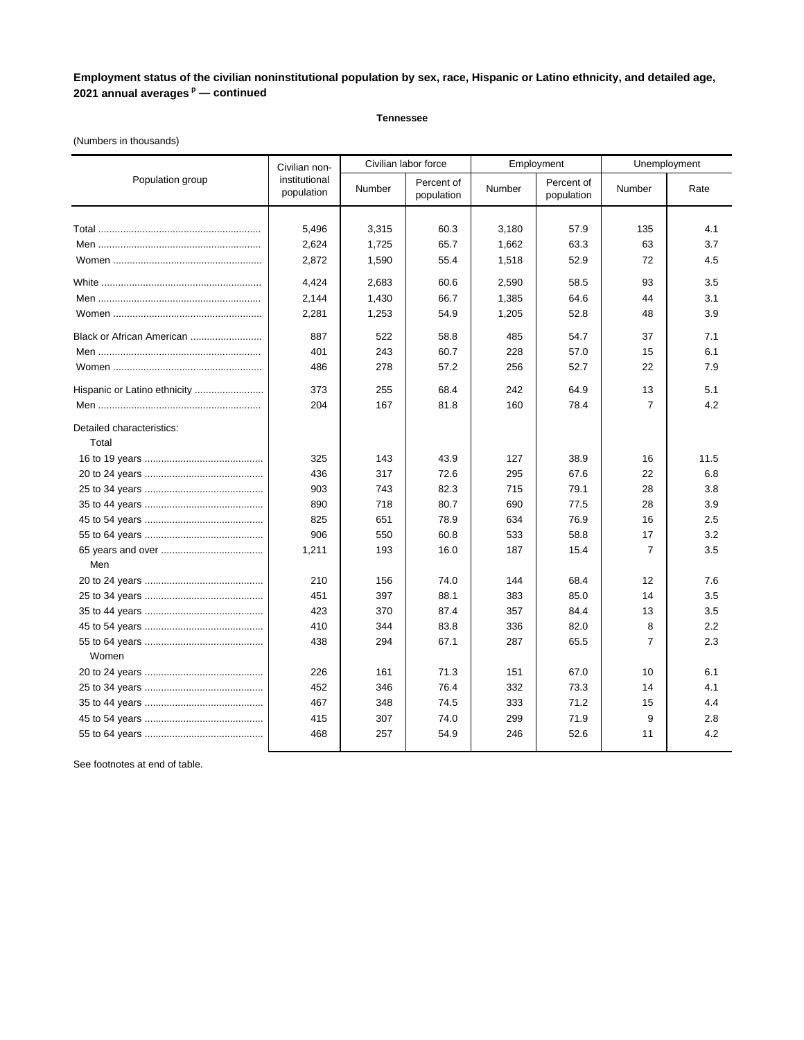**Employment status of the civilian noninstitutional population by sex, race, Hispanic or Latino ethnicity, and detailed age, 2021 annual averages [p] — continued**

**Tennessee**

(Numbers in thousands)

| Population group | Civilian non-institutional population | Civilian labor force | | Employment | | Unemployment | |
|---|---|---|---|---|---|---|---|
| | | Number | Percent of population | Number | Percent of population | Number | Rate |
| Total | 5,496 | 3,315 | 60.3 | 3,180 | 57.9 | 135 | 4.1 |
| Men | 2,624 | 1,725 | 65.7 | 1,662 | 63.3 | 63 | 3.7 |
| Women | 2,872 | 1,590 | 55.4 | 1,518 | 52.9 | 72 | 4.5 |
| White | 4,424 | 2,683 | 60.6 | 2,590 | 58.5 | 93 | 3.5 |
| Men | 2,144 | 1,430 | 66.7 | 1,385 | 64.6 | 44 | 3.1 |
| Women | 2,281 | 1,253 | 54.9 | 1,205 | 52.8 | 48 | 3.9 |
| Black or African American | 887 | 522 | 58.8 | 485 | 54.7 | 37 | 7.1 |
| Men | 401 | 243 | 60.7 | 228 | 57.0 | 15 | 6.1 |
| Women | 486 | 278 | 57.2 | 256 | 52.7 | 22 | 7.9 |
| Hispanic or Latino ethnicity | 373 | 255 | 68.4 | 242 | 64.9 | 13 | 5.1 |
| Men | 204 | 167 | 81.8 | 160 | 78.4 | 7 | 4.2 |
| Detailed characteristics: | | | | | | | |
| Total | | | | | | | |
| 16 to 19 years | 325 | 143 | 43.9 | 127 | 38.9 | 16 | 11.5 |
| 20 to 24 years | 436 | 317 | 72.6 | 295 | 67.6 | 22 | 6.8 |
| 25 to 34 years | 903 | 743 | 82.3 | 715 | 79.1 | 28 | 3.8 |
| 35 to 44 years | 890 | 718 | 80.7 | 690 | 77.5 | 28 | 3.9 |
| 45 to 54 years | 825 | 651 | 78.9 | 634 | 76.9 | 16 | 2.5 |
| 55 to 64 years | 906 | 550 | 60.8 | 533 | 58.8 | 17 | 3.2 |
| 65 years and over | 1,211 | 193 | 16.0 | 187 | 15.4 | 7 | 3.5 |
| Men | | | | | | | |
| 20 to 24 years | 210 | 156 | 74.0 | 144 | 68.4 | 12 | 7.6 |
| 25 to 34 years | 451 | 397 | 88.1 | 383 | 85.0 | 14 | 3.5 |
| 35 to 44 years | 423 | 370 | 87.4 | 357 | 84.4 | 13 | 3.5 |
| 45 to 54 years | 410 | 344 | 83.8 | 336 | 82.0 | 8 | 2.2 |
| 55 to 64 years | 438 | 294 | 67.1 | 287 | 65.5 | 7 | 2.3 |
| Women | | | | | | | |
| 20 to 24 years | 226 | 161 | 71.3 | 151 | 67.0 | 10 | 6.1 |
| 25 to 34 years | 452 | 346 | 76.4 | 332 | 73.3 | 14 | 4.1 |
| 35 to 44 years | 467 | 348 | 74.5 | 333 | 71.2 | 15 | 4.4 |
| 45 to 54 years | 415 | 307 | 74.0 | 299 | 71.9 | 9 | 2.8 |
| 55 to 64 years | 468 | 257 | 54.9 | 246 | 52.6 | 11 | 4.2 |

See footnotes at end of table.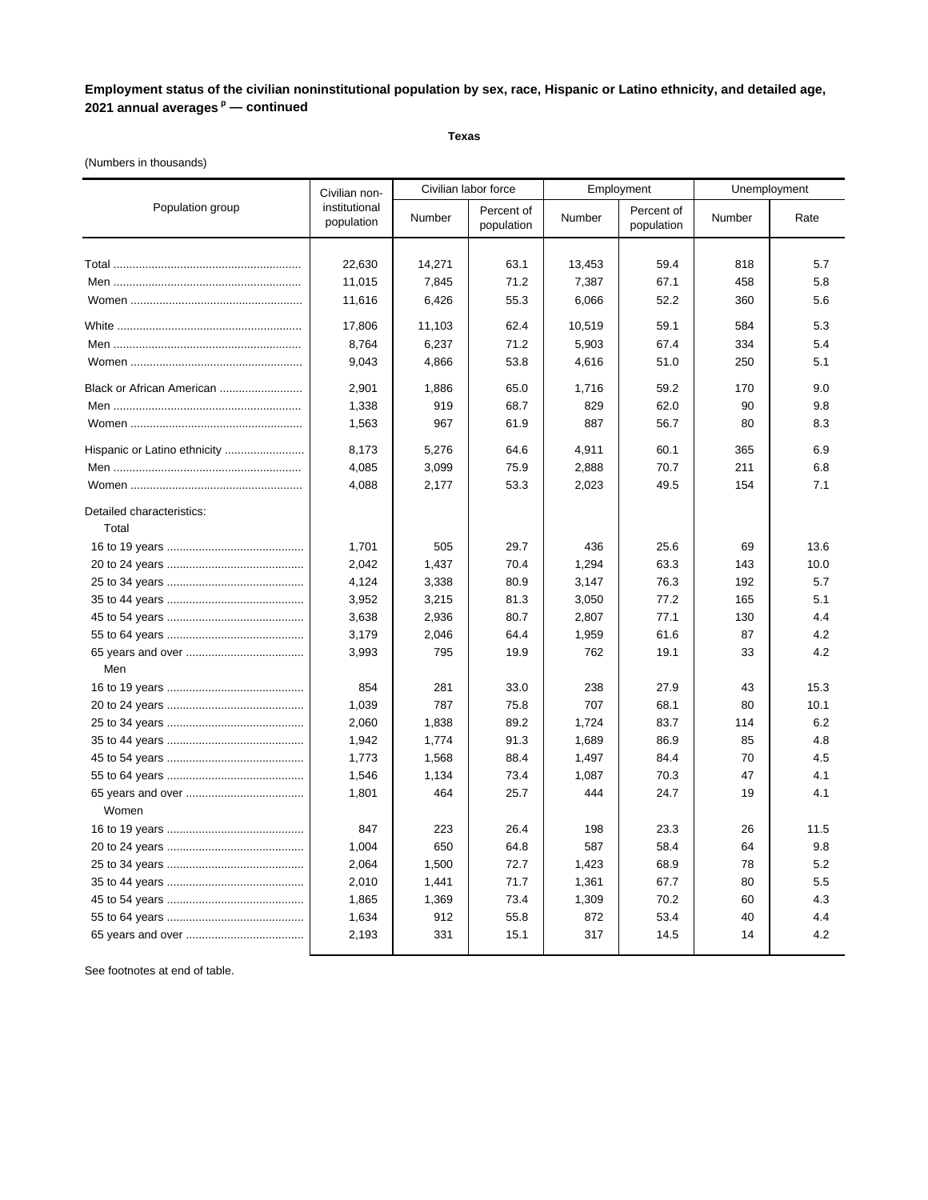**Employment status of the civilian noninstitutional population by sex, race, Hispanic or Latino ethnicity, and detailed age, 2021 annual averages [p] — continued**

**Texas**

(Numbers in thousands)

| Population group | Civilian non-institutional population | Civilian labor force | | Employment | | Unemployment | |
|---|---|---|---|---|---|---|---|
| | | Number | Percent of population | Number | Percent of population | Number | Rate |
| Total | 22,630 | 14,271 | 63.1 | 13,453 | 59.4 | 818 | 5.7 |
| Men | 11,015 | 7,845 | 71.2 | 7,387 | 67.1 | 458 | 5.8 |
| Women | 11,616 | 6,426 | 55.3 | 6,066 | 52.2 | 360 | 5.6 |
| White | 17,806 | 11,103 | 62.4 | 10,519 | 59.1 | 584 | 5.3 |
| Men | 8,764 | 6,237 | 71.2 | 5,903 | 67.4 | 334 | 5.4 |
| Women | 9,043 | 4,866 | 53.8 | 4,616 | 51.0 | 250 | 5.1 |
| Black or African American | 2,901 | 1,886 | 65.0 | 1,716 | 59.2 | 170 | 9.0 |
| Men | 1,338 | 919 | 68.7 | 829 | 62.0 | 90 | 9.8 |
| Women | 1,563 | 967 | 61.9 | 887 | 56.7 | 80 | 8.3 |
| Hispanic or Latino ethnicity | 8,173 | 5,276 | 64.6 | 4,911 | 60.1 | 365 | 6.9 |
| Men | 4,085 | 3,099 | 75.9 | 2,888 | 70.7 | 211 | 6.8 |
| Women | 4,088 | 2,177 | 53.3 | 2,023 | 49.5 | 154 | 7.1 |
| Detailed characteristics: | | | | | | | |
| Total | | | | | | | |
| 16 to 19 years | 1,701 | 505 | 29.7 | 436 | 25.6 | 69 | 13.6 |
| 20 to 24 years | 2,042 | 1,437 | 70.4 | 1,294 | 63.3 | 143 | 10.0 |
| 25 to 34 years | 4,124 | 3,338 | 80.9 | 3,147 | 76.3 | 192 | 5.7 |
| 35 to 44 years | 3,952 | 3,215 | 81.3 | 3,050 | 77.2 | 165 | 5.1 |
| 45 to 54 years | 3,638 | 2,936 | 80.7 | 2,807 | 77.1 | 130 | 4.4 |
| 55 to 64 years | 3,179 | 2,046 | 64.4 | 1,959 | 61.6 | 87 | 4.2 |
| 65 years and over | 3,993 | 795 | 19.9 | 762 | 19.1 | 33 | 4.2 |
| Men | | | | | | | |
| 16 to 19 years | 854 | 281 | 33.0 | 238 | 27.9 | 43 | 15.3 |
| 20 to 24 years | 1,039 | 787 | 75.8 | 707 | 68.1 | 80 | 10.1 |
| 25 to 34 years | 2,060 | 1,838 | 89.2 | 1,724 | 83.7 | 114 | 6.2 |
| 35 to 44 years | 1,942 | 1,774 | 91.3 | 1,689 | 86.9 | 85 | 4.8 |
| 45 to 54 years | 1,773 | 1,568 | 88.4 | 1,497 | 84.4 | 70 | 4.5 |
| 55 to 64 years | 1,546 | 1,134 | 73.4 | 1,087 | 70.3 | 47 | 4.1 |
| 65 years and over | 1,801 | 464 | 25.7 | 444 | 24.7 | 19 | 4.1 |
| Women | | | | | | | |
| 16 to 19 years | 847 | 223 | 26.4 | 198 | 23.3 | 26 | 11.5 |
| 20 to 24 years | 1,004 | 650 | 64.8 | 587 | 58.4 | 64 | 9.8 |
| 25 to 34 years | 2,064 | 1,500 | 72.7 | 1,423 | 68.9 | 78 | 5.2 |
| 35 to 44 years | 2,010 | 1,441 | 71.7 | 1,361 | 67.7 | 80 | 5.5 |
| 45 to 54 years | 1,865 | 1,369 | 73.4 | 1,309 | 70.2 | 60 | 4.3 |
| 55 to 64 years | 1,634 | 912 | 55.8 | 872 | 53.4 | 40 | 4.4 |
| 65 years and over | 2,193 | 331 | 15.1 | 317 | 14.5 | 14 | 4.2 |

See footnotes at end of table.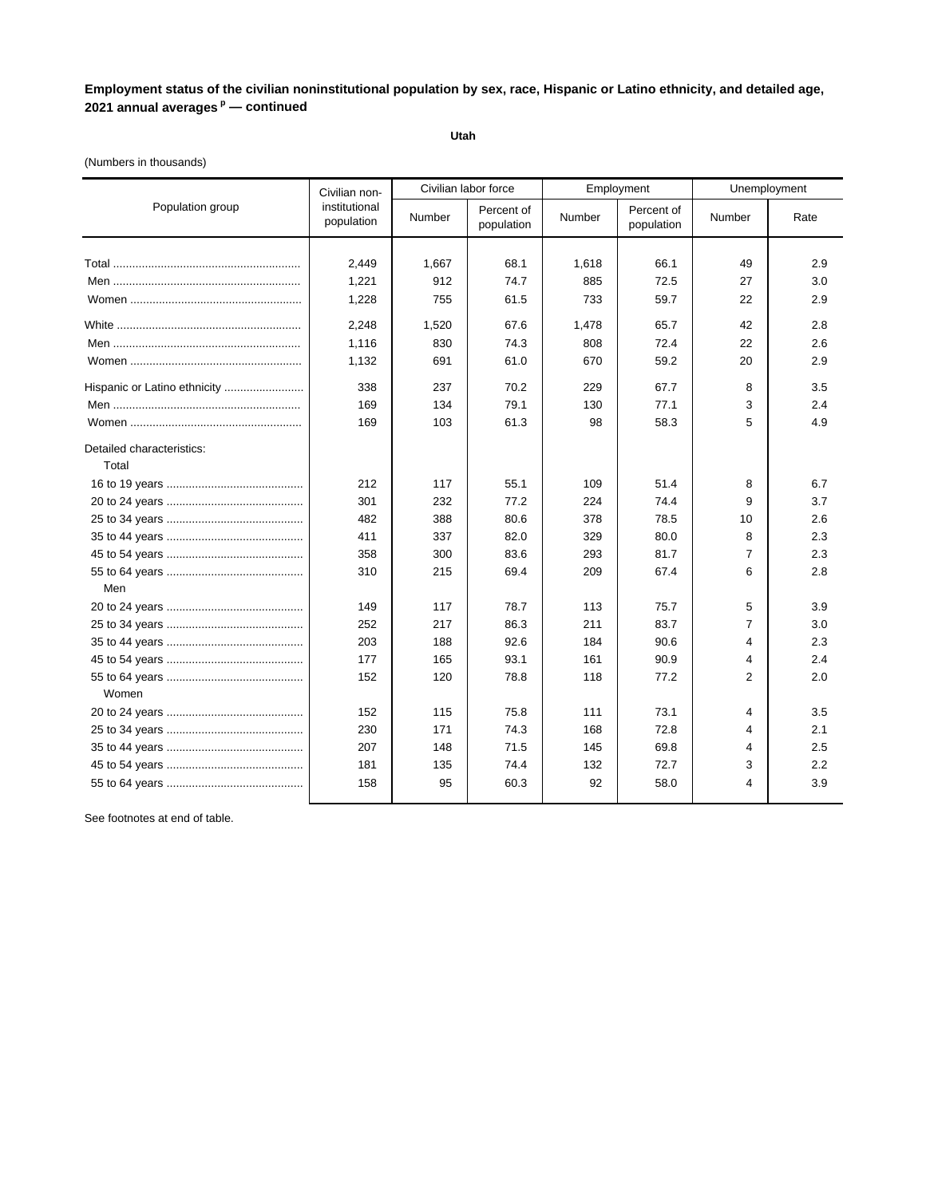**Employment status of the civilian noninstitutional population by sex, race, Hispanic or Latino ethnicity, and detailed age, 2021 annual averages [p] — continued**

**Utah**

(Numbers in thousands)

| Population group | Civilian non-institutional population | Civilian labor force | | Employment | | Unemployment | |
|---|---|---|---|---|---|---|---|
| | | Number | Percent of population | Number | Percent of population | Number | Rate |
| Total | 2,449 | 1,667 | 68.1 | 1,618 | 66.1 | 49 | 2.9 |
| Men | 1,221 | 912 | 74.7 | 885 | 72.5 | 27 | 3.0 |
| Women | 1,228 | 755 | 61.5 | 733 | 59.7 | 22 | 2.9 |
| White | 2,248 | 1,520 | 67.6 | 1,478 | 65.7 | 42 | 2.8 |
| Men | 1,116 | 830 | 74.3 | 808 | 72.4 | 22 | 2.6 |
| Women | 1,132 | 691 | 61.0 | 670 | 59.2 | 20 | 2.9 |
| Hispanic or Latino ethnicity | 338 | 237 | 70.2 | 229 | 67.7 | 8 | 3.5 |
| Men | 169 | 134 | 79.1 | 130 | 77.1 | 3 | 2.4 |
| Women | 169 | 103 | 61.3 | 98 | 58.3 | 5 | 4.9 |
| Detailed characteristics: | | | | | | | |
| Total | | | | | | | |
| 16 to 19 years | 212 | 117 | 55.1 | 109 | 51.4 | 8 | 6.7 |
| 20 to 24 years | 301 | 232 | 77.2 | 224 | 74.4 | 9 | 3.7 |
| 25 to 34 years | 482 | 388 | 80.6 | 378 | 78.5 | 10 | 2.6 |
| 35 to 44 years | 411 | 337 | 82.0 | 329 | 80.0 | 8 | 2.3 |
| 45 to 54 years | 358 | 300 | 83.6 | 293 | 81.7 | 7 | 2.3 |
| 55 to 64 years | 310 | 215 | 69.4 | 209 | 67.4 | 6 | 2.8 |
| Men | | | | | | | |
| 20 to 24 years | 149 | 117 | 78.7 | 113 | 75.7 | 5 | 3.9 |
| 25 to 34 years | 252 | 217 | 86.3 | 211 | 83.7 | 7 | 3.0 |
| 35 to 44 years | 203 | 188 | 92.6 | 184 | 90.6 | 4 | 2.3 |
| 45 to 54 years | 177 | 165 | 93.1 | 161 | 90.9 | 4 | 2.4 |
| 55 to 64 years | 152 | 120 | 78.8 | 118 | 77.2 | 2 | 2.0 |
| Women | | | | | | | |
| 20 to 24 years | 152 | 115 | 75.8 | 111 | 73.1 | 4 | 3.5 |
| 25 to 34 years | 230 | 171 | 74.3 | 168 | 72.8 | 4 | 2.1 |
| 35 to 44 years | 207 | 148 | 71.5 | 145 | 69.8 | 4 | 2.5 |
| 45 to 54 years | 181 | 135 | 74.4 | 132 | 72.7 | 3 | 2.2 |
| 55 to 64 years | 158 | 95 | 60.3 | 92 | 58.0 | 4 | 3.9 |

See footnotes at end of table.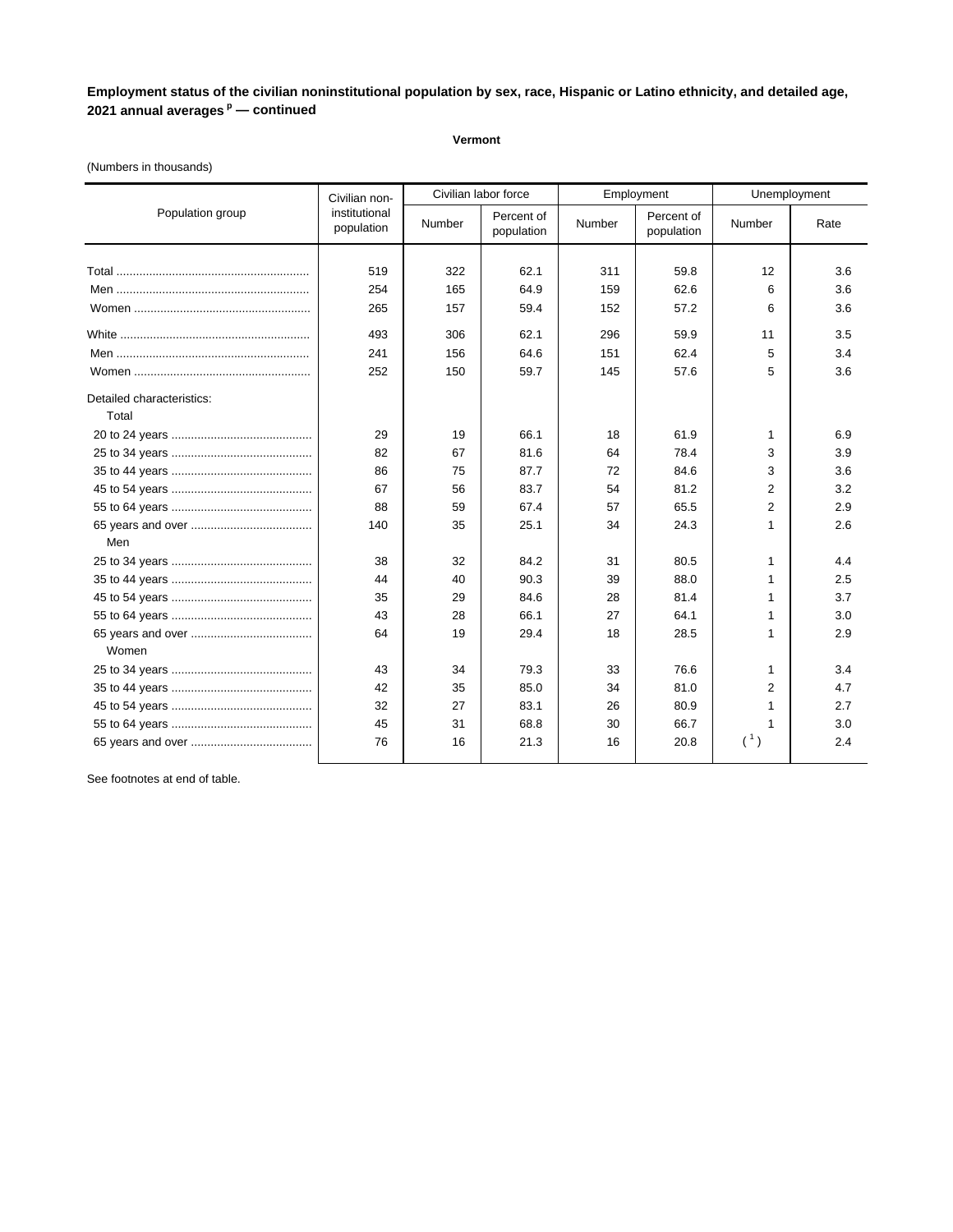**Employment status of the civilian noninstitutional population by sex, race, Hispanic or Latino ethnicity, and detailed age, 2021 annual averages [p] — continued**

**Vermont**

(Numbers in thousands)

| Population group | Civilian non-institutional population | Civilian labor force | | Employment | | Unemployment | |
|---|---|---|---|---|---|---|---|
| | | Number | Percent of population | Number | Percent of population | Number | Rate |
| Total | 519 | 322 | 62.1 | 311 | 59.8 | 12 | 3.6 |
| Men | 254 | 165 | 64.9 | 159 | 62.6 | 6 | 3.6 |
| Women | 265 | 157 | 59.4 | 152 | 57.2 | 6 | 3.6 |
| White | 493 | 306 | 62.1 | 296 | 59.9 | 11 | 3.5 |
| Men | 241 | 156 | 64.6 | 151 | 62.4 | 5 | 3.4 |
| Women | 252 | 150 | 59.7 | 145 | 57.6 | 5 | 3.6 |
| Detailed characteristics: | | | | | | | |
| Total | | | | | | | |
| 20 to 24 years | 29 | 19 | 66.1 | 18 | 61.9 | 1 | 6.9 |
| 25 to 34 years | 82 | 67 | 81.6 | 64 | 78.4 | 3 | 3.9 |
| 35 to 44 years | 86 | 75 | 87.7 | 72 | 84.6 | 3 | 3.6 |
| 45 to 54 years | 67 | 56 | 83.7 | 54 | 81.2 | 2 | 3.2 |
| 55 to 64 years | 88 | 59 | 67.4 | 57 | 65.5 | 2 | 2.9 |
| 65 years and over | 140 | 35 | 25.1 | 34 | 24.3 | 1 | 2.6 |
| Men | | | | | | | |
| 25 to 34 years | 38 | 32 | 84.2 | 31 | 80.5 | 1 | 4.4 |
| 35 to 44 years | 44 | 40 | 90.3 | 39 | 88.0 | 1 | 2.5 |
| 45 to 54 years | 35 | 29 | 84.6 | 28 | 81.4 | 1 | 3.7 |
| 55 to 64 years | 43 | 28 | 66.1 | 27 | 64.1 | 1 | 3.0 |
| 65 years and over | 64 | 19 | 29.4 | 18 | 28.5 | 1 | 2.9 |
| Women | | | | | | | |
| 25 to 34 years | 43 | 34 | 79.3 | 33 | 76.6 | 1 | 3.4 |
| 35 to 44 years | 42 | 35 | 85.0 | 34 | 81.0 | 2 | 4.7 |
| 45 to 54 years | 32 | 27 | 83.1 | 26 | 80.9 | 1 | 2.7 |
| 55 to 64 years | 45 | 31 | 68.8 | 30 | 66.7 | 1 | 3.0 |
| 65 years and over | 76 | 16 | 21.3 | 16 | 20.8 | (1) | 2.4 |

See footnotes at end of table.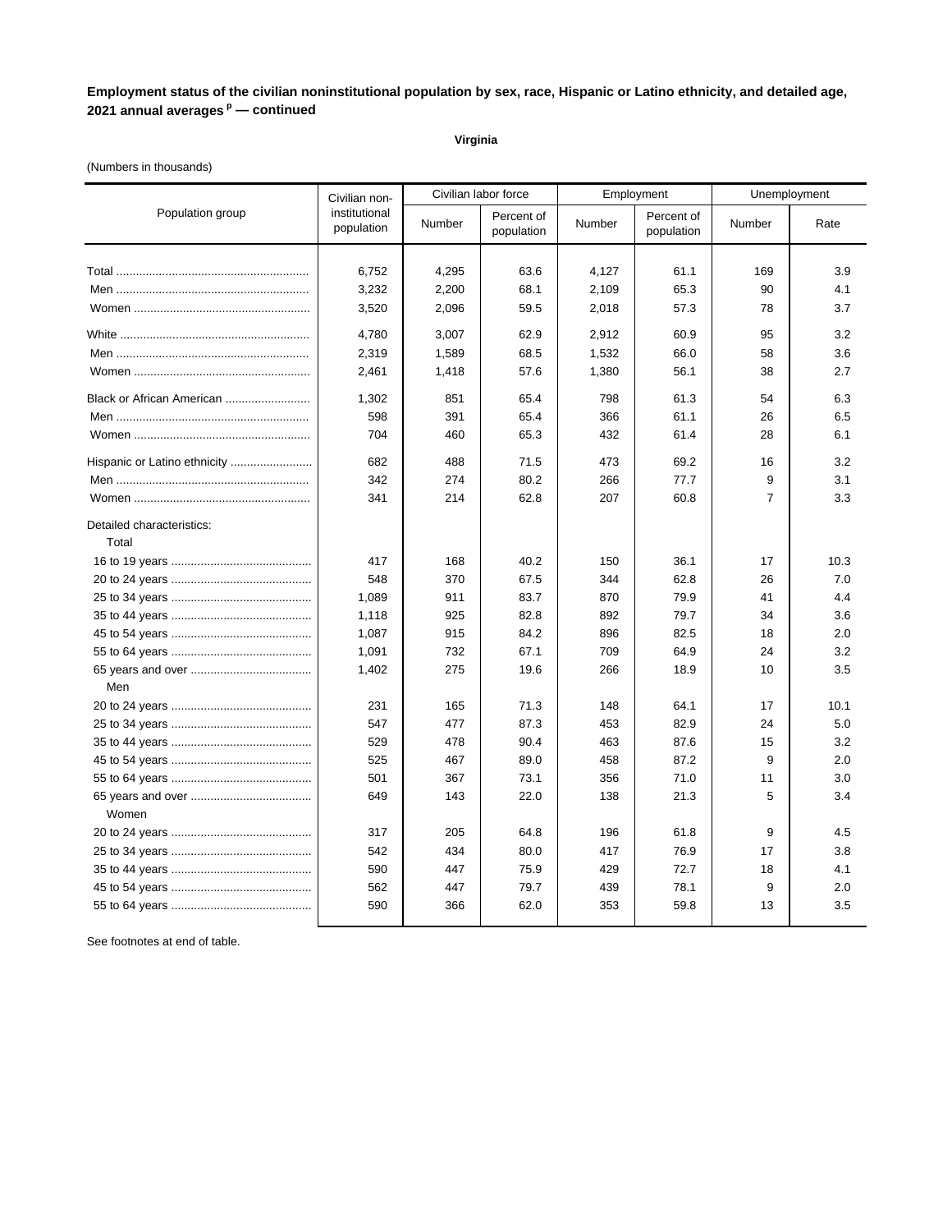**Employment status of the civilian noninstitutional population by sex, race, Hispanic or Latino ethnicity, and detailed age, 2021 annual averages [p] — continued**

**Virginia**

(Numbers in thousands)

| Population group | Civilian non-institutional population | Civilian labor force | | Employment | | Unemployment | |
|---|---|---|---|---|---|---|---|
| | | Number | Percent of population | Number | Percent of population | Number | Rate |
| Total | 6,752 | 4,295 | 63.6 | 4,127 | 61.1 | 169 | 3.9 |
| Men | 3,232 | 2,200 | 68.1 | 2,109 | 65.3 | 90 | 4.1 |
| Women | 3,520 | 2,096 | 59.5 | 2,018 | 57.3 | 78 | 3.7 |
| White | 4,780 | 3,007 | 62.9 | 2,912 | 60.9 | 95 | 3.2 |
| Men | 2,319 | 1,589 | 68.5 | 1,532 | 66.0 | 58 | 3.6 |
| Women | 2,461 | 1,418 | 57.6 | 1,380 | 56.1 | 38 | 2.7 |
| Black or African American | 1,302 | 851 | 65.4 | 798 | 61.3 | 54 | 6.3 |
| Men | 598 | 391 | 65.4 | 366 | 61.1 | 26 | 6.5 |
| Women | 704 | 460 | 65.3 | 432 | 61.4 | 28 | 6.1 |
| Hispanic or Latino ethnicity | 682 | 488 | 71.5 | 473 | 69.2 | 16 | 3.2 |
| Men | 342 | 274 | 80.2 | 266 | 77.7 | 9 | 3.1 |
| Women | 341 | 214 | 62.8 | 207 | 60.8 | 7 | 3.3 |
| Detailed characteristics: | | | | | | | |
| Total | | | | | | | |
| 16 to 19 years | 417 | 168 | 40.2 | 150 | 36.1 | 17 | 10.3 |
| 20 to 24 years | 548 | 370 | 67.5 | 344 | 62.8 | 26 | 7.0 |
| 25 to 34 years | 1,089 | 911 | 83.7 | 870 | 79.9 | 41 | 4.4 |
| 35 to 44 years | 1,118 | 925 | 82.8 | 892 | 79.7 | 34 | 3.6 |
| 45 to 54 years | 1,087 | 915 | 84.2 | 896 | 82.5 | 18 | 2.0 |
| 55 to 64 years | 1,091 | 732 | 67.1 | 709 | 64.9 | 24 | 3.2 |
| 65 years and over | 1,402 | 275 | 19.6 | 266 | 18.9 | 10 | 3.5 |
| Men | | | | | | | |
| 20 to 24 years | 231 | 165 | 71.3 | 148 | 64.1 | 17 | 10.1 |
| 25 to 34 years | 547 | 477 | 87.3 | 453 | 82.9 | 24 | 5.0 |
| 35 to 44 years | 529 | 478 | 90.4 | 463 | 87.6 | 15 | 3.2 |
| 45 to 54 years | 525 | 467 | 89.0 | 458 | 87.2 | 9 | 2.0 |
| 55 to 64 years | 501 | 367 | 73.1 | 356 | 71.0 | 11 | 3.0 |
| 65 years and over | 649 | 143 | 22.0 | 138 | 21.3 | 5 | 3.4 |
| Women | | | | | | | |
| 20 to 24 years | 317 | 205 | 64.8 | 196 | 61.8 | 9 | 4.5 |
| 25 to 34 years | 542 | 434 | 80.0 | 417 | 76.9 | 17 | 3.8 |
| 35 to 44 years | 590 | 447 | 75.9 | 429 | 72.7 | 18 | 4.1 |
| 45 to 54 years | 562 | 447 | 79.7 | 439 | 78.1 | 9 | 2.0 |
| 55 to 64 years | 590 | 366 | 62.0 | 353 | 59.8 | 13 | 3.5 |

See footnotes at end of table.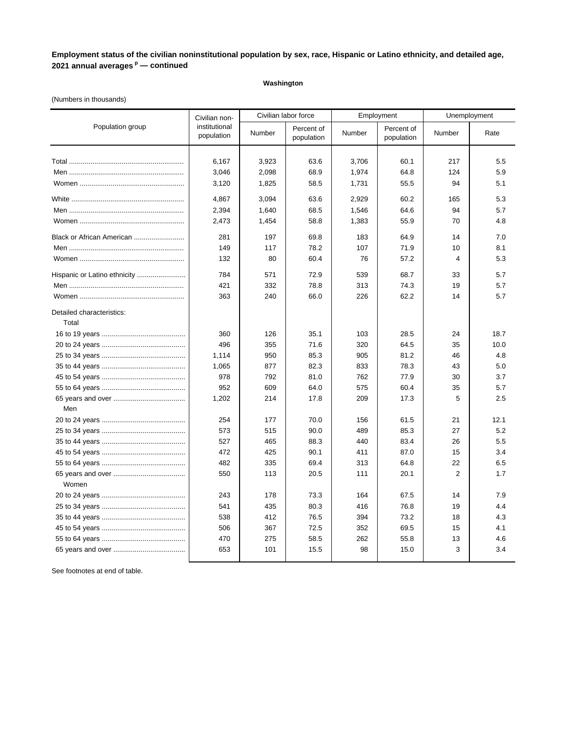**Employment status of the civilian noninstitutional population by sex, race, Hispanic or Latino ethnicity, and detailed age, 2021 annual averages [p] — continued**

**Washington**

(Numbers in thousands)

| Population group | Civilian non-institutional population | Civilian labor force | | Employment | | Unemployment | |
|---|---|---|---|---|---|---|---|
| | | Number | Percent of population | Number | Percent of population | Number | Rate |
| Total | 6,167 | 3,923 | 63.6 | 3,706 | 60.1 | 217 | 5.5 |
| Men | 3,046 | 2,098 | 68.9 | 1,974 | 64.8 | 124 | 5.9 |
| Women | 3,120 | 1,825 | 58.5 | 1,731 | 55.5 | 94 | 5.1 |
| White | 4,867 | 3,094 | 63.6 | 2,929 | 60.2 | 165 | 5.3 |
| Men | 2,394 | 1,640 | 68.5 | 1,546 | 64.6 | 94 | 5.7 |
| Women | 2,473 | 1,454 | 58.8 | 1,383 | 55.9 | 70 | 4.8 |
| Black or African American | 281 | 197 | 69.8 | 183 | 64.9 | 14 | 7.0 |
| Men | 149 | 117 | 78.2 | 107 | 71.9 | 10 | 8.1 |
| Women | 132 | 80 | 60.4 | 76 | 57.2 | 4 | 5.3 |
| Hispanic or Latino ethnicity | 784 | 571 | 72.9 | 539 | 68.7 | 33 | 5.7 |
| Men | 421 | 332 | 78.8 | 313 | 74.3 | 19 | 5.7 |
| Women | 363 | 240 | 66.0 | 226 | 62.2 | 14 | 5.7 |
| Detailed characteristics: | | | | | | | |
| Total | | | | | | | |
| 16 to 19 years | 360 | 126 | 35.1 | 103 | 28.5 | 24 | 18.7 |
| 20 to 24 years | 496 | 355 | 71.6 | 320 | 64.5 | 35 | 10.0 |
| 25 to 34 years | 1,114 | 950 | 85.3 | 905 | 81.2 | 46 | 4.8 |
| 35 to 44 years | 1,065 | 877 | 82.3 | 833 | 78.3 | 43 | 5.0 |
| 45 to 54 years | 978 | 792 | 81.0 | 762 | 77.9 | 30 | 3.7 |
| 55 to 64 years | 952 | 609 | 64.0 | 575 | 60.4 | 35 | 5.7 |
| 65 years and over | 1,202 | 214 | 17.8 | 209 | 17.3 | 5 | 2.5 |
| Men | | | | | | | |
| 20 to 24 years | 254 | 177 | 70.0 | 156 | 61.5 | 21 | 12.1 |
| 25 to 34 years | 573 | 515 | 90.0 | 489 | 85.3 | 27 | 5.2 |
| 35 to 44 years | 527 | 465 | 88.3 | 440 | 83.4 | 26 | 5.5 |
| 45 to 54 years | 472 | 425 | 90.1 | 411 | 87.0 | 15 | 3.4 |
| 55 to 64 years | 482 | 335 | 69.4 | 313 | 64.8 | 22 | 6.5 |
| 65 years and over | 550 | 113 | 20.5 | 111 | 20.1 | 2 | 1.7 |
| Women | | | | | | | |
| 20 to 24 years | 243 | 178 | 73.3 | 164 | 67.5 | 14 | 7.9 |
| 25 to 34 years | 541 | 435 | 80.3 | 416 | 76.8 | 19 | 4.4 |
| 35 to 44 years | 538 | 412 | 76.5 | 394 | 73.2 | 18 | 4.3 |
| 45 to 54 years | 506 | 367 | 72.5 | 352 | 69.5 | 15 | 4.1 |
| 55 to 64 years | 470 | 275 | 58.5 | 262 | 55.8 | 13 | 4.6 |
| 65 years and over | 653 | 101 | 15.5 | 98 | 15.0 | 3 | 3.4 |

See footnotes at end of table.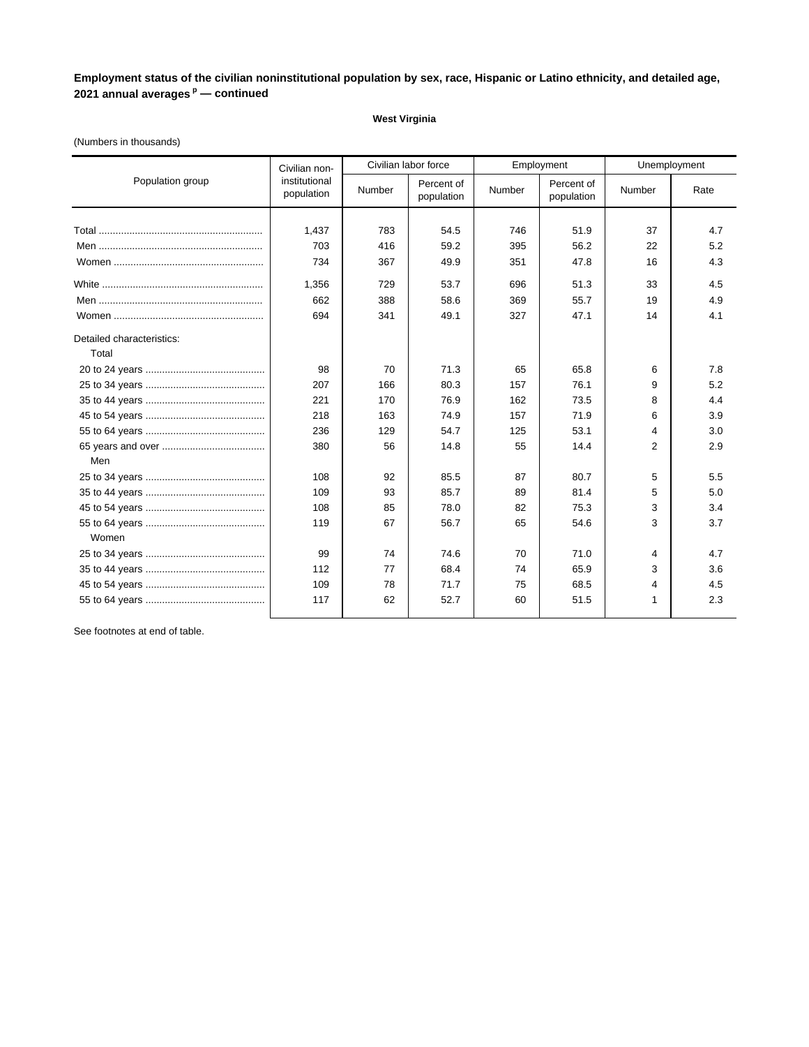**Employment status of the civilian noninstitutional population by sex, race, Hispanic or Latino ethnicity, and detailed age, 2021 annual averages [p] — continued**

**West Virginia**

(Numbers in thousands)

| Population group | Civilian non-institutional population | Civilian labor force | | Employment | | Unemployment | |
|---|---|---|---|---|---|---|---|
| | | Number | Percent of population | Number | Percent of population | Number | Rate |
| Total | 1,437 | 783 | 54.5 | 746 | 51.9 | 37 | 4.7 |
| Men | 703 | 416 | 59.2 | 395 | 56.2 | 22 | 5.2 |
| Women | 734 | 367 | 49.9 | 351 | 47.8 | 16 | 4.3 |
| White | 1,356 | 729 | 53.7 | 696 | 51.3 | 33 | 4.5 |
| Men | 662 | 388 | 58.6 | 369 | 55.7 | 19 | 4.9 |
| Women | 694 | 341 | 49.1 | 327 | 47.1 | 14 | 4.1 |
| Detailed characteristics: | | | | | | | |
| Total | | | | | | | |
| 20 to 24 years | 98 | 70 | 71.3 | 65 | 65.8 | 6 | 7.8 |
| 25 to 34 years | 207 | 166 | 80.3 | 157 | 76.1 | 9 | 5.2 |
| 35 to 44 years | 221 | 170 | 76.9 | 162 | 73.5 | 8 | 4.4 |
| 45 to 54 years | 218 | 163 | 74.9 | 157 | 71.9 | 6 | 3.9 |
| 55 to 64 years | 236 | 129 | 54.7 | 125 | 53.1 | 4 | 3.0 |
| 65 years and over | 380 | 56 | 14.8 | 55 | 14.4 | 2 | 2.9 |
| Men | | | | | | | |
| 25 to 34 years | 108 | 92 | 85.5 | 87 | 80.7 | 5 | 5.5 |
| 35 to 44 years | 109 | 93 | 85.7 | 89 | 81.4 | 5 | 5.0 |
| 45 to 54 years | 108 | 85 | 78.0 | 82 | 75.3 | 3 | 3.4 |
| 55 to 64 years | 119 | 67 | 56.7 | 65 | 54.6 | 3 | 3.7 |
| Women | | | | | | | |
| 25 to 34 years | 99 | 74 | 74.6 | 70 | 71.0 | 4 | 4.7 |
| 35 to 44 years | 112 | 77 | 68.4 | 74 | 65.9 | 3 | 3.6 |
| 45 to 54 years | 109 | 78 | 71.7 | 75 | 68.5 | 4 | 4.5 |
| 55 to 64 years | 117 | 62 | 52.7 | 60 | 51.5 | 1 | 2.3 |

See footnotes at end of table.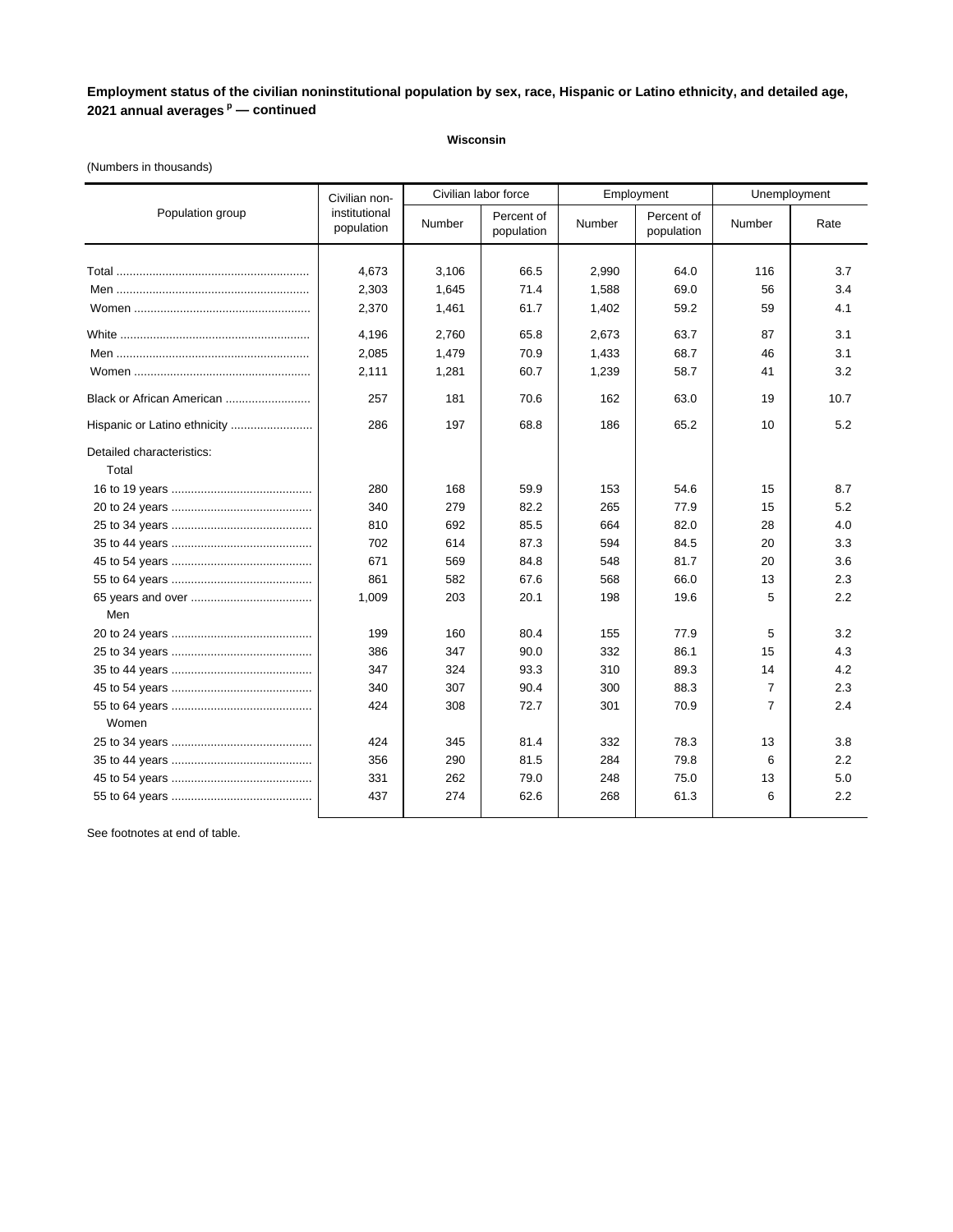**Employment status of the civilian noninstitutional population by sex, race, Hispanic or Latino ethnicity, and detailed age, 2021 annual averages [p] — continued**

**Wisconsin**

(Numbers in thousands)

| Population group | Civilian non-institutional population | Civilian labor force | | Employment | | Unemployment | |
|---|---|---|---|---|---|---|---|
| | | Number | Percent of population | Number | Percent of population | Number | Rate |
| Total | 4,673 | 3,106 | 66.5 | 2,990 | 64.0 | 116 | 3.7 |
| Men | 2,303 | 1,645 | 71.4 | 1,588 | 69.0 | 56 | 3.4 |
| Women | 2,370 | 1,461 | 61.7 | 1,402 | 59.2 | 59 | 4.1 |
| White | 4,196 | 2,760 | 65.8 | 2,673 | 63.7 | 87 | 3.1 |
| Men | 2,085 | 1,479 | 70.9 | 1,433 | 68.7 | 46 | 3.1 |
| Women | 2,111 | 1,281 | 60.7 | 1,239 | 58.7 | 41 | 3.2 |
| Black or African American | 257 | 181 | 70.6 | 162 | 63.0 | 19 | 10.7 |
| Hispanic or Latino ethnicity | 286 | 197 | 68.8 | 186 | 65.2 | 10 | 5.2 |
| Detailed characteristics: | | | | | | | |
| Total | | | | | | | |
| 16 to 19 years | 280 | 168 | 59.9 | 153 | 54.6 | 15 | 8.7 |
| 20 to 24 years | 340 | 279 | 82.2 | 265 | 77.9 | 15 | 5.2 |
| 25 to 34 years | 810 | 692 | 85.5 | 664 | 82.0 | 28 | 4.0 |
| 35 to 44 years | 702 | 614 | 87.3 | 594 | 84.5 | 20 | 3.3 |
| 45 to 54 years | 671 | 569 | 84.8 | 548 | 81.7 | 20 | 3.6 |
| 55 to 64 years | 861 | 582 | 67.6 | 568 | 66.0 | 13 | 2.3 |
| 65 years and over | 1,009 | 203 | 20.1 | 198 | 19.6 | 5 | 2.2 |
| Men | | | | | | | |
| 20 to 24 years | 199 | 160 | 80.4 | 155 | 77.9 | 5 | 3.2 |
| 25 to 34 years | 386 | 347 | 90.0 | 332 | 86.1 | 15 | 4.3 |
| 35 to 44 years | 347 | 324 | 93.3 | 310 | 89.3 | 14 | 4.2 |
| 45 to 54 years | 340 | 307 | 90.4 | 300 | 88.3 | 7 | 2.3 |
| 55 to 64 years | 424 | 308 | 72.7 | 301 | 70.9 | 7 | 2.4 |
| Women | | | | | | | |
| 25 to 34 years | 424 | 345 | 81.4 | 332 | 78.3 | 13 | 3.8 |
| 35 to 44 years | 356 | 290 | 81.5 | 284 | 79.8 | 6 | 2.2 |
| 45 to 54 years | 331 | 262 | 79.0 | 248 | 75.0 | 13 | 5.0 |
| 55 to 64 years | 437 | 274 | 62.6 | 268 | 61.3 | 6 | 2.2 |

See footnotes at end of table.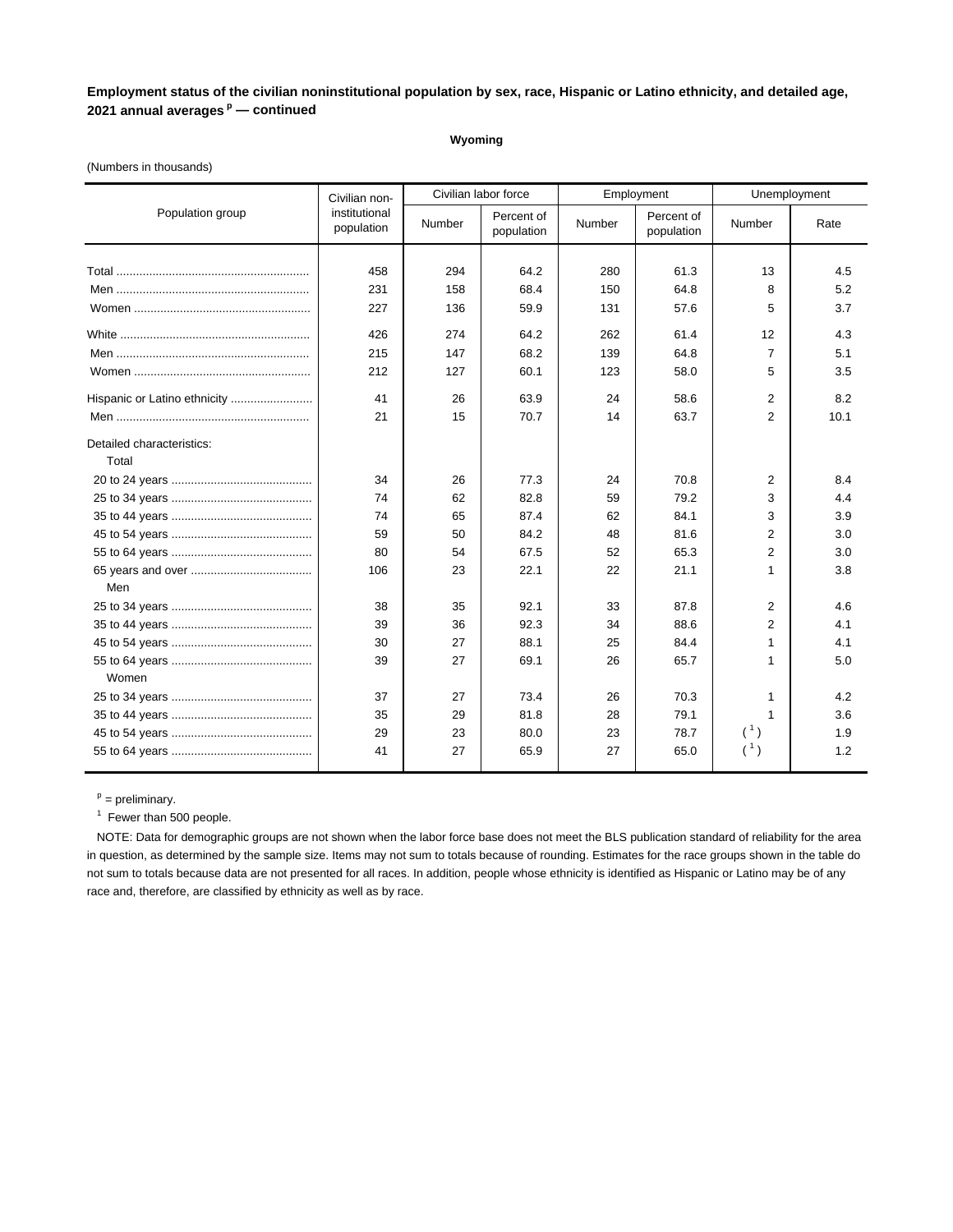**Employment status of the civilian noninstitutional population by sex, race, Hispanic or Latino ethnicity, and detailed age, 2021 annual averages [p] — continued**

**Wyoming**

(Numbers in thousands)

| Population group | Civilian non-institutional population | Civilian labor force | | Employment | | Unemployment | |
|---|---|---|---|---|---|---|---|
| | | Number | Percent of population | Number | Percent of population | Number | Rate |
| Total | 458 | 294 | 64.2 | 280 | 61.3 | 13 | 4.5 |
| Men | 231 | 158 | 68.4 | 150 | 64.8 | 8 | 5.2 |
| Women | 227 | 136 | 59.9 | 131 | 57.6 | 5 | 3.7 |
| White | 426 | 274 | 64.2 | 262 | 61.4 | 12 | 4.3 |
| Men | 215 | 147 | 68.2 | 139 | 64.8 | 7 | 5.1 |
| Women | 212 | 127 | 60.1 | 123 | 58.0 | 5 | 3.5 |
| Hispanic or Latino ethnicity | 41 | 26 | 63.9 | 24 | 58.6 | 2 | 8.2 |
| Men | 21 | 15 | 70.7 | 14 | 63.7 | 2 | 10.1 |
| Detailed characteristics: | | | | | | | |
| Total | | | | | | | |
| 20 to 24 years | 34 | 26 | 77.3 | 24 | 70.8 | 2 | 8.4 |
| 25 to 34 years | 74 | 62 | 82.8 | 59 | 79.2 | 3 | 4.4 |
| 35 to 44 years | 74 | 65 | 87.4 | 62 | 84.1 | 3 | 3.9 |
| 45 to 54 years | 59 | 50 | 84.2 | 48 | 81.6 | 2 | 3.0 |
| 55 to 64 years | 80 | 54 | 67.5 | 52 | 65.3 | 2 | 3.0 |
| 65 years and over | 106 | 23 | 22.1 | 22 | 21.1 | 1 | 3.8 |
| Men | | | | | | | |
| 25 to 34 years | 38 | 35 | 92.1 | 33 | 87.8 | 2 | 4.6 |
| 35 to 44 years | 39 | 36 | 92.3 | 34 | 88.6 | 2 | 4.1 |
| 45 to 54 years | 30 | 27 | 88.1 | 25 | 84.4 | 1 | 4.1 |
| 55 to 64 years | 39 | 27 | 69.1 | 26 | 65.7 | 1 | 5.0 |
| Women | | | | | | | |
| 25 to 34 years | 37 | 27 | 73.4 | 26 | 70.3 | 1 | 4.2 |
| 35 to 44 years | 35 | 29 | 81.8 | 28 | 79.1 | 1 | 3.6 |
| 45 to 54 years | 29 | 23 | 80.0 | 23 | 78.7 | ([1]) | 1.9 |
| 55 to 64 years | 41 | 27 | 65.9 | 27 | 65.0 | ([1]) | 1.2 |

[p] = preliminary.

[1] Fewer than 500 people.

NOTE: Data for demographic groups are not shown when the labor force base does not meet the BLS publication standard of reliability for the area in question, as determined by the sample size. Items may not sum to totals because of rounding. Estimates for the race groups shown in the table do not sum to totals because data are not presented for all races. In addition, people whose ethnicity is identified as Hispanic or Latino may be of any race and, therefore, are classified by ethnicity as well as by race.